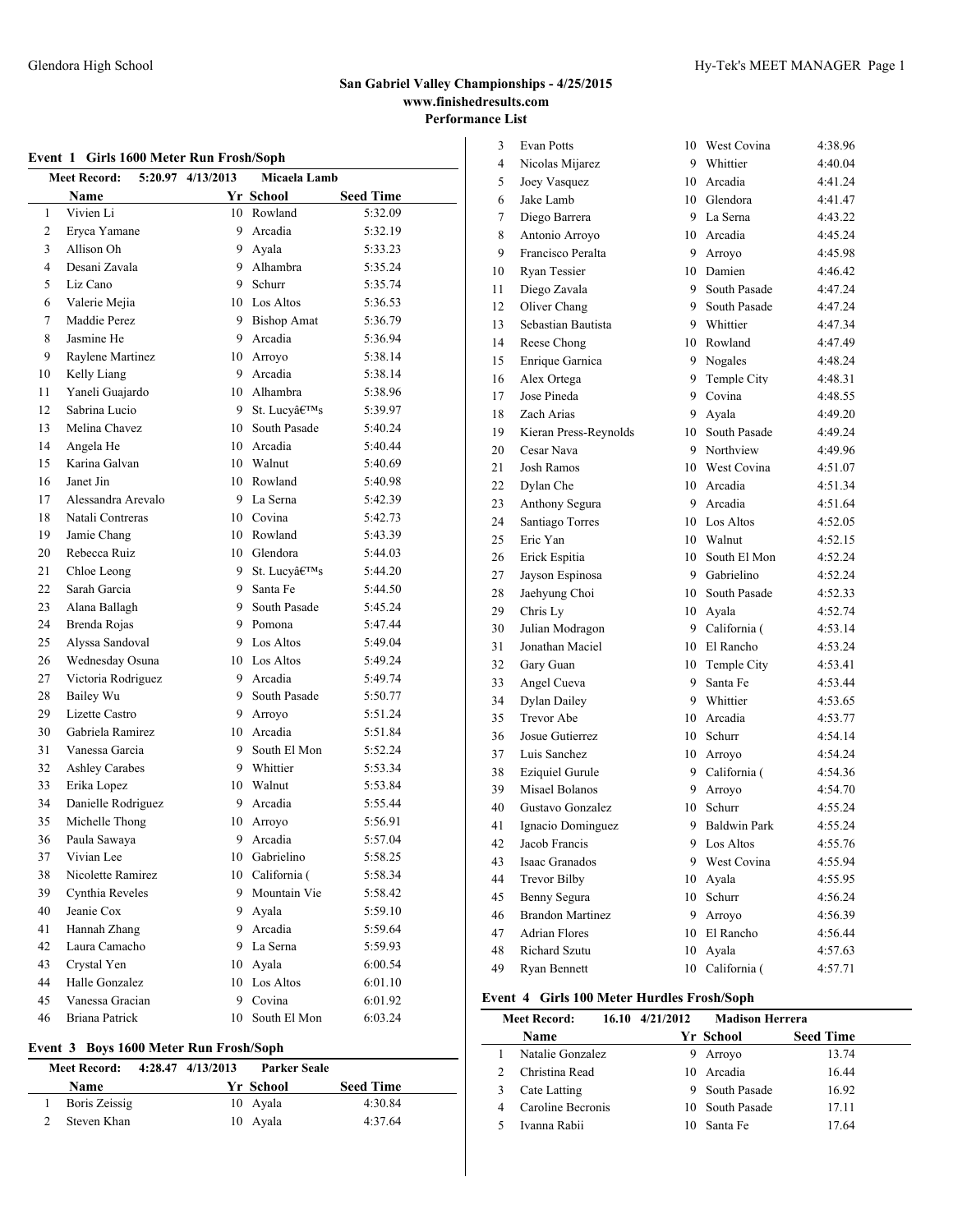# San Gabriel Valley Championships - 4/25/2015
**www.finishedresults.com**
**Performance List**

### Event 1 Girls 1600 Meter Run Frosh/Soph

**Meet Record:** 5:20.97 4/13/2013 Micaela Lamb

| | Name | Yr | School | Seed Time |
|---|---|---|---|---|
| 1 | Vivien Li | 10 | Rowland | 5:32.09 |
| 2 | Eryca Yamane | 9 | Arcadia | 5:32.19 |
| 3 | Allison Oh | 9 | Ayala | 5:33.23 |
| 4 | Desani Zavala | 9 | Alhambra | 5:35.24 |
| 5 | Liz Cano | 9 | Schurr | 5:35.74 |
| 6 | Valerie Mejia | 10 | Los Altos | 5:36.53 |
| 7 | Maddie Perez | 9 | Bishop Amat | 5:36.79 |
| 8 | Jasmine He | 9 | Arcadia | 5:36.94 |
| 9 | Raylene Martinez | 10 | Arroyo | 5:38.14 |
| 10 | Kelly Liang | 9 | Arcadia | 5:38.14 |
| 11 | Yaneli Guajardo | 10 | Alhambra | 5:38.96 |
| 12 | Sabrina Lucio | 9 | St. Lucyâ€™s | 5:39.97 |
| 13 | Melina Chavez | 10 | South Pasade | 5:40.24 |
| 14 | Angela He | 10 | Arcadia | 5:40.44 |
| 15 | Karina Galvan | 10 | Walnut | 5:40.69 |
| 16 | Janet Jin | 10 | Rowland | 5:40.98 |
| 17 | Alessandra Arevalo | 9 | La Serna | 5:42.39 |
| 18 | Natali Contreras | 10 | Covina | 5:42.73 |
| 19 | Jamie Chang | 10 | Rowland | 5:43.39 |
| 20 | Rebecca Ruiz | 10 | Glendora | 5:44.03 |
| 21 | Chloe Leong | 9 | St. Lucyâ€™s | 5:44.20 |
| 22 | Sarah Garcia | 9 | Santa Fe | 5:44.50 |
| 23 | Alana Ballagh | 9 | South Pasade | 5:45.24 |
| 24 | Brenda Rojas | 9 | Pomona | 5:47.44 |
| 25 | Alyssa Sandoval | 9 | Los Altos | 5:49.04 |
| 26 | Wednesday Osuna | 10 | Los Altos | 5:49.24 |
| 27 | Victoria Rodriguez | 9 | Arcadia | 5:49.74 |
| 28 | Bailey Wu | 9 | South Pasade | 5:50.77 |
| 29 | Lizette Castro | 9 | Arroyo | 5:51.24 |
| 30 | Gabriela Ramirez | 10 | Arcadia | 5:51.84 |
| 31 | Vanessa Garcia | 9 | South El Mon | 5:52.24 |
| 32 | Ashley Carabes | 9 | Whittier | 5:53.34 |
| 33 | Erika Lopez | 10 | Walnut | 5:53.84 |
| 34 | Danielle Rodriguez | 9 | Arcadia | 5:55.44 |
| 35 | Michelle Thong | 10 | Arroyo | 5:56.91 |
| 36 | Paula Sawaya | 9 | Arcadia | 5:57.04 |
| 37 | Vivian Lee | 10 | Gabrielino | 5:58.25 |
| 38 | Nicolette Ramirez | 10 | California ( | 5:58.34 |
| 39 | Cynthia Reveles | 9 | Mountain Vie | 5:58.42 |
| 40 | Jeanie Cox | 9 | Ayala | 5:59.10 |
| 41 | Hannah Zhang | 9 | Arcadia | 5:59.64 |
| 42 | Laura Camacho | 9 | La Serna | 5:59.93 |
| 43 | Crystal Yen | 10 | Ayala | 6:00.54 |
| 44 | Halle Gonzalez | 10 | Los Altos | 6:01.10 |
| 45 | Vanessa Gracian | 9 | Covina | 6:01.92 |
| 46 | Briana Patrick | 10 | South El Mon | 6:03.24 |

### Event 3 Boys 1600 Meter Run Frosh/Soph

**Meet Record:** 4:28.47 4/13/2013 Parker Seale

| | Name | Yr | School | Seed Time |
|---|---|---|---|---|
| 1 | Boris Zeissig | 10 | Ayala | 4:30.84 |
| 2 | Steven Khan | 10 | Ayala | 4:37.64 |
| 3 | Evan Potts | 10 | West Covina | 4:38.96 |
| 4 | Nicolas Mijarez | 9 | Whittier | 4:40.04 |
| 5 | Joey Vasquez | 10 | Arcadia | 4:41.24 |
| 6 | Jake Lamb | 10 | Glendora | 4:41.47 |
| 7 | Diego Barrera | 9 | La Serna | 4:43.22 |
| 8 | Antonio Arroyo | 10 | Arcadia | 4:45.24 |
| 9 | Francisco Peralta | 9 | Arroyo | 4:45.98 |
| 10 | Ryan Tessier | 10 | Damien | 4:46.42 |
| 11 | Diego Zavala | 9 | South Pasade | 4:47.24 |
| 12 | Oliver Chang | 9 | South Pasade | 4:47.24 |
| 13 | Sebastian Bautista | 9 | Whittier | 4:47.34 |
| 14 | Reese Chong | 10 | Rowland | 4:47.49 |
| 15 | Enrique Garnica | 9 | Nogales | 4:48.24 |
| 16 | Alex Ortega | 9 | Temple City | 4:48.31 |
| 17 | Jose Pineda | 9 | Covina | 4:48.55 |
| 18 | Zach Arias | 9 | Ayala | 4:49.20 |
| 19 | Kieran Press-Reynolds | 10 | South Pasade | 4:49.24 |
| 20 | Cesar Nava | 9 | Northview | 4:49.96 |
| 21 | Josh Ramos | 10 | West Covina | 4:51.07 |
| 22 | Dylan Che | 10 | Arcadia | 4:51.34 |
| 23 | Anthony Segura | 9 | Arcadia | 4:51.64 |
| 24 | Santiago Torres | 10 | Los Altos | 4:52.05 |
| 25 | Eric Yan | 10 | Walnut | 4:52.15 |
| 26 | Erick Espitia | 10 | South El Mon | 4:52.24 |
| 27 | Jayson Espinosa | 9 | Gabrielino | 4:52.24 |
| 28 | Jaehyung Choi | 10 | South Pasade | 4:52.33 |
| 29 | Chris Ly | 10 | Ayala | 4:52.74 |
| 30 | Julian Modragon | 9 | California ( | 4:53.14 |
| 31 | Jonathan Maciel | 10 | El Rancho | 4:53.24 |
| 32 | Gary Guan | 10 | Temple City | 4:53.41 |
| 33 | Angel Cueva | 9 | Santa Fe | 4:53.44 |
| 34 | Dylan Dailey | 9 | Whittier | 4:53.65 |
| 35 | Trevor Abe | 10 | Arcadia | 4:53.77 |
| 36 | Josue Gutierrez | 10 | Schurr | 4:54.14 |
| 37 | Luis Sanchez | 10 | Arroyo | 4:54.24 |
| 38 | Eziquiel Gurule | 9 | California ( | 4:54.36 |
| 39 | Misael Bolanos | 9 | Arroyo | 4:54.70 |
| 40 | Gustavo Gonzalez | 10 | Schurr | 4:55.24 |
| 41 | Ignacio Dominguez | 9 | Baldwin Park | 4:55.24 |
| 42 | Jacob Francis | 9 | Los Altos | 4:55.76 |
| 43 | Isaac Granados | 9 | West Covina | 4:55.94 |
| 44 | Trevor Bilby | 10 | Ayala | 4:55.95 |
| 45 | Benny Segura | 10 | Schurr | 4:56.24 |
| 46 | Brandon Martinez | 9 | Arroyo | 4:56.39 |
| 47 | Adrian Flores | 10 | El Rancho | 4:56.44 |
| 48 | Richard Szutu | 10 | Ayala | 4:57.63 |
| 49 | Ryan Bennett | 10 | California ( | 4:57.71 |

### Event 4 Girls 100 Meter Hurdles Frosh/Soph

**Meet Record:** 16.10 4/21/2012 Madison Herrera

| | Name | Yr | School | Seed Time |
|---|---|---|---|---|
| 1 | Natalie Gonzalez | 9 | Arroyo | 13.74 |
| 2 | Christina Read | 10 | Arcadia | 16.44 |
| 3 | Cate Latting | 9 | South Pasade | 16.92 |
| 4 | Caroline Becronis | 10 | South Pasade | 17.11 |
| 5 | Ivanna Rabii | 10 | Santa Fe | 17.64 |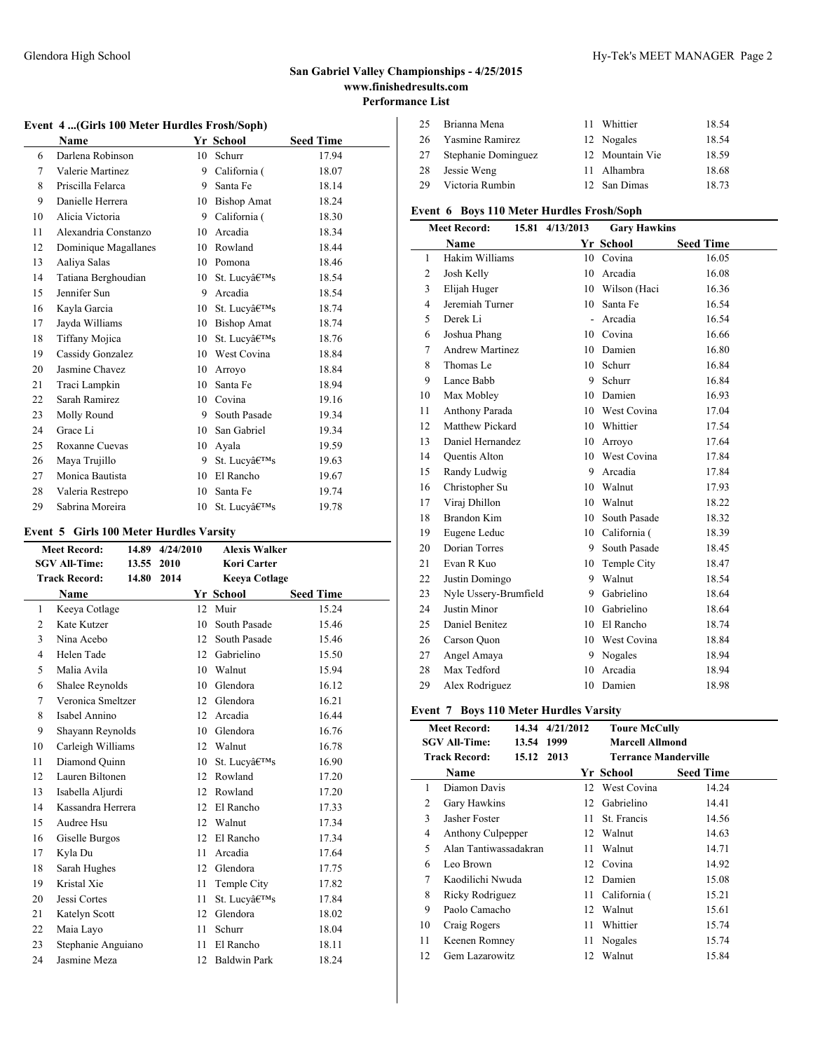## San Gabriel Valley Championships - 4/25/2015
## www.finishedresults.com
## Performance List

### Event 4 ...(Girls 100 Meter Hurdles Frosh/Soph)

| | Name | Yr | School | Seed Time |
|---|---|---|---|---|
| 6 | Darlena Robinson | 10 | Schurr | 17.94 |
| 7 | Valerie Martinez | 9 | California ( | 18.07 |
| 8 | Priscilla Felarca | 9 | Santa Fe | 18.14 |
| 9 | Danielle Herrera | 10 | Bishop Amat | 18.24 |
| 10 | Alicia Victoria | 9 | California ( | 18.30 |
| 11 | Alexandria Constanzo | 10 | Arcadia | 18.34 |
| 12 | Dominique Magallanes | 10 | Rowland | 18.44 |
| 13 | Aaliya Salas | 10 | Pomona | 18.46 |
| 14 | Tatiana Berghoudian | 10 | St. Lucyâ€™s | 18.54 |
| 15 | Jennifer Sun | 9 | Arcadia | 18.54 |
| 16 | Kayla Garcia | 10 | St. Lucyâ€™s | 18.74 |
| 17 | Jayda Williams | 10 | Bishop Amat | 18.74 |
| 18 | Tiffany Mojica | 10 | St. Lucyâ€™s | 18.76 |
| 19 | Cassidy Gonzalez | 10 | West Covina | 18.84 |
| 20 | Jasmine Chavez | 10 | Arroyo | 18.84 |
| 21 | Traci Lampkin | 10 | Santa Fe | 18.94 |
| 22 | Sarah Ramirez | 10 | Covina | 19.16 |
| 23 | Molly Round | 9 | South Pasade | 19.34 |
| 24 | Grace Li | 10 | San Gabriel | 19.34 |
| 25 | Roxanne Cuevas | 10 | Ayala | 19.59 |
| 26 | Maya Trujillo | 9 | St. Lucyâ€™s | 19.63 |
| 27 | Monica Bautista | 10 | El Rancho | 19.67 |
| 28 | Valeria Restrepo | 10 | Santa Fe | 19.74 |
| 29 | Sabrina Moreira | 10 | St. Lucyâ€™s | 19.78 |

### Event 5 Girls 100 Meter Hurdles Varsity

| | | | |
|---|---|---|---|
| Meet Record: | 14.89 | 4/24/2010 | Alexis Walker |
| SGV All-Time: | 13.55 | 2010 | Kori Carter |
| Track Record: | 14.80 | 2014 | Keeya Cotlage |

| | Name | Yr | School | Seed Time |
|---|---|---|---|---|
| 1 | Keeya Cotlage | 12 | Muir | 15.24 |
| 2 | Kate Kutzer | 10 | South Pasade | 15.46 |
| 3 | Nina Acebo | 12 | South Pasade | 15.46 |
| 4 | Helen Tade | 12 | Gabrielino | 15.50 |
| 5 | Malia Avila | 10 | Walnut | 15.94 |
| 6 | Shalee Reynolds | 10 | Glendora | 16.12 |
| 7 | Veronica Smeltzer | 12 | Glendora | 16.21 |
| 8 | Isabel Annino | 12 | Arcadia | 16.44 |
| 9 | Shayann Reynolds | 10 | Glendora | 16.76 |
| 10 | Carleigh Williams | 12 | Walnut | 16.78 |
| 11 | Diamond Quinn | 10 | St. Lucyâ€™s | 16.90 |
| 12 | Lauren Biltonen | 12 | Rowland | 17.20 |
| 13 | Isabella Aljurdi | 12 | Rowland | 17.20 |
| 14 | Kassandra Herrera | 12 | El Rancho | 17.33 |
| 15 | Audree Hsu | 12 | Walnut | 17.34 |
| 16 | Giselle Burgos | 12 | El Rancho | 17.34 |
| 17 | Kyla Du | 11 | Arcadia | 17.64 |
| 18 | Sarah Hughes | 12 | Glendora | 17.75 |
| 19 | Kristal Xie | 11 | Temple City | 17.82 |
| 20 | Jessi Cortes | 11 | St. Lucyâ€™s | 17.84 |
| 21 | Katelyn Scott | 12 | Glendora | 18.02 |
| 22 | Maia Layo | 11 | Schurr | 18.04 |
| 23 | Stephanie Anguiano | 11 | El Rancho | 18.11 |
| 24 | Jasmine Meza | 12 | Baldwin Park | 18.24 |
| 25 | Brianna Mena | 11 | Whittier | 18.54 |
| 26 | Yasmine Ramirez | 12 | Nogales | 18.54 |
| 27 | Stephanie Dominguez | 12 | Mountain Vie | 18.59 |
| 28 | Jessie Weng | 11 | Alhambra | 18.68 |
| 29 | Victoria Rumbin | 12 | San Dimas | 18.73 |

### Event 6 Boys 110 Meter Hurdles Frosh/Soph

| | | | |
|---|---|---|---|
| Meet Record: | 15.81 | 4/13/2013 | Gary Hawkins |

| | Name | Yr | School | Seed Time |
|---|---|---|---|---|
| 1 | Hakim Williams | 10 | Covina | 16.05 |
| 2 | Josh Kelly | 10 | Arcadia | 16.08 |
| 3 | Elijah Huger | 10 | Wilson (Haci | 16.36 |
| 4 | Jeremiah Turner | 10 | Santa Fe | 16.54 |
| 5 | Derek Li | - | Arcadia | 16.54 |
| 6 | Joshua Phang | 10 | Covina | 16.66 |
| 7 | Andrew Martinez | 10 | Damien | 16.80 |
| 8 | Thomas Le | 10 | Schurr | 16.84 |
| 9 | Lance Babb | 9 | Schurr | 16.84 |
| 10 | Max Mobley | 10 | Damien | 16.93 |
| 11 | Anthony Parada | 10 | West Covina | 17.04 |
| 12 | Matthew Pickard | 10 | Whittier | 17.54 |
| 13 | Daniel Hernandez | 10 | Arroyo | 17.64 |
| 14 | Quentis Alton | 10 | West Covina | 17.84 |
| 15 | Randy Ludwig | 9 | Arcadia | 17.84 |
| 16 | Christopher Su | 10 | Walnut | 17.93 |
| 17 | Viraj Dhillon | 10 | Walnut | 18.22 |
| 18 | Brandon Kim | 10 | South Pasade | 18.32 |
| 19 | Eugene Leduc | 10 | California ( | 18.39 |
| 20 | Dorian Torres | 9 | South Pasade | 18.45 |
| 21 | Evan R Kuo | 10 | Temple City | 18.47 |
| 22 | Justin Domingo | 9 | Walnut | 18.54 |
| 23 | Nyle Ussery-Brumfield | 9 | Gabrielino | 18.64 |
| 24 | Justin Minor | 10 | Gabrielino | 18.64 |
| 25 | Daniel Benitez | 10 | El Rancho | 18.74 |
| 26 | Carson Quon | 10 | West Covina | 18.84 |
| 27 | Angel Amaya | 9 | Nogales | 18.94 |
| 28 | Max Tedford | 10 | Arcadia | 18.94 |
| 29 | Alex Rodriguez | 10 | Damien | 18.98 |

### Event 7 Boys 110 Meter Hurdles Varsity

| | | | |
|---|---|---|---|
| Meet Record: | 14.34 | 4/21/2012 | Toure McCully |
| SGV All-Time: | 13.54 | 1999 | Marcell Allmond |
| Track Record: | 15.12 | 2013 | Terrance Manderville |

| | Name | Yr | School | Seed Time |
|---|---|---|---|---|
| 1 | Diamon Davis | 12 | West Covina | 14.24 |
| 2 | Gary Hawkins | 12 | Gabrielino | 14.41 |
| 3 | Jasher Foster | 11 | St. Francis | 14.56 |
| 4 | Anthony Culpepper | 12 | Walnut | 14.63 |
| 5 | Alan Tantiwassadakran | 11 | Walnut | 14.71 |
| 6 | Leo Brown | 12 | Covina | 14.92 |
| 7 | Kaodilichi Nwuda | 12 | Damien | 15.08 |
| 8 | Ricky Rodriguez | 11 | California ( | 15.21 |
| 9 | Paolo Camacho | 12 | Walnut | 15.61 |
| 10 | Craig Rogers | 11 | Whittier | 15.74 |
| 11 | Keenen Romney | 11 | Nogales | 15.74 |
| 12 | Gem Lazarowitz | 12 | Walnut | 15.84 |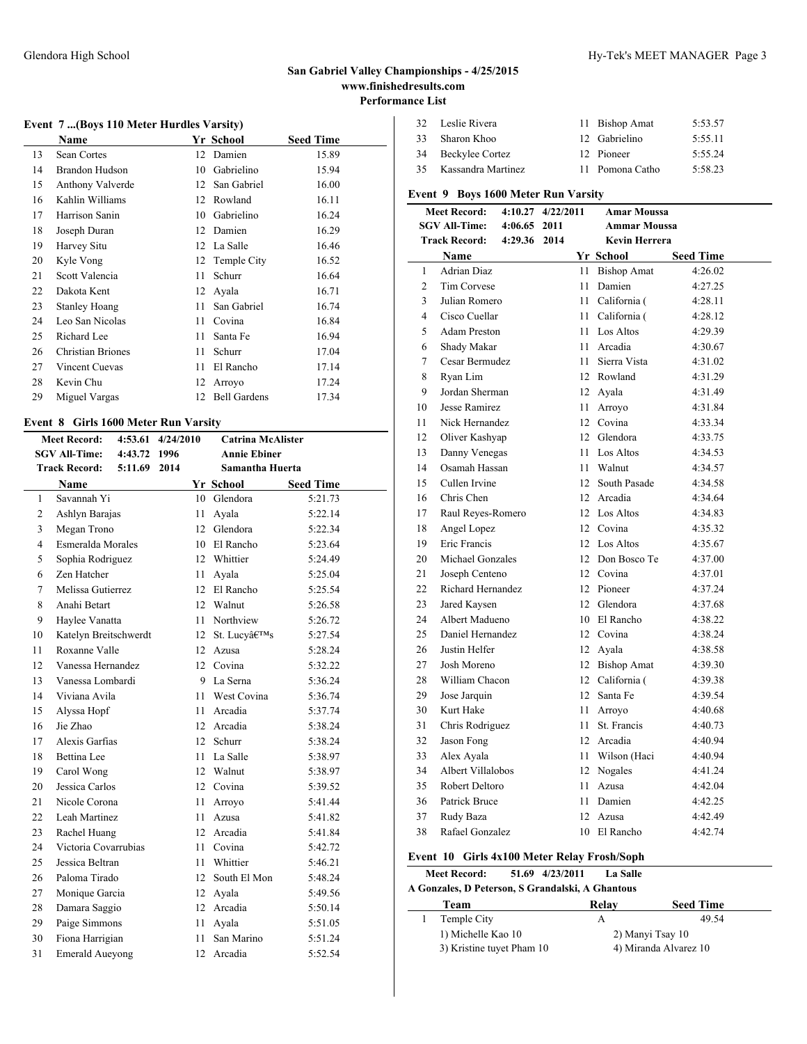## San Gabriel Valley Championships - 4/25/2015
### www.finishedresults.com
### Performance List

### Event 7 ...(Boys 110 Meter Hurdles Varsity)

| | Name | Yr | School | Seed Time |
|---|---|---|---|---|
| 13 | Sean Cortes | 12 | Damien | 15.89 |
| 14 | Brandon Hudson | 10 | Gabrielino | 15.94 |
| 15 | Anthony Valverde | 12 | San Gabriel | 16.00 |
| 16 | Kahlin Williams | 12 | Rowland | 16.11 |
| 17 | Harrison Sanin | 10 | Gabrielino | 16.24 |
| 18 | Joseph Duran | 12 | Damien | 16.29 |
| 19 | Harvey Situ | 12 | La Salle | 16.46 |
| 20 | Kyle Vong | 12 | Temple City | 16.52 |
| 21 | Scott Valencia | 11 | Schurr | 16.64 |
| 22 | Dakota Kent | 12 | Ayala | 16.71 |
| 23 | Stanley Hoang | 11 | San Gabriel | 16.74 |
| 24 | Leo San Nicolas | 11 | Covina | 16.84 |
| 25 | Richard Lee | 11 | Santa Fe | 16.94 |
| 26 | Christian Briones | 11 | Schurr | 17.04 |
| 27 | Vincent Cuevas | 11 | El Rancho | 17.14 |
| 28 | Kevin Chu | 12 | Arroyo | 17.24 |
| 29 | Miguel Vargas | 12 | Bell Gardens | 17.34 |

### Event 8 Girls 1600 Meter Run Varsity

**Meet Record:** 4:53.61 4/24/2010 **Catrina McAlister**
**SGV All-Time:** 4:43.72 1996 **Annie Ebiner**
**Track Record:** 5:11.69 2014 **Samantha Huerta**

| | Name | Yr | School | Seed Time |
|---|---|---|---|---|
| 1 | Savannah Yi | 10 | Glendora | 5:21.73 |
| 2 | Ashlyn Barajas | 11 | Ayala | 5:22.14 |
| 3 | Megan Trono | 12 | Glendora | 5:22.34 |
| 4 | Esmeralda Morales | 10 | El Rancho | 5:23.64 |
| 5 | Sophia Rodriguez | 12 | Whittier | 5:24.49 |
| 6 | Zen Hatcher | 11 | Ayala | 5:25.04 |
| 7 | Melissa Gutierrez | 12 | El Rancho | 5:25.54 |
| 8 | Anahi Betart | 12 | Walnut | 5:26.58 |
| 9 | Haylee Vanatta | 11 | Northview | 5:26.72 |
| 10 | Katelyn Breitschwerdt | 12 | St. Lucyâ€™s | 5:27.54 |
| 11 | Roxanne Valle | 12 | Azusa | 5:28.24 |
| 12 | Vanessa Hernandez | 12 | Covina | 5:32.22 |
| 13 | Vanessa Lombardi | 9 | La Serna | 5:36.24 |
| 14 | Viviana Avila | 11 | West Covina | 5:36.74 |
| 15 | Alyssa Hopf | 11 | Arcadia | 5:37.74 |
| 16 | Jie Zhao | 12 | Arcadia | 5:38.24 |
| 17 | Alexis Garfias | 12 | Schurr | 5:38.24 |
| 18 | Bettina Lee | 11 | La Salle | 5:38.97 |
| 19 | Carol Wong | 12 | Walnut | 5:38.97 |
| 20 | Jessica Carlos | 12 | Covina | 5:39.52 |
| 21 | Nicole Corona | 11 | Arroyo | 5:41.44 |
| 22 | Leah Martinez | 11 | Azusa | 5:41.82 |
| 23 | Rachel Huang | 12 | Arcadia | 5:41.84 |
| 24 | Victoria Covarrubias | 11 | Covina | 5:42.72 |
| 25 | Jessica Beltran | 11 | Whittier | 5:46.21 |
| 26 | Paloma Tirado | 12 | South El Mon | 5:48.24 |
| 27 | Monique Garcia | 12 | Ayala | 5:49.56 |
| 28 | Damara Saggio | 12 | Arcadia | 5:50.14 |
| 29 | Paige Simmons | 11 | Ayala | 5:51.05 |
| 30 | Fiona Harrigian | 11 | San Marino | 5:51.24 |
| 31 | Emerald Aueyong | 12 | Arcadia | 5:52.54 |
| 32 | Leslie Rivera | 11 | Bishop Amat | 5:53.57 |
| 33 | Sharon Khoo | 12 | Gabrielino | 5:55.11 |
| 34 | Beckylee Cortez | 12 | Pioneer | 5:55.24 |
| 35 | Kassandra Martinez | 11 | Pomona Catho | 5:58.23 |

### Event 9 Boys 1600 Meter Run Varsity

**Meet Record:** 4:10.27 4/22/2011 **Amar Moussa**
**SGV All-Time:** 4:06.65 2011 **Ammar Moussa**
**Track Record:** 4:29.36 2014 **Kevin Herrera**

| | Name | Yr | School | Seed Time |
|---|---|---|---|---|
| 1 | Adrian Diaz | 11 | Bishop Amat | 4:26.02 |
| 2 | Tim Corvese | 11 | Damien | 4:27.25 |
| 3 | Julian Romero | 11 | California ( | 4:28.11 |
| 4 | Cisco Cuellar | 11 | California ( | 4:28.12 |
| 5 | Adam Preston | 11 | Los Altos | 4:29.39 |
| 6 | Shady Makar | 11 | Arcadia | 4:30.67 |
| 7 | Cesar Bermudez | 11 | Sierra Vista | 4:31.02 |
| 8 | Ryan Lim | 12 | Rowland | 4:31.29 |
| 9 | Jordan Sherman | 12 | Ayala | 4:31.49 |
| 10 | Jesse Ramirez | 11 | Arroyo | 4:31.84 |
| 11 | Nick Hernandez | 12 | Covina | 4:33.34 |
| 12 | Oliver Kashyap | 12 | Glendora | 4:33.75 |
| 13 | Danny Venegas | 11 | Los Altos | 4:34.53 |
| 14 | Osamah Hassan | 11 | Walnut | 4:34.57 |
| 15 | Cullen Irvine | 12 | South Pasade | 4:34.58 |
| 16 | Chris Chen | 12 | Arcadia | 4:34.64 |
| 17 | Raul Reyes-Romero | 12 | Los Altos | 4:34.83 |
| 18 | Angel Lopez | 12 | Covina | 4:35.32 |
| 19 | Eric Francis | 12 | Los Altos | 4:35.67 |
| 20 | Michael Gonzales | 12 | Don Bosco Te | 4:37.00 |
| 21 | Joseph Centeno | 12 | Covina | 4:37.01 |
| 22 | Richard Hernandez | 12 | Pioneer | 4:37.24 |
| 23 | Jared Kaysen | 12 | Glendora | 4:37.68 |
| 24 | Albert Madueno | 10 | El Rancho | 4:38.22 |
| 25 | Daniel Hernandez | 12 | Covina | 4:38.24 |
| 26 | Justin Helfer | 12 | Ayala | 4:38.58 |
| 27 | Josh Moreno | 12 | Bishop Amat | 4:39.30 |
| 28 | William Chacon | 12 | California ( | 4:39.38 |
| 29 | Jose Jarquin | 12 | Santa Fe | 4:39.54 |
| 30 | Kurt Hake | 11 | Arroyo | 4:40.68 |
| 31 | Chris Rodriguez | 11 | St. Francis | 4:40.73 |
| 32 | Jason Fong | 12 | Arcadia | 4:40.94 |
| 33 | Alex Ayala | 11 | Wilson (Haci | 4:40.94 |
| 34 | Albert Villalobos | 12 | Nogales | 4:41.24 |
| 35 | Robert Deltoro | 11 | Azusa | 4:42.04 |
| 36 | Patrick Bruce | 11 | Damien | 4:42.25 |
| 37 | Rudy Baza | 12 | Azusa | 4:42.49 |
| 38 | Rafael Gonzalez | 10 | El Rancho | 4:42.74 |

### Event 10 Girls 4x100 Meter Relay Frosh/Soph

**Meet Record:** 51.69 4/23/2011 **La Salle**
**A Gonzales, D Peterson, S Grandalski, A Ghantous**

| | Team | Relay | Seed Time |
|---|---|---|---|
| 1 | Temple City | A | 49.54 |
| | 1) Michelle Kao 10 | 2) Manyi Tsay 10 | |
| | 3) Kristine tuyet Pham 10 | 4) Miranda Alvarez 10 | |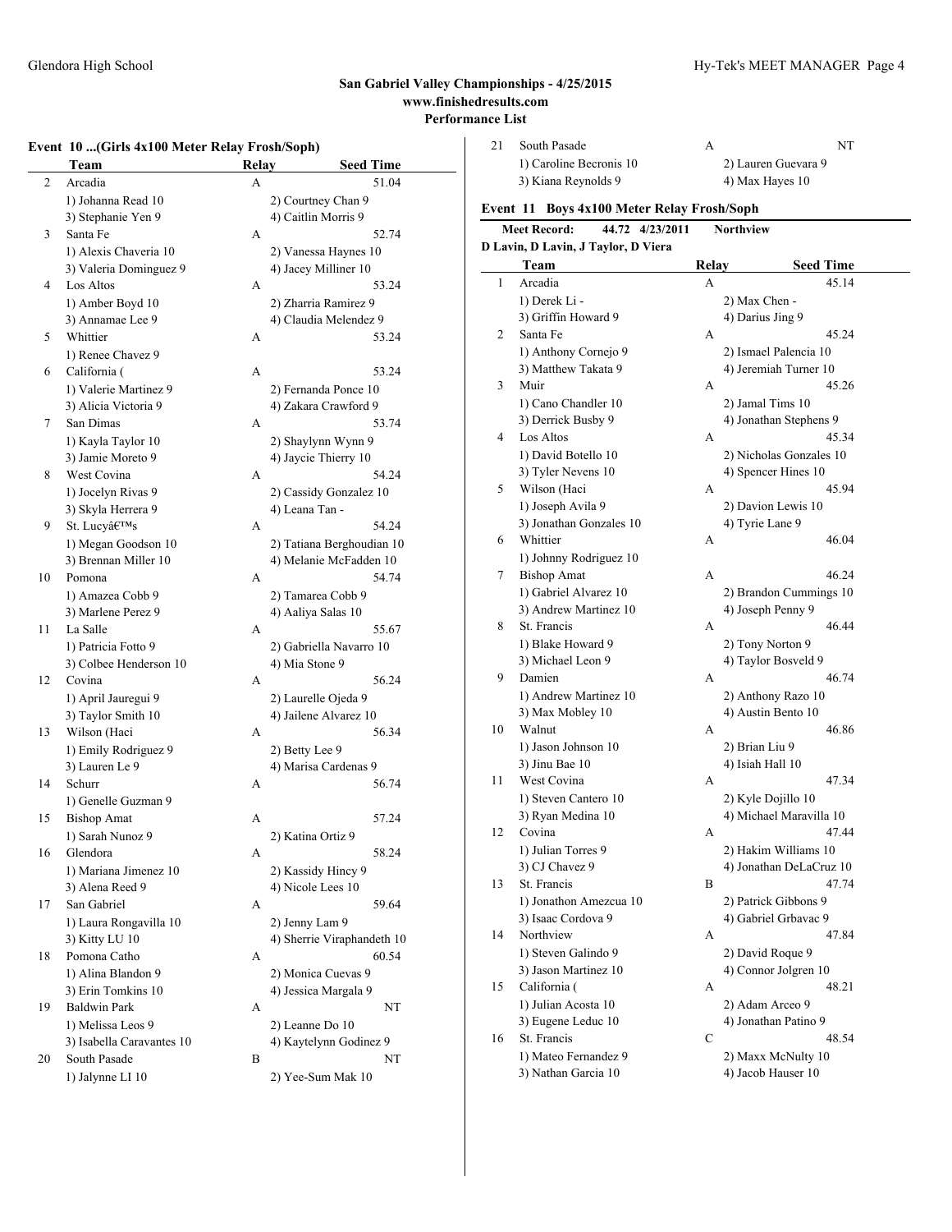# San Gabriel Valley Championships - 4/25/2015

**www.finishedresults.com**

**Performance List**

## Event 10 ...(Girls 4x100 Meter Relay Frosh/Soph)

| | Team | Relay | Seed Time |
|---|---|---|---|
| 2 | Arcadia | A | 51.04 |
| | 1) Johanna Read 10 | 2) Courtney Chan 9 | |
| | 3) Stephanie Yen 9 | 4) Caitlin Morris 9 | |
| 3 | Santa Fe | A | 52.74 |
| | 1) Alexis Chaveria 10 | 2) Vanessa Haynes 10 | |
| | 3) Valeria Dominguez 9 | 4) Jacey Milliner 10 | |
| 4 | Los Altos | A | 53.24 |
| | 1) Amber Boyd 10 | 2) Zharria Ramirez 9 | |
| | 3) Annamae Lee 9 | 4) Claudia Melendez 9 | |
| 5 | Whittier | A | 53.24 |
| | 1) Renee Chavez 9 | | |
| 6 | California ( | A | 53.24 |
| | 1) Valerie Martinez 9 | 2) Fernanda Ponce 10 | |
| | 3) Alicia Victoria 9 | 4) Zakara Crawford 9 | |
| 7 | San Dimas | A | 53.74 |
| | 1) Kayla Taylor 10 | 2) Shaylynn Wynn 9 | |
| | 3) Jamie Moreto 9 | 4) Jaycie Thierry 10 | |
| 8 | West Covina | A | 54.24 |
| | 1) Jocelyn Rivas 9 | 2) Cassidy Gonzalez 10 | |
| | 3) Skyla Herrera 9 | 4) Leana Tan - | |
| 9 | St. Lucyâ€™s | A | 54.24 |
| | 1) Megan Goodson 10 | 2) Tatiana Berghoudian 10 | |
| | 3) Brennan Miller 10 | 4) Melanie McFadden 10 | |
| 10 | Pomona | A | 54.74 |
| | 1) Amazea Cobb 9 | 2) Tamarea Cobb 9 | |
| | 3) Marlene Perez 9 | 4) Aaliya Salas 10 | |
| 11 | La Salle | A | 55.67 |
| | 1) Patricia Fotto 9 | 2) Gabriella Navarro 10 | |
| | 3) Colbee Henderson 10 | 4) Mia Stone 9 | |
| 12 | Covina | A | 56.24 |
| | 1) April Jauregui 9 | 2) Laurelle Ojeda 9 | |
| | 3) Taylor Smith 10 | 4) Jailene Alvarez 10 | |
| 13 | Wilson (Haci | A | 56.34 |
| | 1) Emily Rodriguez 9 | 2) Betty Lee 9 | |
| | 3) Lauren Le 9 | 4) Marisa Cardenas 9 | |
| 14 | Schurr | A | 56.74 |
| | 1) Genelle Guzman 9 | | |
| 15 | Bishop Amat | A | 57.24 |
| | 1) Sarah Nunoz 9 | 2) Katina Ortiz 9 | |
| 16 | Glendora | A | 58.24 |
| | 1) Mariana Jimenez 10 | 2) Kassidy Hincy 9 | |
| | 3) Alena Reed 9 | 4) Nicole Lees 10 | |
| 17 | San Gabriel | A | 59.64 |
| | 1) Laura Rongavilla 10 | 2) Jenny Lam 9 | |
| | 3) Kitty LU 10 | 4) Sherrie Viraphandeth 10 | |
| 18 | Pomona Catho | A | 60.54 |
| | 1) Alina Blandon 9 | 2) Monica Cuevas 9 | |
| | 3) Erin Tomkins 10 | 4) Jessica Margala 9 | |
| 19 | Baldwin Park | A | NT |
| | 1) Melissa Leos 9 | 2) Leanne Do 10 | |
| | 3) Isabella Caravantes 10 | 4) Kaytelynn Godinez 9 | |
| 20 | South Pasade | B | NT |
| | 1) Jalynne LI 10 | 2) Yee-Sum Mak 10 | |
| 21 | South Pasade | A | NT |
| | 1) Caroline Becronis 10 | 2) Lauren Guevara 9 | |
| | 3) Kiana Reynolds 9 | 4) Max Hayes 10 | |

## Event 11 Boys 4x100 Meter Relay Frosh/Soph

**Meet Record:** 44.72 4/23/2011 Northview
**D Lavin, D Lavin, J Taylor, D Viera**

| | Team | Relay | Seed Time |
|---|---|---|---|
| 1 | Arcadia | A | 45.14 |
| | 1) Derek Li - | 2) Max Chen - | |
| | 3) Griffin Howard 9 | 4) Darius Jing 9 | |
| 2 | Santa Fe | A | 45.24 |
| | 1) Anthony Cornejo 9 | 2) Ismael Palencia 10 | |
| | 3) Matthew Takata 9 | 4) Jeremiah Turner 10 | |
| 3 | Muir | A | 45.26 |
| | 1) Cano Chandler 10 | 2) Jamal Tims 10 | |
| | 3) Derrick Busby 9 | 4) Jonathan Stephens 9 | |
| 4 | Los Altos | A | 45.34 |
| | 1) David Botello 10 | 2) Nicholas Gonzales 10 | |
| | 3) Tyler Nevens 10 | 4) Spencer Hines 10 | |
| 5 | Wilson (Haci | A | 45.94 |
| | 1) Joseph Avila 9 | 2) Davion Lewis 10 | |
| | 3) Jonathan Gonzales 10 | 4) Tyrie Lane 9 | |
| 6 | Whittier | A | 46.04 |
| | 1) Johnny Rodriguez 10 | | |
| 7 | Bishop Amat | A | 46.24 |
| | 1) Gabriel Alvarez 10 | 2) Brandon Cummings 10 | |
| | 3) Andrew Martinez 10 | 4) Joseph Penny 9 | |
| 8 | St. Francis | A | 46.44 |
| | 1) Blake Howard 9 | 2) Tony Norton 9 | |
| | 3) Michael Leon 9 | 4) Taylor Bosveld 9 | |
| 9 | Damien | A | 46.74 |
| | 1) Andrew Martinez 10 | 2) Anthony Razo 10 | |
| | 3) Max Mobley 10 | 4) Austin Bento 10 | |
| 10 | Walnut | A | 46.86 |
| | 1) Jason Johnson 10 | 2) Brian Liu 9 | |
| | 3) Jinu Bae 10 | 4) Isiah Hall 10 | |
| 11 | West Covina | A | 47.34 |
| | 1) Steven Cantero 10 | 2) Kyle Dojillo 10 | |
| | 3) Ryan Medina 10 | 4) Michael Maravilla 10 | |
| 12 | Covina | A | 47.44 |
| | 1) Julian Torres 9 | 2) Hakim Williams 10 | |
| | 3) CJ Chavez 9 | 4) Jonathan DeLaCruz 10 | |
| 13 | St. Francis | B | 47.74 |
| | 1) Jonathon Amezcua 10 | 2) Patrick Gibbons 9 | |
| | 3) Isaac Cordova 9 | 4) Gabriel Grbavac 9 | |
| 14 | Northview | A | 47.84 |
| | 1) Steven Galindo 9 | 2) David Roque 9 | |
| | 3) Jason Martinez 10 | 4) Connor Jolgren 10 | |
| 15 | California ( | A | 48.21 |
| | 1) Julian Acosta 10 | 2) Adam Arceo 9 | |
| | 3) Eugene Leduc 10 | 4) Jonathan Patino 9 | |
| 16 | St. Francis | C | 48.54 |
| | 1) Mateo Fernandez 9 | 2) Maxx McNulty 10 | |
| | 3) Nathan Garcia 10 | 4) Jacob Hauser 10 | |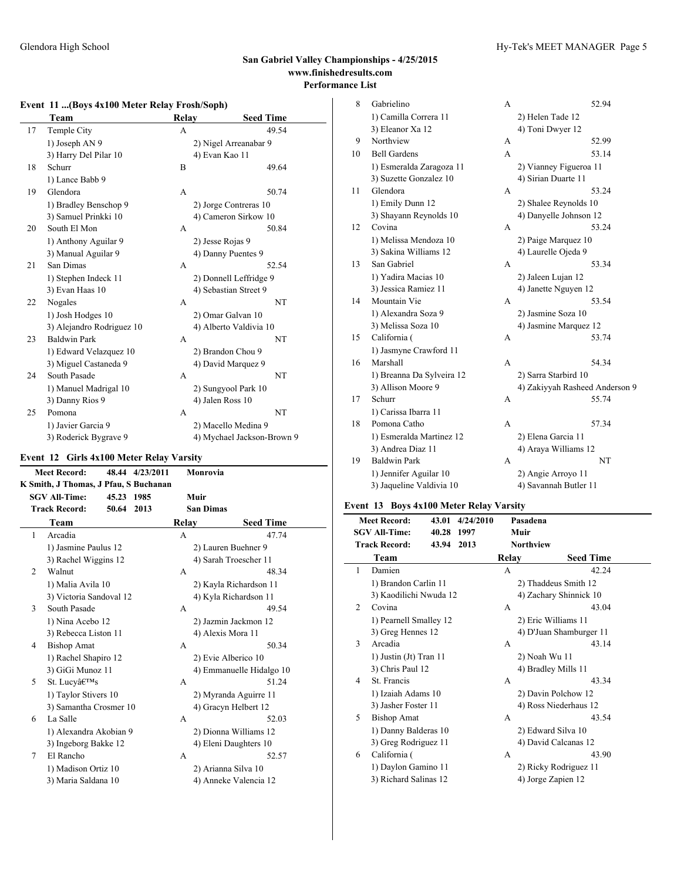## San Gabriel Valley Championships - 4/25/2015
## www.finishedresults.com
## Performance List

### Event 11 ...(Boys 4x100 Meter Relay Frosh/Soph)

| | Team | Relay | Seed Time |
|---|---|---|---|
| 17 | Temple City | A | 49.54 |
| | 1) Joseph AN 9 | 2) Nigel Arreanabar 9 | |
| | 3) Harry Del Pilar 10 | 4) Evan Kao 11 | |
| 18 | Schurr | B | 49.64 |
| | 1) Lance Babb 9 | | |
| 19 | Glendora | A | 50.74 |
| | 1) Bradley Benschop 9 | 2) Jorge Contreras 10 | |
| | 3) Samuel Prinkki 10 | 4) Cameron Sirkow 10 | |
| 20 | South El Mon | A | 50.84 |
| | 1) Anthony Aguilar 9 | 2) Jesse Rojas 9 | |
| | 3) Manual Aguilar 9 | 4) Danny Puentes 9 | |
| 21 | San Dimas | A | 52.54 |
| | 1) Stephen Indeck 11 | 2) Donnell Leffridge 9 | |
| | 3) Evan Haas 10 | 4) Sebastian Street 9 | |
| 22 | Nogales | A | NT |
| | 1) Josh Hodges 10 | 2) Omar Galvan 10 | |
| | 3) Alejandro Rodriguez 10 | 4) Alberto Valdivia 10 | |
| 23 | Baldwin Park | A | NT |
| | 1) Edward Velazquez 10 | 2) Brandon Chou 9 | |
| | 3) Miguel Castaneda 9 | 4) David Marquez 9 | |
| 24 | South Pasade | A | NT |
| | 1) Manuel Madrigal 10 | 2) Sungyool Park 10 | |
| | 3) Danny Rios 9 | 4) Jalen Ross 10 | |
| 25 | Pomona | A | NT |
| | 1) Javier Garcia 9 | 2) Macello Medina 9 | |
| | 3) Roderick Bygrave 9 | 4) Mychael Jackson-Brown 9 | |

### Event 12 Girls 4x100 Meter Relay Varsity

**Meet Record:** 48.44 4/23/2011 Monrovia
K Smith, J Thomas, J Pfau, S Buchanan
**SGV All-Time:** 45.23 1985 Muir
**Track Record:** 50.64 2013 San Dimas

| | Team | Relay | Seed Time |
|---|---|---|---|
| 1 | Arcadia | A | 47.74 |
| | 1) Jasmine Paulus 12 | 2) Lauren Buehner 9 | |
| | 3) Rachel Wiggins 12 | 4) Sarah Troescher 11 | |
| 2 | Walnut | A | 48.34 |
| | 1) Malia Avila 10 | 2) Kayla Richardson 11 | |
| | 3) Victoria Sandoval 12 | 4) Kyla Richardson 11 | |
| 3 | South Pasade | A | 49.54 |
| | 1) Nina Acebo 12 | 2) Jazmin Jackmon 12 | |
| | 3) Rebecca Liston 11 | 4) Alexis Mora 11 | |
| 4 | Bishop Amat | A | 50.34 |
| | 1) Rachel Shapiro 12 | 2) Evie Alberico 10 | |
| | 3) GiGi Munoz 11 | 4) Emmanuelle Hidalgo 10 | |
| 5 | St. Lucyâ€™s | A | 51.24 |
| | 1) Taylor Stivers 10 | 2) Myranda Aguirre 11 | |
| | 3) Samantha Crosmer 10 | 4) Gracyn Helbert 12 | |
| 6 | La Salle | A | 52.03 |
| | 1) Alexandra Akobian 9 | 2) Dionna Williams 12 | |
| | 3) Ingeborg Bakke 12 | 4) Eleni Daughters 10 | |
| 7 | El Rancho | A | 52.57 |
| | 1) Madison Ortiz 10 | 2) Arianna Silva 10 | |
| | 3) Maria Saldana 10 | 4) Anneke Valencia 12 | |
| 8 | Gabrielino | A | 52.94 |
| | 1) Camilla Correra 11 | 2) Helen Tade 12 | |
| | 3) Eleanor Xa 12 | 4) Toni Dwyer 12 | |
| 9 | Northview | A | 52.99 |
| 10 | Bell Gardens | A | 53.14 |
| | 1) Esmeralda Zaragoza 11 | 2) Vianney Figueroa 11 | |
| | 3) Suzette Gonzalez 10 | 4) Sirian Duarte 11 | |
| 11 | Glendora | A | 53.24 |
| | 1) Emily Dunn 12 | 2) Shalee Reynolds 10 | |
| | 3) Shayann Reynolds 10 | 4) Danyelle Johnson 12 | |
| 12 | Covina | A | 53.24 |
| | 1) Melissa Mendoza 10 | 2) Paige Marquez 10 | |
| | 3) Sakina Williams 12 | 4) Laurelle Ojeda 9 | |
| 13 | San Gabriel | A | 53.34 |
| | 1) Yadira Macias 10 | 2) Jaleen Lujan 12 | |
| | 3) Jessica Ramiez 11 | 4) Janette Nguyen 12 | |
| 14 | Mountain Vie | A | 53.54 |
| | 1) Alexandra Soza 9 | 2) Jasmine Soza 10 | |
| | 3) Melissa Soza 10 | 4) Jasmine Marquez 12 | |
| 15 | California ( | A | 53.74 |
| | 1) Jasmyne Crawford 11 | | |
| 16 | Marshall | A | 54.34 |
| | 1) Breanna Da Sylveira 12 | 2) Sarra Starbird 10 | |
| | 3) Allison Moore 9 | 4) Zakiyyah Rasheed Anderson 9 | |
| 17 | Schurr | A | 55.74 |
| | 1) Carissa Ibarra 11 | | |
| 18 | Pomona Catho | A | 57.34 |
| | 1) Esmeralda Martinez 12 | 2) Elena Garcia 11 | |
| | 3) Andrea Diaz 11 | 4) Araya Williams 12 | |
| 19 | Baldwin Park | A | NT |
| | 1) Jennifer Aguilar 10 | 2) Angie Arroyo 11 | |
| | 3) Jaqueline Valdivia 10 | 4) Savannah Butler 11 | |

### Event 13 Boys 4x100 Meter Relay Varsity

**Meet Record:** 43.01 4/24/2010 Pasadena
**SGV All-Time:** 40.28 1997 Muir
**Track Record:** 43.94 2013 Northview

| | Team | Relay | Seed Time |
|---|---|---|---|
| 1 | Damien | A | 42.24 |
| | 1) Brandon Carlin 11 | 2) Thaddeus Smith 12 | |
| | 3) Kaodilichi Nwuda 12 | 4) Zachary Shinnick 10 | |
| 2 | Covina | A | 43.04 |
| | 1) Pearnell Smalley 12 | 2) Eric Williams 11 | |
| | 3) Greg Hennes 12 | 4) D'Juan Shamburger 11 | |
| 3 | Arcadia | A | 43.14 |
| | 1) Justin (Jt) Tran 11 | 2) Noah Wu 11 | |
| | 3) Chris Paul 12 | 4) Bradley Mills 11 | |
| 4 | St. Francis | A | 43.34 |
| | 1) Izaiah Adams 10 | 2) Davin Polchow 12 | |
| | 3) Jasher Foster 11 | 4) Ross Niederhaus 12 | |
| 5 | Bishop Amat | A | 43.54 |
| | 1) Danny Balderas 10 | 2) Edward Silva 10 | |
| | 3) Greg Rodriguez 11 | 4) David Calcanas 12 | |
| 6 | California ( | A | 43.90 |
| | 1) Daylon Gamino 11 | 2) Ricky Rodriguez 11 | |
| | 3) Richard Salinas 12 | 4) Jorge Zapien 12 | |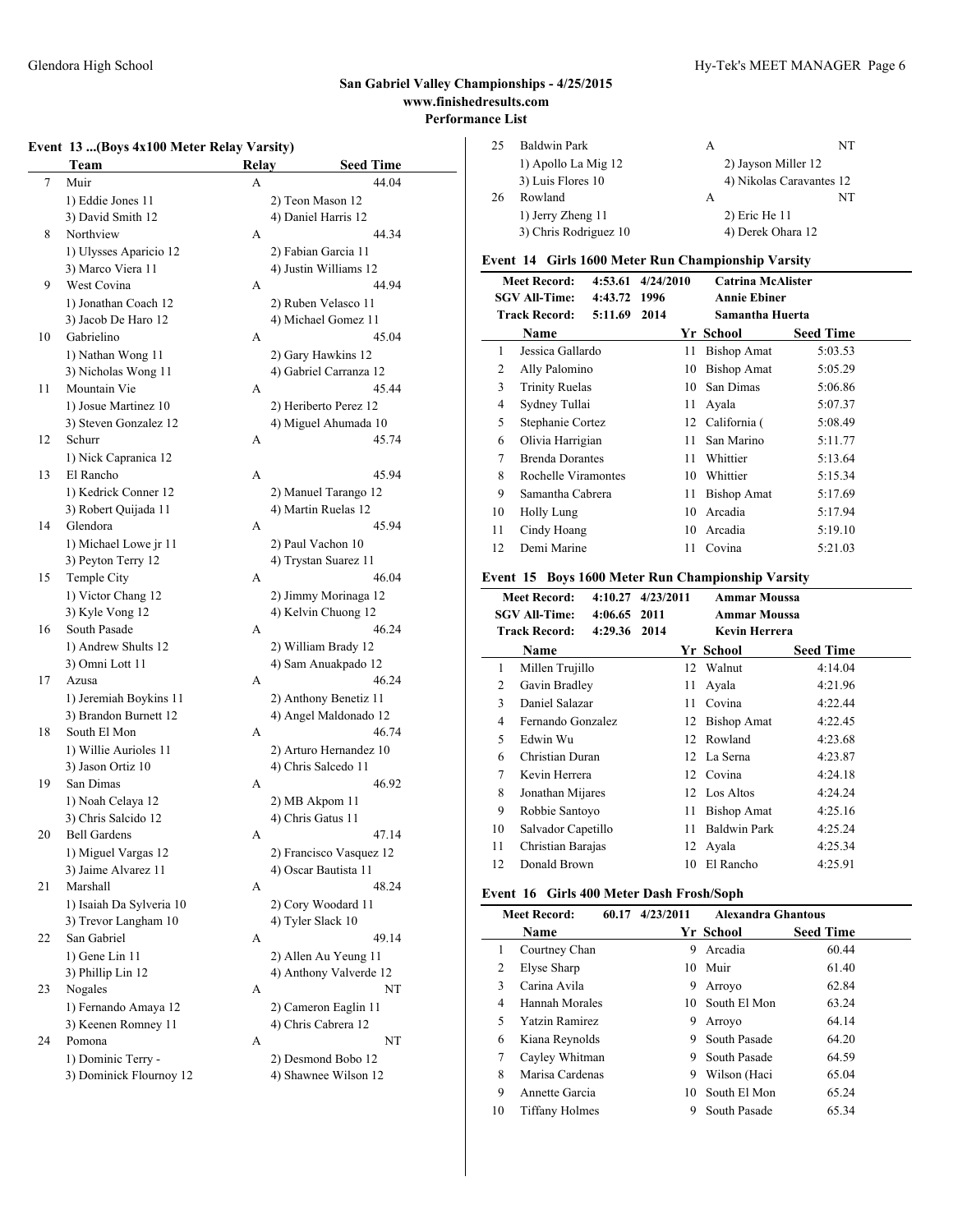## San Gabriel Valley Championships - 4/25/2015
## www.finishedresults.com
## Performance List

### Event 13 ...(Boys 4x100 Meter Relay Varsity)

| | Team | Relay | Seed Time |
|---|---|---|---|
| 7 | Muir | A | 44.04 |
| | 1) Eddie Jones 11 | 2) Teon Mason 12 | |
| | 3) David Smith 12 | 4) Daniel Harris 12 | |
| 8 | Northview | A | 44.34 |
| | 1) Ulysses Aparicio 12 | 2) Fabian Garcia 11 | |
| | 3) Marco Viera 11 | 4) Justin Williams 12 | |
| 9 | West Covina | A | 44.94 |
| | 1) Jonathan Coach 12 | 2) Ruben Velasco 11 | |
| | 3) Jacob De Haro 12 | 4) Michael Gomez 11 | |
| 10 | Gabrielino | A | 45.04 |
| | 1) Nathan Wong 11 | 2) Gary Hawkins 12 | |
| | 3) Nicholas Wong 11 | 4) Gabriel Carranza 12 | |
| 11 | Mountain Vie | A | 45.44 |
| | 1) Josue Martinez 10 | 2) Heriberto Perez 12 | |
| | 3) Steven Gonzalez 12 | 4) Miguel Ahumada 10 | |
| 12 | Schurr | A | 45.74 |
| | 1) Nick Capranica 12 | | |
| 13 | El Rancho | A | 45.94 |
| | 1) Kedrick Conner 12 | 2) Manuel Tarango 12 | |
| | 3) Robert Quijada 11 | 4) Martin Ruelas 12 | |
| 14 | Glendora | A | 45.94 |
| | 1) Michael Lowe jr 11 | 2) Paul Vachon 10 | |
| | 3) Peyton Terry 12 | 4) Trystan Suarez 11 | |
| 15 | Temple City | A | 46.04 |
| | 1) Victor Chang 12 | 2) Jimmy Morinaga 12 | |
| | 3) Kyle Vong 12 | 4) Kelvin Chuong 12 | |
| 16 | South Pasade | A | 46.24 |
| | 1) Andrew Shults 12 | 2) William Brady 12 | |
| | 3) Omni Lott 11 | 4) Sam Anuakpado 12 | |
| 17 | Azusa | A | 46.24 |
| | 1) Jeremiah Boykins 11 | 2) Anthony Benetiz 11 | |
| | 3) Brandon Burnett 12 | 4) Angel Maldonado 12 | |
| 18 | South El Mon | A | 46.74 |
| | 1) Willie Aurioles 11 | 2) Arturo Hernandez 10 | |
| | 3) Jason Ortiz 10 | 4) Chris Salcedo 11 | |
| 19 | San Dimas | A | 46.92 |
| | 1) Noah Celaya 12 | 2) MB Akpom 11 | |
| | 3) Chris Salcido 12 | 4) Chris Gatus 11 | |
| 20 | Bell Gardens | A | 47.14 |
| | 1) Miguel Vargas 12 | 2) Francisco Vasquez 12 | |
| | 3) Jaime Alvarez 11 | 4) Oscar Bautista 11 | |
| 21 | Marshall | A | 48.24 |
| | 1) Isaiah Da Sylveria 10 | 2) Cory Woodard 11 | |
| | 3) Trevor Langham 10 | 4) Tyler Slack 10 | |
| 22 | San Gabriel | A | 49.14 |
| | 1) Gene Lin 11 | 2) Allen Au Yeung 11 | |
| | 3) Phillip Lin 12 | 4) Anthony Valverde 12 | |
| 23 | Nogales | A | NT |
| | 1) Fernando Amaya 12 | 2) Cameron Eaglin 11 | |
| | 3) Keenen Romney 11 | 4) Chris Cabrera 12 | |
| 24 | Pomona | A | NT |
| | 1) Dominic Terry - | 2) Desmond Bobo 12 | |
| | 3) Dominick Flournoy 12 | 4) Shawnee Wilson 12 | |
| 25 | Baldwin Park | A | NT |
| | 1) Apollo La Mig 12 | 2) Jayson Miller 12 | |
| | 3) Luis Flores 10 | 4) Nikolas Caravantes 12 | |
| 26 | Rowland | A | NT |
| | 1) Jerry Zheng 11 | 2) Eric He 11 | |
| | 3) Chris Rodriguez 10 | 4) Derek Ohara 12 | |

### Event 14 Girls 1600 Meter Run Championship Varsity

| | | | |
|---|---|---|---|
| **Meet Record:** | 4:53.61 | 4/24/2010 | Catrina McAlister |
| **SGV All-Time:** | 4:43.72 | 1996 | Annie Ebiner |
| **Track Record:** | 5:11.69 | 2014 | Samantha Huerta |

| | Name | Yr | School | Seed Time |
|---|---|---|---|---|
| 1 | Jessica Gallardo | 11 | Bishop Amat | 5:03.53 |
| 2 | Ally Palomino | 10 | Bishop Amat | 5:05.29 |
| 3 | Trinity Ruelas | 10 | San Dimas | 5:06.86 |
| 4 | Sydney Tullai | 11 | Ayala | 5:07.37 |
| 5 | Stephanie Cortez | 12 | California ( | 5:08.49 |
| 6 | Olivia Harrigian | 11 | San Marino | 5:11.77 |
| 7 | Brenda Dorantes | 11 | Whittier | 5:13.64 |
| 8 | Rochelle Viramontes | 10 | Whittier | 5:15.34 |
| 9 | Samantha Cabrera | 11 | Bishop Amat | 5:17.69 |
| 10 | Holly Lung | 10 | Arcadia | 5:17.94 |
| 11 | Cindy Hoang | 10 | Arcadia | 5:19.10 |
| 12 | Demi Marine | 11 | Covina | 5:21.03 |

### Event 15 Boys 1600 Meter Run Championship Varsity

| | | | |
|---|---|---|---|
| **Meet Record:** | 4:10.27 | 4/23/2011 | Ammar Moussa |
| **SGV All-Time:** | 4:06.65 | 2011 | Ammar Moussa |
| **Track Record:** | 4:29.36 | 2014 | Kevin Herrera |

| | Name | Yr | School | Seed Time |
|---|---|---|---|---|
| 1 | Millen Trujillo | 12 | Walnut | 4:14.04 |
| 2 | Gavin Bradley | 11 | Ayala | 4:21.96 |
| 3 | Daniel Salazar | 11 | Covina | 4:22.44 |
| 4 | Fernando Gonzalez | 12 | Bishop Amat | 4:22.45 |
| 5 | Edwin Wu | 12 | Rowland | 4:23.68 |
| 6 | Christian Duran | 12 | La Serna | 4:23.87 |
| 7 | Kevin Herrera | 12 | Covina | 4:24.18 |
| 8 | Jonathan Mijares | 12 | Los Altos | 4:24.24 |
| 9 | Robbie Santoyo | 11 | Bishop Amat | 4:25.16 |
| 10 | Salvador Capetillo | 11 | Baldwin Park | 4:25.24 |
| 11 | Christian Barajas | 12 | Ayala | 4:25.34 |
| 12 | Donald Brown | 10 | El Rancho | 4:25.91 |

### Event 16 Girls 400 Meter Dash Frosh/Soph

| | | | |
|---|---|---|---|
| **Meet Record:** | 60.17 | 4/23/2011 | Alexandra Ghantous |

| | Name | Yr | School | Seed Time |
|---|---|---|---|---|
| 1 | Courtney Chan | 9 | Arcadia | 60.44 |
| 2 | Elyse Sharp | 10 | Muir | 61.40 |
| 3 | Carina Avila | 9 | Arroyo | 62.84 |
| 4 | Hannah Morales | 10 | South El Mon | 63.24 |
| 5 | Yatzin Ramirez | 9 | Arroyo | 64.14 |
| 6 | Kiana Reynolds | 9 | South Pasade | 64.20 |
| 7 | Cayley Whitman | 9 | South Pasade | 64.59 |
| 8 | Marisa Cardenas | 9 | Wilson (Haci | 65.04 |
| 9 | Annette Garcia | 10 | South El Mon | 65.24 |
| 10 | Tiffany Holmes | 9 | South Pasade | 65.34 |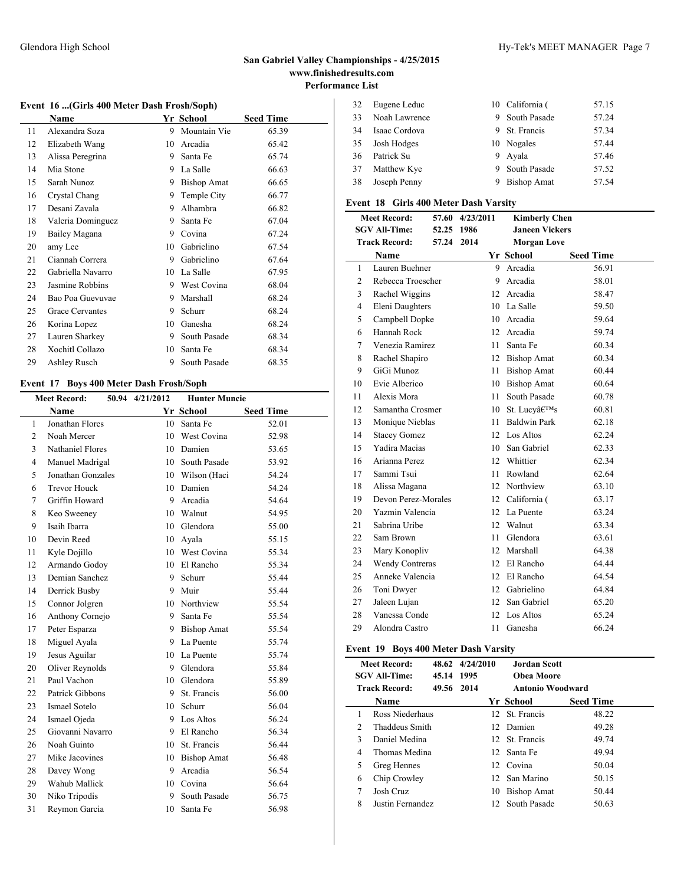## San Gabriel Valley Championships - 4/25/2015
**www.finishedresults.com**
**Performance List**

### Event 16 ...(Girls 400 Meter Dash Frosh/Soph)

| | Name | Yr | School | Seed Time |
|---|---|---|---|---|
| 11 | Alexandra Soza | 9 | Mountain Vie | 65.39 |
| 12 | Elizabeth Wang | 10 | Arcadia | 65.42 |
| 13 | Alissa Peregrina | 9 | Santa Fe | 65.74 |
| 14 | Mia Stone | 9 | La Salle | 66.63 |
| 15 | Sarah Nunoz | 9 | Bishop Amat | 66.65 |
| 16 | Crystal Chang | 9 | Temple City | 66.77 |
| 17 | Desani Zavala | 9 | Alhambra | 66.82 |
| 18 | Valeria Dominguez | 9 | Santa Fe | 67.04 |
| 19 | Bailey Magana | 9 | Covina | 67.24 |
| 20 | amy Lee | 10 | Gabrielino | 67.54 |
| 21 | Ciannah Correra | 9 | Gabrielino | 67.64 |
| 22 | Gabriella Navarro | 10 | La Salle | 67.95 |
| 23 | Jasmine Robbins | 9 | West Covina | 68.04 |
| 24 | Bao Poa Guevuvae | 9 | Marshall | 68.24 |
| 25 | Grace Cervantes | 9 | Schurr | 68.24 |
| 26 | Korina Lopez | 10 | Ganesha | 68.24 |
| 27 | Lauren Sharkey | 9 | South Pasade | 68.34 |
| 28 | Xochitl Collazo | 10 | Santa Fe | 68.34 |
| 29 | Ashley Rusch | 9 | South Pasade | 68.35 |

### Event 17 Boys 400 Meter Dash Frosh/Soph

**Meet Record:** 50.94 4/21/2012 Hunter Muncie

| | Name | Yr | School | Seed Time |
|---|---|---|---|---|
| 1 | Jonathan Flores | 10 | Santa Fe | 52.01 |
| 2 | Noah Mercer | 10 | West Covina | 52.98 |
| 3 | Nathaniel Flores | 10 | Damien | 53.65 |
| 4 | Manuel Madrigal | 10 | South Pasade | 53.92 |
| 5 | Jonathan Gonzales | 10 | Wilson (Haci | 54.24 |
| 6 | Trevor Houck | 10 | Damien | 54.24 |
| 7 | Griffin Howard | 9 | Arcadia | 54.64 |
| 8 | Keo Sweeney | 10 | Walnut | 54.95 |
| 9 | Isaih Ibarra | 10 | Glendora | 55.00 |
| 10 | Devin Reed | 10 | Ayala | 55.15 |
| 11 | Kyle Dojillo | 10 | West Covina | 55.34 |
| 12 | Armando Godoy | 10 | El Rancho | 55.34 |
| 13 | Demian Sanchez | 9 | Schurr | 55.44 |
| 14 | Derrick Busby | 9 | Muir | 55.44 |
| 15 | Connor Jolgren | 10 | Northview | 55.54 |
| 16 | Anthony Cornejo | 9 | Santa Fe | 55.54 |
| 17 | Peter Esparza | 9 | Bishop Amat | 55.54 |
| 18 | Miguel Ayala | 9 | La Puente | 55.74 |
| 19 | Jesus Aguilar | 10 | La Puente | 55.74 |
| 20 | Oliver Reynolds | 9 | Glendora | 55.84 |
| 21 | Paul Vachon | 10 | Glendora | 55.89 |
| 22 | Patrick Gibbons | 9 | St. Francis | 56.00 |
| 23 | Ismael Sotelo | 10 | Schurr | 56.04 |
| 24 | Ismael Ojeda | 9 | Los Altos | 56.24 |
| 25 | Giovanni Navarro | 9 | El Rancho | 56.34 |
| 26 | Noah Guinto | 10 | St. Francis | 56.44 |
| 27 | Mike Jacovines | 10 | Bishop Amat | 56.48 |
| 28 | Davey Wong | 9 | Arcadia | 56.54 |
| 29 | Wahub Mallick | 10 | Covina | 56.64 |
| 30 | Niko Tripodis | 9 | South Pasade | 56.75 |
| 31 | Reymon Garcia | 10 | Santa Fe | 56.98 |
| 32 | Eugene Leduc | 10 | California ( | 57.15 |
| 33 | Noah Lawrence | 9 | South Pasade | 57.24 |
| 34 | Isaac Cordova | 9 | St. Francis | 57.34 |
| 35 | Josh Hodges | 10 | Nogales | 57.44 |
| 36 | Patrick Su | 9 | Ayala | 57.46 |
| 37 | Matthew Kye | 9 | South Pasade | 57.52 |
| 38 | Joseph Penny | 9 | Bishop Amat | 57.54 |

### Event 18 Girls 400 Meter Dash Varsity

**Meet Record:** 57.60 4/23/2011 Kimberly Chen
**SGV All-Time:** 52.25 1986 Janeen Vickers
**Track Record:** 57.24 2014 Morgan Love

| | Name | Yr | School | Seed Time |
|---|---|---|---|---|
| 1 | Lauren Buehner | 9 | Arcadia | 56.91 |
| 2 | Rebecca Troescher | 9 | Arcadia | 58.01 |
| 3 | Rachel Wiggins | 12 | Arcadia | 58.47 |
| 4 | Eleni Daughters | 10 | La Salle | 59.50 |
| 5 | Campbell Dopke | 10 | Arcadia | 59.64 |
| 6 | Hannah Rock | 12 | Arcadia | 59.74 |
| 7 | Venezia Ramirez | 11 | Santa Fe | 60.34 |
| 8 | Rachel Shapiro | 12 | Bishop Amat | 60.34 |
| 9 | GiGi Munoz | 11 | Bishop Amat | 60.44 |
| 10 | Evie Alberico | 10 | Bishop Amat | 60.64 |
| 11 | Alexis Mora | 11 | South Pasade | 60.78 |
| 12 | Samantha Crosmer | 10 | St. Lucyâ€™s | 60.81 |
| 13 | Monique Nieblas | 11 | Baldwin Park | 62.18 |
| 14 | Stacey Gomez | 12 | Los Altos | 62.24 |
| 15 | Yadira Macias | 10 | San Gabriel | 62.33 |
| 16 | Arianna Perez | 12 | Whittier | 62.34 |
| 17 | Sammi Tsui | 11 | Rowland | 62.64 |
| 18 | Alissa Magana | 12 | Northview | 63.10 |
| 19 | Devon Perez-Morales | 12 | California ( | 63.17 |
| 20 | Yazmin Valencia | 12 | La Puente | 63.24 |
| 21 | Sabrina Uribe | 12 | Walnut | 63.34 |
| 22 | Sam Brown | 11 | Glendora | 63.61 |
| 23 | Mary Konopliv | 12 | Marshall | 64.38 |
| 24 | Wendy Contreras | 12 | El Rancho | 64.44 |
| 25 | Anneke Valencia | 12 | El Rancho | 64.54 |
| 26 | Toni Dwyer | 12 | Gabrielino | 64.84 |
| 27 | Jaleen Lujan | 12 | San Gabriel | 65.20 |
| 28 | Vanessa Conde | 12 | Los Altos | 65.24 |
| 29 | Alondra Castro | 11 | Ganesha | 66.24 |

### Event 19 Boys 400 Meter Dash Varsity

**Meet Record:** 48.62 4/24/2010 Jordan Scott
**SGV All-Time:** 45.14 1995 Obea Moore
**Track Record:** 49.56 2014 Antonio Woodward

| | Name | Yr | School | Seed Time |
|---|---|---|---|---|
| 1 | Ross Niederhaus | 12 | St. Francis | 48.22 |
| 2 | Thaddeus Smith | 12 | Damien | 49.28 |
| 3 | Daniel Medina | 12 | St. Francis | 49.74 |
| 4 | Thomas Medina | 12 | Santa Fe | 49.94 |
| 5 | Greg Hennes | 12 | Covina | 50.04 |
| 6 | Chip Crowley | 12 | San Marino | 50.15 |
| 7 | Josh Cruz | 10 | Bishop Amat | 50.44 |
| 8 | Justin Fernandez | 12 | South Pasade | 50.63 |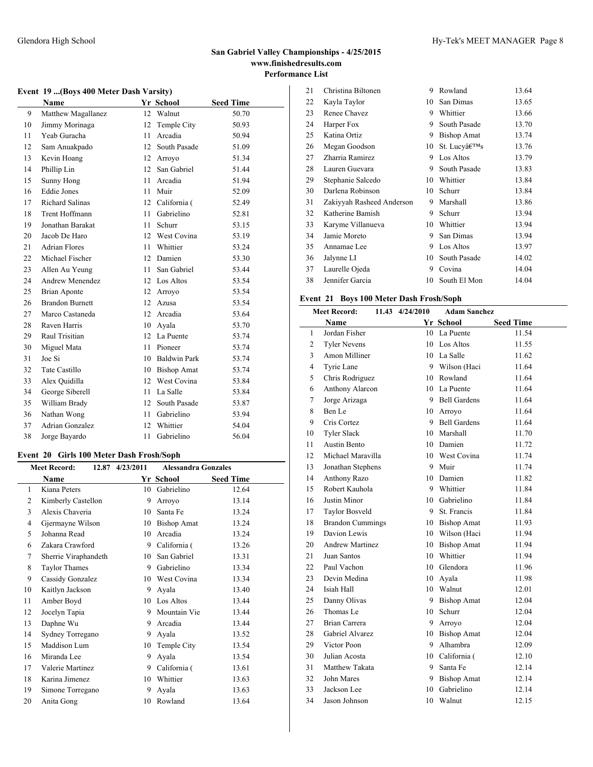## San Gabriel Valley Championships - 4/25/2015
## www.finishedresults.com
## Performance List

### Event 19 ...(Boys 400 Meter Dash Varsity)

| | Name | Yr | School | Seed Time |
|---|---|---|---|---|
| 9 | Matthew Magallanez | 12 | Walnut | 50.70 |
| 10 | Jimmy Morinaga | 12 | Temple City | 50.93 |
| 11 | Yeab Guracha | 11 | Arcadia | 50.94 |
| 12 | Sam Anuakpado | 12 | South Pasade | 51.09 |
| 13 | Kevin Hoang | 12 | Arroyo | 51.34 |
| 14 | Phillip Lin | 12 | San Gabriel | 51.44 |
| 15 | Sunny Hong | 11 | Arcadia | 51.94 |
| 16 | Eddie Jones | 11 | Muir | 52.09 |
| 17 | Richard Salinas | 12 | California ( | 52.49 |
| 18 | Trent Hoffmann | 11 | Gabrielino | 52.81 |
| 19 | Jonathan Barakat | 11 | Schurr | 53.15 |
| 20 | Jacob De Haro | 12 | West Covina | 53.19 |
| 21 | Adrian Flores | 11 | Whittier | 53.24 |
| 22 | Michael Fischer | 12 | Damien | 53.30 |
| 23 | Allen Au Yeung | 11 | San Gabriel | 53.44 |
| 24 | Andrew Menendez | 12 | Los Altos | 53.54 |
| 25 | Brian Aponte | 12 | Arroyo | 53.54 |
| 26 | Brandon Burnett | 12 | Azusa | 53.54 |
| 27 | Marco Castaneda | 12 | Arcadia | 53.64 |
| 28 | Raven Harris | 10 | Ayala | 53.70 |
| 29 | Raul Trisitian | 12 | La Puente | 53.74 |
| 30 | Miguel Mata | 11 | Pioneer | 53.74 |
| 31 | Joe Si | 10 | Baldwin Park | 53.74 |
| 32 | Tate Castillo | 10 | Bishop Amat | 53.74 |
| 33 | Alex Quidilla | 12 | West Covina | 53.84 |
| 34 | George Siberell | 11 | La Salle | 53.84 |
| 35 | William Brady | 12 | South Pasade | 53.87 |
| 36 | Nathan Wong | 11 | Gabrielino | 53.94 |
| 37 | Adrian Gonzalez | 12 | Whittier | 54.04 |
| 38 | Jorge Bayardo | 11 | Gabrielino | 56.04 |

### Event 20 Girls 100 Meter Dash Frosh/Soph

Meet Record: 12.87 4/23/2011 Alessandra Gonzales

| | Name | Yr | School | Seed Time |
|---|---|---|---|---|
| 1 | Kiana Peters | 10 | Gabrielino | 12.64 |
| 2 | Kimberly Castellon | 9 | Arroyo | 13.14 |
| 3 | Alexis Chaveria | 10 | Santa Fe | 13.24 |
| 4 | Gjermayne Wilson | 10 | Bishop Amat | 13.24 |
| 5 | Johanna Read | 10 | Arcadia | 13.24 |
| 6 | Zakara Crawford | 9 | California ( | 13.26 |
| 7 | Sherrie Viraphandeth | 10 | San Gabriel | 13.31 |
| 8 | Taylor Thames | 9 | Gabrielino | 13.34 |
| 9 | Cassidy Gonzalez | 10 | West Covina | 13.34 |
| 10 | Kaitlyn Jackson | 9 | Ayala | 13.40 |
| 11 | Amber Boyd | 10 | Los Altos | 13.44 |
| 12 | Jocelyn Tapia | 9 | Mountain Vie | 13.44 |
| 13 | Daphne Wu | 9 | Arcadia | 13.44 |
| 14 | Sydney Torregano | 9 | Ayala | 13.52 |
| 15 | Maddison Lum | 10 | Temple City | 13.54 |
| 16 | Miranda Lee | 9 | Ayala | 13.54 |
| 17 | Valerie Martinez | 9 | California ( | 13.61 |
| 18 | Karina Jimenez | 10 | Whittier | 13.63 |
| 19 | Simone Torregano | 9 | Ayala | 13.63 |
| 20 | Anita Gong | 10 | Rowland | 13.64 |
| 21 | Christina Biltonen | 9 | Rowland | 13.64 |
| 22 | Kayla Taylor | 10 | San Dimas | 13.65 |
| 23 | Renee Chavez | 9 | Whittier | 13.66 |
| 24 | Harper Fox | 9 | South Pasade | 13.70 |
| 25 | Katina Ortiz | 9 | Bishop Amat | 13.74 |
| 26 | Megan Goodson | 10 | St. Lucyâ€™s | 13.76 |
| 27 | Zharria Ramirez | 9 | Los Altos | 13.79 |
| 28 | Lauren Guevara | 9 | South Pasade | 13.83 |
| 29 | Stephanie Salcedo | 10 | Whittier | 13.84 |
| 30 | Darlena Robinson | 10 | Schurr | 13.84 |
| 31 | Zakiyyah Rasheed Anderson | 9 | Marshall | 13.86 |
| 32 | Katherine Bamish | 9 | Schurr | 13.94 |
| 33 | Karyme Villanueva | 10 | Whittier | 13.94 |
| 34 | Jamie Moreto | 9 | San Dimas | 13.94 |
| 35 | Annamae Lee | 9 | Los Altos | 13.97 |
| 36 | Jalynne LI | 10 | South Pasade | 14.02 |
| 37 | Laurelle Ojeda | 9 | Covina | 14.04 |
| 38 | Jennifer Garcia | 10 | South El Mon | 14.04 |

### Event 21 Boys 100 Meter Dash Frosh/Soph

Meet Record: 11.43 4/24/2010 Adam Sanchez

| | Name | Yr | School | Seed Time |
|---|---|---|---|---|
| 1 | Jordan Fisher | 10 | La Puente | 11.54 |
| 2 | Tyler Nevens | 10 | Los Altos | 11.55 |
| 3 | Amon Milliner | 10 | La Salle | 11.62 |
| 4 | Tyrie Lane | 9 | Wilson (Haci | 11.64 |
| 5 | Chris Rodriguez | 10 | Rowland | 11.64 |
| 6 | Anthony Alarcon | 10 | La Puente | 11.64 |
| 7 | Jorge Arizaga | 9 | Bell Gardens | 11.64 |
| 8 | Ben Le | 10 | Arroyo | 11.64 |
| 9 | Cris Cortez | 9 | Bell Gardens | 11.64 |
| 10 | Tyler Slack | 10 | Marshall | 11.70 |
| 11 | Austin Bento | 10 | Damien | 11.72 |
| 12 | Michael Maravilla | 10 | West Covina | 11.74 |
| 13 | Jonathan Stephens | 9 | Muir | 11.74 |
| 14 | Anthony Razo | 10 | Damien | 11.82 |
| 15 | Robert Kauhola | 9 | Whittier | 11.84 |
| 16 | Justin Minor | 10 | Gabrielino | 11.84 |
| 17 | Taylor Bosveld | 9 | St. Francis | 11.84 |
| 18 | Brandon Cummings | 10 | Bishop Amat | 11.93 |
| 19 | Davion Lewis | 10 | Wilson (Haci | 11.94 |
| 20 | Andrew Martinez | 10 | Bishop Amat | 11.94 |
| 21 | Juan Santos | 10 | Whittier | 11.94 |
| 22 | Paul Vachon | 10 | Glendora | 11.96 |
| 23 | Devin Medina | 10 | Ayala | 11.98 |
| 24 | Isiah Hall | 10 | Walnut | 12.01 |
| 25 | Danny Olivas | 9 | Bishop Amat | 12.04 |
| 26 | Thomas Le | 10 | Schurr | 12.04 |
| 27 | Brian Carrera | 9 | Arroyo | 12.04 |
| 28 | Gabriel Alvarez | 10 | Bishop Amat | 12.04 |
| 29 | Victor Poon | 9 | Alhambra | 12.09 |
| 30 | Julian Acosta | 10 | California ( | 12.10 |
| 31 | Matthew Takata | 9 | Santa Fe | 12.14 |
| 32 | John Mares | 9 | Bishop Amat | 12.14 |
| 33 | Jackson Lee | 10 | Gabrielino | 12.14 |
| 34 | Jason Johnson | 10 | Walnut | 12.15 |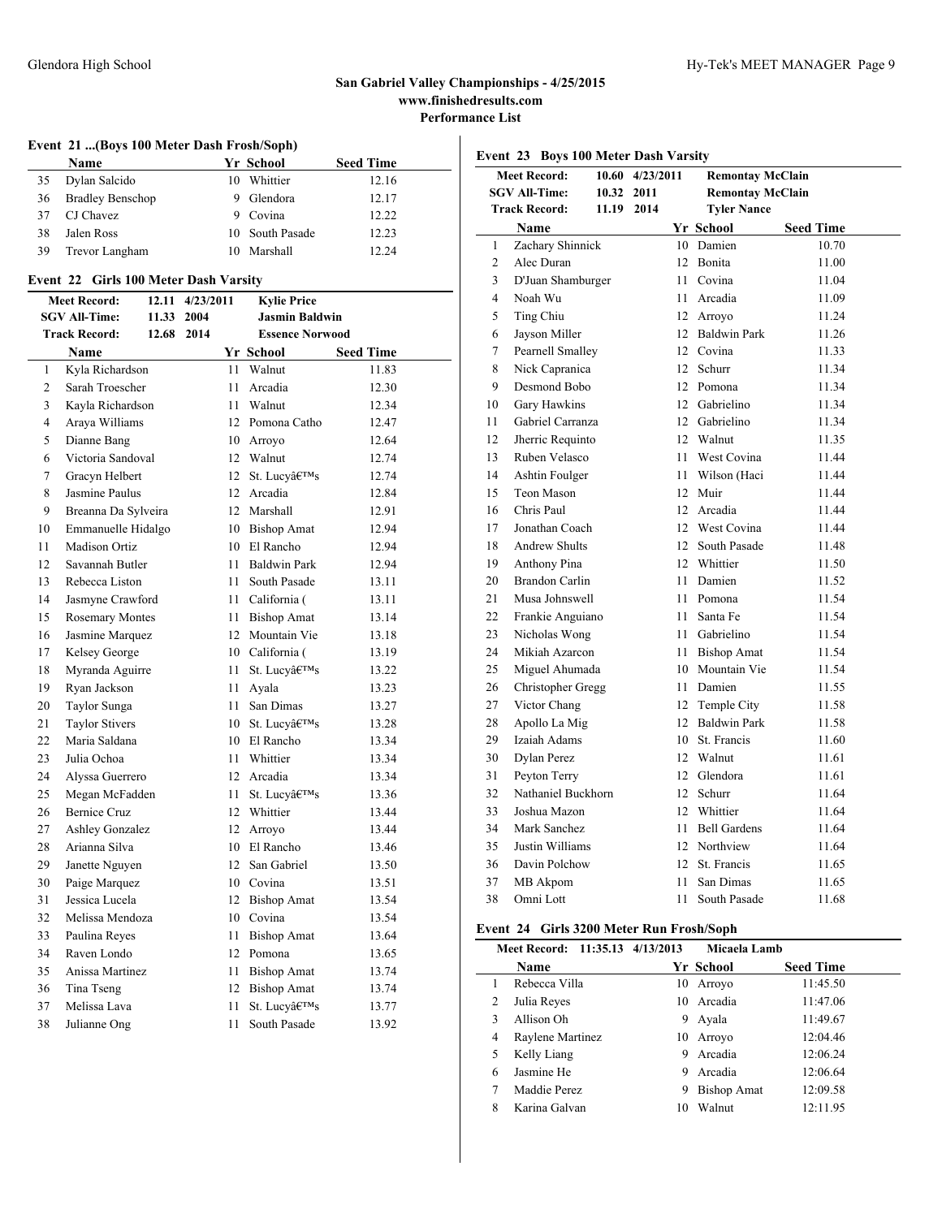## San Gabriel Valley Championships - 4/25/2015
**www.finishedresults.com**
**Performance List**

### Event 21 ...(Boys 100 Meter Dash Frosh/Soph)

| | Name | Yr | School | Seed Time |
|---|---|---|---|---|
| 35 | Dylan Salcido | 10 | Whittier | 12.16 |
| 36 | Bradley Benschop | 9 | Glendora | 12.17 |
| 37 | CJ Chavez | 9 | Covina | 12.22 |
| 38 | Jalen Ross | 10 | South Pasade | 12.23 |
| 39 | Trevor Langham | 10 | Marshall | 12.24 |

### Event 22 Girls 100 Meter Dash Varsity

| | | | |
|---|---|---|---|
| **Meet Record:** | 12.11 | 4/23/2011 | **Kylie Price** |
| **SGV All-Time:** | 11.33 | 2004 | **Jasmin Baldwin** |
| **Track Record:** | 12.68 | 2014 | **Essence Norwood** |

| | Name | Yr | School | Seed Time |
|---|---|---|---|---|
| 1 | Kyla Richardson | 11 | Walnut | 11.83 |
| 2 | Sarah Troescher | 11 | Arcadia | 12.30 |
| 3 | Kayla Richardson | 11 | Walnut | 12.34 |
| 4 | Araya Williams | 12 | Pomona Catho | 12.47 |
| 5 | Dianne Bang | 10 | Arroyo | 12.64 |
| 6 | Victoria Sandoval | 12 | Walnut | 12.74 |
| 7 | Gracyn Helbert | 12 | St. Lucyâ€™s | 12.74 |
| 8 | Jasmine Paulus | 12 | Arcadia | 12.84 |
| 9 | Breanna Da Sylveira | 12 | Marshall | 12.91 |
| 10 | Emmanuelle Hidalgo | 10 | Bishop Amat | 12.94 |
| 11 | Madison Ortiz | 10 | El Rancho | 12.94 |
| 12 | Savannah Butler | 11 | Baldwin Park | 12.94 |
| 13 | Rebecca Liston | 11 | South Pasade | 13.11 |
| 14 | Jasmyne Crawford | 11 | California ( | 13.11 |
| 15 | Rosemary Montes | 11 | Bishop Amat | 13.14 |
| 16 | Jasmine Marquez | 12 | Mountain Vie | 13.18 |
| 17 | Kelsey George | 10 | California ( | 13.19 |
| 18 | Myranda Aguirre | 11 | St. Lucyâ€™s | 13.22 |
| 19 | Ryan Jackson | 11 | Ayala | 13.23 |
| 20 | Taylor Sunga | 11 | San Dimas | 13.27 |
| 21 | Taylor Stivers | 10 | St. Lucyâ€™s | 13.28 |
| 22 | Maria Saldana | 10 | El Rancho | 13.34 |
| 23 | Julia Ochoa | 11 | Whittier | 13.34 |
| 24 | Alyssa Guerrero | 12 | Arcadia | 13.34 |
| 25 | Megan McFadden | 11 | St. Lucyâ€™s | 13.36 |
| 26 | Bernice Cruz | 12 | Whittier | 13.44 |
| 27 | Ashley Gonzalez | 12 | Arroyo | 13.44 |
| 28 | Arianna Silva | 10 | El Rancho | 13.46 |
| 29 | Janette Nguyen | 12 | San Gabriel | 13.50 |
| 30 | Paige Marquez | 10 | Covina | 13.51 |
| 31 | Jessica Lucela | 12 | Bishop Amat | 13.54 |
| 32 | Melissa Mendoza | 10 | Covina | 13.54 |
| 33 | Paulina Reyes | 11 | Bishop Amat | 13.64 |
| 34 | Raven Londo | 12 | Pomona | 13.65 |
| 35 | Anissa Martinez | 11 | Bishop Amat | 13.74 |
| 36 | Tina Tseng | 12 | Bishop Amat | 13.74 |
| 37 | Melissa Lava | 11 | St. Lucyâ€™s | 13.77 |
| 38 | Julianne Ong | 11 | South Pasade | 13.92 |

### Event 23 Boys 100 Meter Dash Varsity

| | | | |
|---|---|---|---|
| **Meet Record:** | 10.60 | 4/23/2011 | **Remontay McClain** |
| **SGV All-Time:** | 10.32 | 2011 | **Remontay McClain** |
| **Track Record:** | 11.19 | 2014 | **Tyler Nance** |

| | Name | Yr | School | Seed Time |
|---|---|---|---|---|
| 1 | Zachary Shinnick | 10 | Damien | 10.70 |
| 2 | Alec Duran | 12 | Bonita | 11.00 |
| 3 | D'Juan Shamburger | 11 | Covina | 11.04 |
| 4 | Noah Wu | 11 | Arcadia | 11.09 |
| 5 | Ting Chiu | 12 | Arroyo | 11.24 |
| 6 | Jayson Miller | 12 | Baldwin Park | 11.26 |
| 7 | Pearnell Smalley | 12 | Covina | 11.33 |
| 8 | Nick Capranica | 12 | Schurr | 11.34 |
| 9 | Desmond Bobo | 12 | Pomona | 11.34 |
| 10 | Gary Hawkins | 12 | Gabrielino | 11.34 |
| 11 | Gabriel Carranza | 12 | Gabrielino | 11.34 |
| 12 | Jherric Requinto | 12 | Walnut | 11.35 |
| 13 | Ruben Velasco | 11 | West Covina | 11.44 |
| 14 | Ashtin Foulger | 11 | Wilson (Haci | 11.44 |
| 15 | Teon Mason | 12 | Muir | 11.44 |
| 16 | Chris Paul | 12 | Arcadia | 11.44 |
| 17 | Jonathan Coach | 12 | West Covina | 11.44 |
| 18 | Andrew Shults | 12 | South Pasade | 11.48 |
| 19 | Anthony Pina | 12 | Whittier | 11.50 |
| 20 | Brandon Carlin | 11 | Damien | 11.52 |
| 21 | Musa Johnswell | 11 | Pomona | 11.54 |
| 22 | Frankie Anguiano | 11 | Santa Fe | 11.54 |
| 23 | Nicholas Wong | 11 | Gabrielino | 11.54 |
| 24 | Mikiah Azarcon | 11 | Bishop Amat | 11.54 |
| 25 | Miguel Ahumada | 10 | Mountain Vie | 11.54 |
| 26 | Christopher Gregg | 11 | Damien | 11.55 |
| 27 | Victor Chang | 12 | Temple City | 11.58 |
| 28 | Apollo La Mig | 12 | Baldwin Park | 11.58 |
| 29 | Izaiah Adams | 10 | St. Francis | 11.60 |
| 30 | Dylan Perez | 12 | Walnut | 11.61 |
| 31 | Peyton Terry | 12 | Glendora | 11.61 |
| 32 | Nathaniel Buckhorn | 12 | Schurr | 11.64 |
| 33 | Joshua Mazon | 12 | Whittier | 11.64 |
| 34 | Mark Sanchez | 11 | Bell Gardens | 11.64 |
| 35 | Justin Williams | 12 | Northview | 11.64 |
| 36 | Davin Polchow | 12 | St. Francis | 11.65 |
| 37 | MB Akpom | 11 | San Dimas | 11.65 |
| 38 | Omni Lott | 11 | South Pasade | 11.68 |

### Event 24 Girls 3200 Meter Run Frosh/Soph

| | | | |
|---|---|---|---|
| **Meet Record:** | 11:35.13 | 4/13/2013 | **Micaela Lamb** |

| | Name | Yr | School | Seed Time |
|---|---|---|---|---|
| 1 | Rebecca Villa | 10 | Arroyo | 11:45.50 |
| 2 | Julia Reyes | 10 | Arcadia | 11:47.06 |
| 3 | Allison Oh | 9 | Ayala | 11:49.67 |
| 4 | Raylene Martinez | 10 | Arroyo | 12:04.46 |
| 5 | Kelly Liang | 9 | Arcadia | 12:06.24 |
| 6 | Jasmine He | 9 | Arcadia | 12:06.64 |
| 7 | Maddie Perez | 9 | Bishop Amat | 12:09.58 |
| 8 | Karina Galvan | 10 | Walnut | 12:11.95 |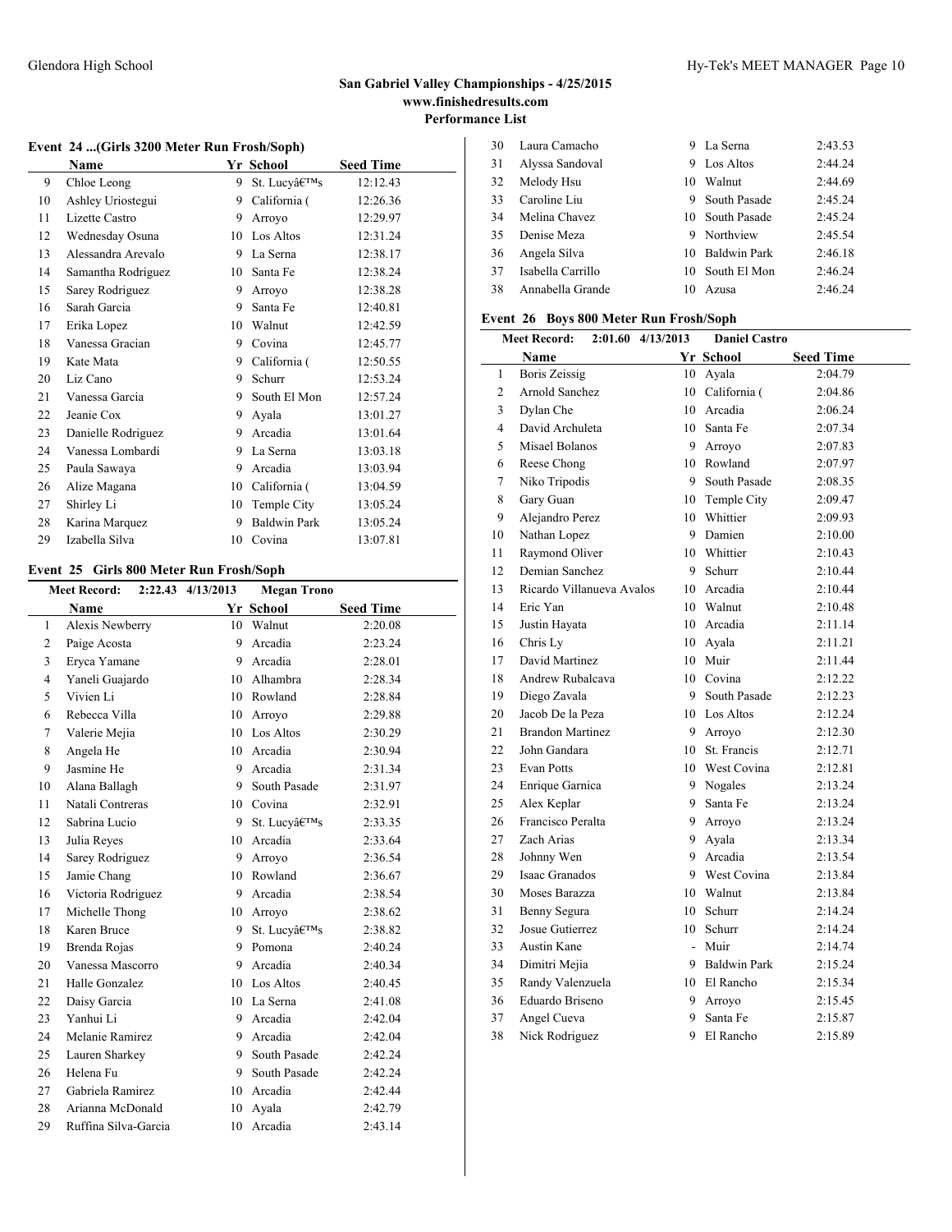## San Gabriel Valley Championships - 4/25/2015
### www.finishedresults.com
### Performance List

#### Event 24 ...(Girls 3200 Meter Run Frosh/Soph)

| | Name | Yr | School | Seed Time |
|---|---|---|---|---|
| 9 | Chloe Leong | 9 | St. Lucyâ€™s | 12:12.43 |
| 10 | Ashley Uriostegui | 9 | California ( | 12:26.36 |
| 11 | Lizette Castro | 9 | Arroyo | 12:29.97 |
| 12 | Wednesday Osuna | 10 | Los Altos | 12:31.24 |
| 13 | Alessandra Arevalo | 9 | La Serna | 12:38.17 |
| 14 | Samantha Rodriguez | 10 | Santa Fe | 12:38.24 |
| 15 | Sarey Rodriguez | 9 | Arroyo | 12:38.28 |
| 16 | Sarah Garcia | 9 | Santa Fe | 12:40.81 |
| 17 | Erika Lopez | 10 | Walnut | 12:42.59 |
| 18 | Vanessa Gracian | 9 | Covina | 12:45.77 |
| 19 | Kate Mata | 9 | California ( | 12:50.55 |
| 20 | Liz Cano | 9 | Schurr | 12:53.24 |
| 21 | Vanessa Garcia | 9 | South El Mon | 12:57.24 |
| 22 | Jeanie Cox | 9 | Ayala | 13:01.27 |
| 23 | Danielle Rodriguez | 9 | Arcadia | 13:01.64 |
| 24 | Vanessa Lombardi | 9 | La Serna | 13:03.18 |
| 25 | Paula Sawaya | 9 | Arcadia | 13:03.94 |
| 26 | Alize Magana | 10 | California ( | 13:04.59 |
| 27 | Shirley Li | 10 | Temple City | 13:05.24 |
| 28 | Karina Marquez | 9 | Baldwin Park | 13:05.24 |
| 29 | Izabella Silva | 10 | Covina | 13:07.81 |

#### Event 25 Girls 800 Meter Run Frosh/Soph

Meet Record: 2:22.43 4/13/2013 Megan Trono

| | Name | Yr | School | Seed Time |
|---|---|---|---|---|
| 1 | Alexis Newberry | 10 | Walnut | 2:20.08 |
| 2 | Paige Acosta | 9 | Arcadia | 2:23.24 |
| 3 | Eryca Yamane | 9 | Arcadia | 2:28.01 |
| 4 | Yaneli Guajardo | 10 | Alhambra | 2:28.34 |
| 5 | Vivien Li | 10 | Rowland | 2:28.84 |
| 6 | Rebecca Villa | 10 | Arroyo | 2:29.88 |
| 7 | Valerie Mejia | 10 | Los Altos | 2:30.29 |
| 8 | Angela He | 10 | Arcadia | 2:30.94 |
| 9 | Jasmine He | 9 | Arcadia | 2:31.34 |
| 10 | Alana Ballagh | 9 | South Pasade | 2:31.97 |
| 11 | Natali Contreras | 10 | Covina | 2:32.91 |
| 12 | Sabrina Lucio | 9 | St. Lucyâ€™s | 2:33.35 |
| 13 | Julia Reyes | 10 | Arcadia | 2:33.64 |
| 14 | Sarey Rodriguez | 9 | Arroyo | 2:36.54 |
| 15 | Jamie Chang | 10 | Rowland | 2:36.67 |
| 16 | Victoria Rodriguez | 9 | Arcadia | 2:38.54 |
| 17 | Michelle Thong | 10 | Arroyo | 2:38.62 |
| 18 | Karen Bruce | 9 | St. Lucyâ€™s | 2:38.82 |
| 19 | Brenda Rojas | 9 | Pomona | 2:40.24 |
| 20 | Vanessa Mascorro | 9 | Arcadia | 2:40.34 |
| 21 | Halle Gonzalez | 10 | Los Altos | 2:40.45 |
| 22 | Daisy Garcia | 10 | La Serna | 2:41.08 |
| 23 | Yanhui Li | 9 | Arcadia | 2:42.04 |
| 24 | Melanie Ramirez | 9 | Arcadia | 2:42.04 |
| 25 | Lauren Sharkey | 9 | South Pasade | 2:42.24 |
| 26 | Helena Fu | 9 | South Pasade | 2:42.24 |
| 27 | Gabriela Ramirez | 10 | Arcadia | 2:42.44 |
| 28 | Arianna McDonald | 10 | Ayala | 2:42.79 |
| 29 | Ruffina Silva-Garcia | 10 | Arcadia | 2:43.14 |
| 30 | Laura Camacho | 9 | La Serna | 2:43.53 |
| 31 | Alyssa Sandoval | 9 | Los Altos | 2:44.24 |
| 32 | Melody Hsu | 10 | Walnut | 2:44.69 |
| 33 | Caroline Liu | 9 | South Pasade | 2:45.24 |
| 34 | Melina Chavez | 10 | South Pasade | 2:45.24 |
| 35 | Denise Meza | 9 | Northview | 2:45.54 |
| 36 | Angela Silva | 10 | Baldwin Park | 2:46.18 |
| 37 | Isabella Carrillo | 10 | South El Mon | 2:46.24 |
| 38 | Annabella Grande | 10 | Azusa | 2:46.24 |

#### Event 26 Boys 800 Meter Run Frosh/Soph

Meet Record: 2:01.60 4/13/2013 Daniel Castro

| | Name | Yr | School | Seed Time |
|---|---|---|---|---|
| 1 | Boris Zeissig | 10 | Ayala | 2:04.79 |
| 2 | Arnold Sanchez | 10 | California ( | 2:04.86 |
| 3 | Dylan Che | 10 | Arcadia | 2:06.24 |
| 4 | David Archuleta | 10 | Santa Fe | 2:07.34 |
| 5 | Misael Bolanos | 9 | Arroyo | 2:07.83 |
| 6 | Reese Chong | 10 | Rowland | 2:07.97 |
| 7 | Niko Tripodis | 9 | South Pasade | 2:08.35 |
| 8 | Gary Guan | 10 | Temple City | 2:09.47 |
| 9 | Alejandro Perez | 10 | Whittier | 2:09.93 |
| 10 | Nathan Lopez | 9 | Damien | 2:10.00 |
| 11 | Raymond Oliver | 10 | Whittier | 2:10.43 |
| 12 | Demian Sanchez | 9 | Schurr | 2:10.44 |
| 13 | Ricardo Villanueva Avalos | 10 | Arcadia | 2:10.44 |
| 14 | Eric Yan | 10 | Walnut | 2:10.48 |
| 15 | Justin Hayata | 10 | Arcadia | 2:11.14 |
| 16 | Chris Ly | 10 | Ayala | 2:11.21 |
| 17 | David Martinez | 10 | Muir | 2:11.44 |
| 18 | Andrew Rubalcava | 10 | Covina | 2:12.22 |
| 19 | Diego Zavala | 9 | South Pasade | 2:12.23 |
| 20 | Jacob De la Peza | 10 | Los Altos | 2:12.24 |
| 21 | Brandon Martinez | 9 | Arroyo | 2:12.30 |
| 22 | John Gandara | 10 | St. Francis | 2:12.71 |
| 23 | Evan Potts | 10 | West Covina | 2:12.81 |
| 24 | Enrique Garnica | 9 | Nogales | 2:13.24 |
| 25 | Alex Keplar | 9 | Santa Fe | 2:13.24 |
| 26 | Francisco Peralta | 9 | Arroyo | 2:13.24 |
| 27 | Zach Arias | 9 | Ayala | 2:13.34 |
| 28 | Johnny Wen | 9 | Arcadia | 2:13.54 |
| 29 | Isaac Granados | 9 | West Covina | 2:13.84 |
| 30 | Moses Barazza | 10 | Walnut | 2:13.84 |
| 31 | Benny Segura | 10 | Schurr | 2:14.24 |
| 32 | Josue Gutierrez | 10 | Schurr | 2:14.24 |
| 33 | Austin Kane | - | Muir | 2:14.74 |
| 34 | Dimitri Mejia | 9 | Baldwin Park | 2:15.24 |
| 35 | Randy Valenzuela | 10 | El Rancho | 2:15.34 |
| 36 | Eduardo Briseno | 9 | Arroyo | 2:15.45 |
| 37 | Angel Cueva | 9 | Santa Fe | 2:15.87 |
| 38 | Nick Rodriguez | 9 | El Rancho | 2:15.89 |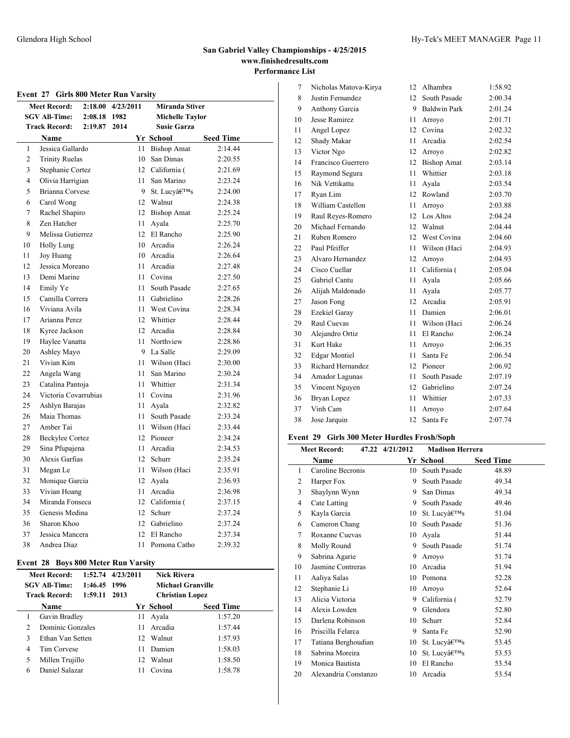## San Gabriel Valley Championships - 4/25/2015
**www.finishedresults.com**
**Performance List**

### Event 27 Girls 800 Meter Run Varsity

| Meet Record: | 2:18.00 | 4/23/2011 | Miranda Stiver |
|---|---|---|---|
| SGV All-Time: | 2:08.18 | 1982 | Michelle Taylor |
| Track Record: | 2:19.87 | 2014 | Susie Garza |

| | Name | Yr | School | Seed Time |
|---|---|---|---|---|
| 1 | Jessica Gallardo | 11 | Bishop Amat | 2:14.44 |
| 2 | Trinity Ruelas | 10 | San Dimas | 2:20.55 |
| 3 | Stephanie Cortez | 12 | California ( | 2:21.69 |
| 4 | Olivia Harrigian | 11 | San Marino | 2:23.24 |
| 5 | Brianna Corvese | 9 | St. Lucyâ€™s | 2:24.00 |
| 6 | Carol Wong | 12 | Walnut | 2:24.38 |
| 7 | Rachel Shapiro | 12 | Bishop Amat | 2:25.24 |
| 8 | Zen Hatcher | 11 | Ayala | 2:25.70 |
| 9 | Melissa Gutierrez | 12 | El Rancho | 2:25.90 |
| 10 | Holly Lung | 10 | Arcadia | 2:26.24 |
| 11 | Joy Huang | 10 | Arcadia | 2:26.64 |
| 12 | Jessica Moreano | 11 | Arcadia | 2:27.48 |
| 13 | Demi Marine | 11 | Covina | 2:27.50 |
| 14 | Emily Ye | 11 | South Pasade | 2:27.65 |
| 15 | Camilla Correra | 11 | Gabrielino | 2:28.26 |
| 16 | Viviana Avila | 11 | West Covina | 2:28.34 |
| 17 | Arianna Perez | 12 | Whittier | 2:28.44 |
| 18 | Kyree Jackson | 12 | Arcadia | 2:28.84 |
| 19 | Haylee Vanatta | 11 | Northview | 2:28.86 |
| 20 | Ashley Mayo | 9 | La Salle | 2:29.09 |
| 21 | Vivian Kim | 11 | Wilson (Haci | 2:30.00 |
| 22 | Angela Wang | 11 | San Marino | 2:30.24 |
| 23 | Catalina Pantoja | 11 | Whittier | 2:31.34 |
| 24 | Victoria Covarrubias | 11 | Covina | 2:31.96 |
| 25 | Ashlyn Barajas | 11 | Ayala | 2:32.82 |
| 26 | Maia Thomas | 11 | South Pasade | 2:33.24 |
| 27 | Amber Tai | 11 | Wilson (Haci | 2:33.44 |
| 28 | Beckylee Cortez | 12 | Pioneer | 2:34.24 |
| 29 | Sina Pfupajena | 11 | Arcadia | 2:34.53 |
| 30 | Alexis Garfias | 12 | Schurr | 2:35.24 |
| 31 | Megan Le | 11 | Wilson (Haci | 2:35.91 |
| 32 | Monique Garcia | 12 | Ayala | 2:36.93 |
| 33 | Vivian Hoang | 11 | Arcadia | 2:36.98 |
| 34 | Miranda Fonseca | 12 | California ( | 2:37.15 |
| 35 | Genesis Medina | 12 | Schurr | 2:37.24 |
| 36 | Sharon Khoo | 12 | Gabrielino | 2:37.24 |
| 37 | Jessica Mancera | 12 | El Rancho | 2:37.34 |
| 38 | Andrea Diaz | 11 | Pomona Catho | 2:39.32 |

### Event 28 Boys 800 Meter Run Varsity

| Meet Record: | 1:52.74 | 4/23/2011 | Nick Rivera |
|---|---|---|---|
| SGV All-Time: | 1:46.45 | 1996 | Michael Granville |
| Track Record: | 1:59.11 | 2013 | Christian Lopez |

| | Name | Yr | School | Seed Time |
|---|---|---|---|---|
| 1 | Gavin Bradley | 11 | Ayala | 1:57.20 |
| 2 | Dominic Gonzales | 11 | Arcadia | 1:57.44 |
| 3 | Ethan Van Setten | 12 | Walnut | 1:57.93 |
| 4 | Tim Corvese | 11 | Damien | 1:58.03 |
| 5 | Millen Trujillo | 12 | Walnut | 1:58.50 |
| 6 | Daniel Salazar | 11 | Covina | 1:58.78 |
| 7 | Nicholas Matova-Kirya | 12 | Alhambra | 1:58.92 |
| 8 | Justin Fernandez | 12 | South Pasade | 2:00.34 |
| 9 | Anthony Garcia | 9 | Baldwin Park | 2:01.24 |
| 10 | Jesse Ramirez | 11 | Arroyo | 2:01.71 |
| 11 | Angel Lopez | 12 | Covina | 2:02.32 |
| 12 | Shady Makar | 11 | Arcadia | 2:02.54 |
| 13 | Victor Ngo | 12 | Arroyo | 2:02.82 |
| 14 | Francisco Guerrero | 12 | Bishop Amat | 2:03.14 |
| 15 | Raymond Segura | 11 | Whittier | 2:03.18 |
| 16 | Nik Vettikattu | 11 | Ayala | 2:03.54 |
| 17 | Ryan Lim | 12 | Rowland | 2:03.70 |
| 18 | William Castellon | 11 | Arroyo | 2:03.88 |
| 19 | Raul Reyes-Romero | 12 | Los Altos | 2:04.24 |
| 20 | Michael Fernando | 12 | Walnut | 2:04.44 |
| 21 | Ruben Romero | 12 | West Covina | 2:04.60 |
| 22 | Paul Pfeiffer | 11 | Wilson (Haci | 2:04.93 |
| 23 | Alvaro Hernandez | 12 | Arroyo | 2:04.93 |
| 24 | Cisco Cuellar | 11 | California ( | 2:05.04 |
| 25 | Gabriel Cantu | 11 | Ayala | 2:05.66 |
| 26 | Alijah Maldonado | 11 | Ayala | 2:05.77 |
| 27 | Jason Fong | 12 | Arcadia | 2:05.91 |
| 28 | Ezekiel Garay | 11 | Damien | 2:06.01 |
| 29 | Raul Cuevas | 11 | Wilson (Haci | 2:06.24 |
| 30 | Alejandro Ortiz | 11 | El Rancho | 2:06.24 |
| 31 | Kurt Hake | 11 | Arroyo | 2:06.35 |
| 32 | Edgar Montiel | 11 | Santa Fe | 2:06.54 |
| 33 | Richard Hernandez | 12 | Pioneer | 2:06.92 |
| 34 | Amador Lagunas | 11 | South Pasade | 2:07.19 |
| 35 | Vincent Nguyen | 12 | Gabrielino | 2:07.24 |
| 36 | Bryan Lopez | 11 | Whittier | 2:07.33 |
| 37 | Vinh Cam | 11 | Arroyo | 2:07.64 |
| 38 | Jose Jarquin | 12 | Santa Fe | 2:07.74 |

### Event 29 Girls 300 Meter Hurdles Frosh/Soph

| Meet Record: | 47.22 | 4/21/2012 | Madison Herrera |
|---|---|---|---|

| | Name | Yr | School | Seed Time |
|---|---|---|---|---|
| 1 | Caroline Becronis | 10 | South Pasade | 48.89 |
| 2 | Harper Fox | 9 | South Pasade | 49.34 |
| 3 | Shaylynn Wynn | 9 | San Dimas | 49.34 |
| 4 | Cate Latting | 9 | South Pasade | 49.46 |
| 5 | Kayla Garcia | 10 | St. Lucyâ€™s | 51.04 |
| 6 | Cameron Chang | 10 | South Pasade | 51.36 |
| 7 | Roxanne Cuevas | 10 | Ayala | 51.44 |
| 8 | Molly Round | 9 | South Pasade | 51.74 |
| 9 | Sabrina Agarie | 9 | Arroyo | 51.74 |
| 10 | Jasmine Contreras | 10 | Arcadia | 51.94 |
| 11 | Aaliya Salas | 10 | Pomona | 52.28 |
| 12 | Stephanie Li | 10 | Arroyo | 52.64 |
| 13 | Alicia Victoria | 9 | California ( | 52.79 |
| 14 | Alexis Lowden | 9 | Glendora | 52.80 |
| 15 | Darlena Robinson | 10 | Schurr | 52.84 |
| 16 | Priscilla Felarca | 9 | Santa Fe | 52.90 |
| 17 | Tatiana Berghoudian | 10 | St. Lucyâ€™s | 53.45 |
| 18 | Sabrina Moreira | 10 | St. Lucyâ€™s | 53.53 |
| 19 | Monica Bautista | 10 | El Rancho | 53.54 |
| 20 | Alexandria Constanzo | 10 | Arcadia | 53.54 |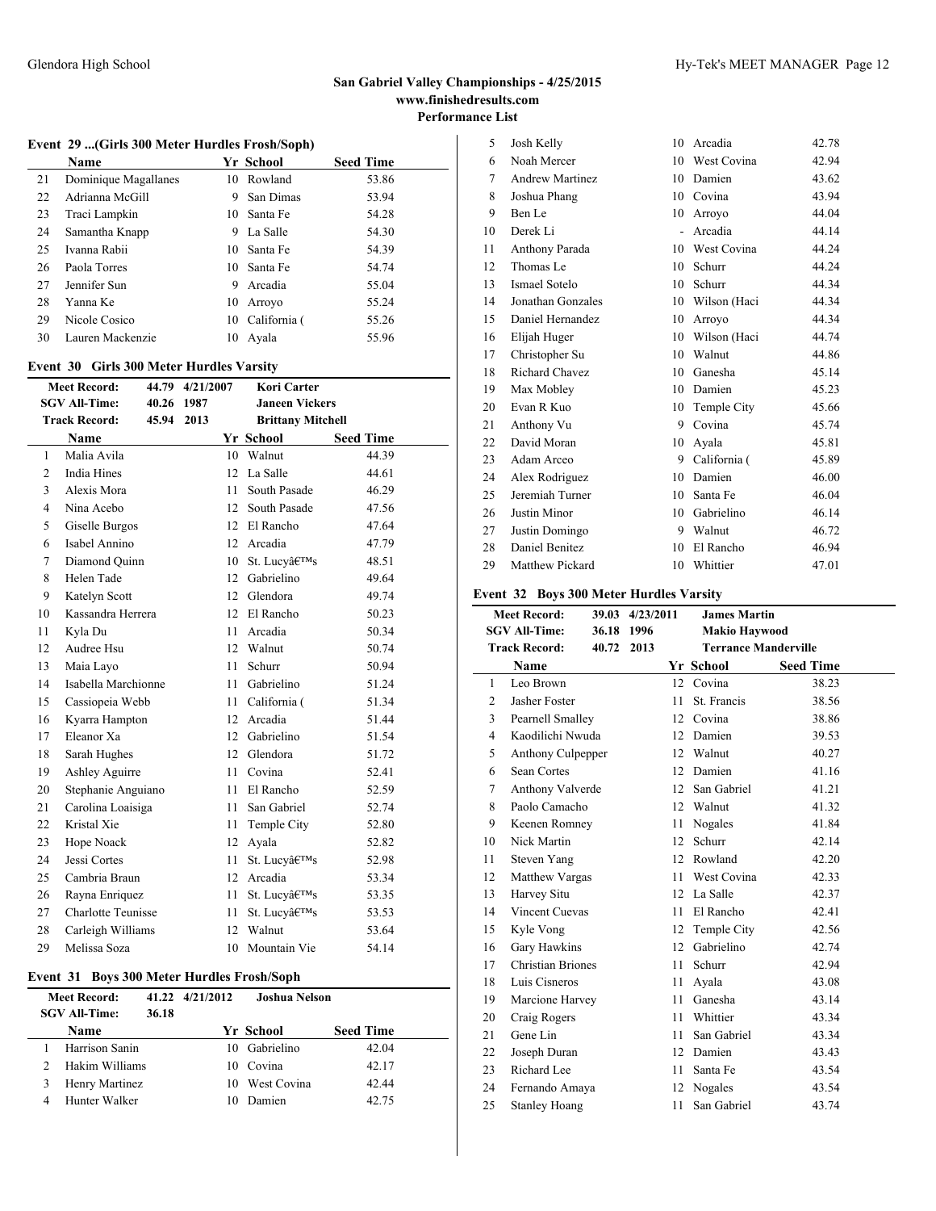## San Gabriel Valley Championships - 4/25/2015
**www.finishedresults.com**
**Performance List**

### Event 29 ...(Girls 300 Meter Hurdles Frosh/Soph)

| | Name | Yr | School | Seed Time |
|---|---|---|---|---|
| 21 | Dominique Magallanes | 10 | Rowland | 53.86 |
| 22 | Adrianna McGill | 9 | San Dimas | 53.94 |
| 23 | Traci Lampkin | 10 | Santa Fe | 54.28 |
| 24 | Samantha Knapp | 9 | La Salle | 54.30 |
| 25 | Ivanna Rabii | 10 | Santa Fe | 54.39 |
| 26 | Paola Torres | 10 | Santa Fe | 54.74 |
| 27 | Jennifer Sun | 9 | Arcadia | 55.04 |
| 28 | Yanna Ke | 10 | Arroyo | 55.24 |
| 29 | Nicole Cosico | 10 | California ( | 55.26 |
| 30 | Lauren Mackenzie | 10 | Ayala | 55.96 |

### Event 30 Girls 300 Meter Hurdles Varsity

| | | | |
|---|---|---|---|
| **Meet Record:** | 44.79 | 4/21/2007 | **Kori Carter** |
| **SGV All-Time:** | 40.26 | 1987 | **Janeen Vickers** |
| **Track Record:** | 45.94 | 2013 | **Brittany Mitchell** |

| | Name | Yr | School | Seed Time |
|---|---|---|---|---|
| 1 | Malia Avila | 10 | Walnut | 44.39 |
| 2 | India Hines | 12 | La Salle | 44.61 |
| 3 | Alexis Mora | 11 | South Pasade | 46.29 |
| 4 | Nina Acebo | 12 | South Pasade | 47.56 |
| 5 | Giselle Burgos | 12 | El Rancho | 47.64 |
| 6 | Isabel Annino | 12 | Arcadia | 47.79 |
| 7 | Diamond Quinn | 10 | St. Lucyâ€™s | 48.51 |
| 8 | Helen Tade | 12 | Gabrielino | 49.64 |
| 9 | Katelyn Scott | 12 | Glendora | 49.74 |
| 10 | Kassandra Herrera | 12 | El Rancho | 50.23 |
| 11 | Kyla Du | 11 | Arcadia | 50.34 |
| 12 | Audree Hsu | 12 | Walnut | 50.74 |
| 13 | Maia Layo | 11 | Schurr | 50.94 |
| 14 | Isabella Marchionne | 11 | Gabrielino | 51.24 |
| 15 | Cassiopeia Webb | 11 | California ( | 51.34 |
| 16 | Kyarra Hampton | 12 | Arcadia | 51.44 |
| 17 | Eleanor Xa | 12 | Gabrielino | 51.54 |
| 18 | Sarah Hughes | 12 | Glendora | 51.72 |
| 19 | Ashley Aguirre | 11 | Covina | 52.41 |
| 20 | Stephanie Anguiano | 11 | El Rancho | 52.59 |
| 21 | Carolina Loaisiga | 11 | San Gabriel | 52.74 |
| 22 | Kristal Xie | 11 | Temple City | 52.80 |
| 23 | Hope Noack | 12 | Ayala | 52.82 |
| 24 | Jessi Cortes | 11 | St. Lucyâ€™s | 52.98 |
| 25 | Cambria Braun | 12 | Arcadia | 53.34 |
| 26 | Rayna Enriquez | 11 | St. Lucyâ€™s | 53.35 |
| 27 | Charlotte Teunisse | 11 | St. Lucyâ€™s | 53.53 |
| 28 | Carleigh Williams | 12 | Walnut | 53.64 |
| 29 | Melissa Soza | 10 | Mountain Vie | 54.14 |

### Event 31 Boys 300 Meter Hurdles Frosh/Soph

| | | | |
|---|---|---|---|
| **Meet Record:** | 41.22 | 4/21/2012 | **Joshua Nelson** |
| **SGV All-Time:** | 36.18 | | |

| | Name | Yr | School | Seed Time |
|---|---|---|---|---|
| 1 | Harrison Sanin | 10 | Gabrielino | 42.04 |
| 2 | Hakim Williams | 10 | Covina | 42.17 |
| 3 | Henry Martinez | 10 | West Covina | 42.44 |
| 4 | Hunter Walker | 10 | Damien | 42.75 |
| 5 | Josh Kelly | 10 | Arcadia | 42.78 |
| 6 | Noah Mercer | 10 | West Covina | 42.94 |
| 7 | Andrew Martinez | 10 | Damien | 43.62 |
| 8 | Joshua Phang | 10 | Covina | 43.94 |
| 9 | Ben Le | 10 | Arroyo | 44.04 |
| 10 | Derek Li | - | Arcadia | 44.14 |
| 11 | Anthony Parada | 10 | West Covina | 44.24 |
| 12 | Thomas Le | 10 | Schurr | 44.24 |
| 13 | Ismael Sotelo | 10 | Schurr | 44.34 |
| 14 | Jonathan Gonzales | 10 | Wilson (Haci | 44.34 |
| 15 | Daniel Hernandez | 10 | Arroyo | 44.34 |
| 16 | Elijah Huger | 10 | Wilson (Haci | 44.74 |
| 17 | Christopher Su | 10 | Walnut | 44.86 |
| 18 | Richard Chavez | 10 | Ganesha | 45.14 |
| 19 | Max Mobley | 10 | Damien | 45.23 |
| 20 | Evan R Kuo | 10 | Temple City | 45.66 |
| 21 | Anthony Vu | 9 | Covina | 45.74 |
| 22 | David Moran | 10 | Ayala | 45.81 |
| 23 | Adam Arceo | 9 | California ( | 45.89 |
| 24 | Alex Rodriguez | 10 | Damien | 46.00 |
| 25 | Jeremiah Turner | 10 | Santa Fe | 46.04 |
| 26 | Justin Minor | 10 | Gabrielino | 46.14 |
| 27 | Justin Domingo | 9 | Walnut | 46.72 |
| 28 | Daniel Benitez | 10 | El Rancho | 46.94 |
| 29 | Matthew Pickard | 10 | Whittier | 47.01 |

### Event 32 Boys 300 Meter Hurdles Varsity

| | | | |
|---|---|---|---|
| **Meet Record:** | 39.03 | 4/23/2011 | **James Martin** |
| **SGV All-Time:** | 36.18 | 1996 | **Makio Haywood** |
| **Track Record:** | 40.72 | 2013 | **Terrance Manderville** |

| | Name | Yr | School | Seed Time |
|---|---|---|---|---|
| 1 | Leo Brown | 12 | Covina | 38.23 |
| 2 | Jasher Foster | 11 | St. Francis | 38.56 |
| 3 | Pearnell Smalley | 12 | Covina | 38.86 |
| 4 | Kaodilichi Nwuda | 12 | Damien | 39.53 |
| 5 | Anthony Culpepper | 12 | Walnut | 40.27 |
| 6 | Sean Cortes | 12 | Damien | 41.16 |
| 7 | Anthony Valverde | 12 | San Gabriel | 41.21 |
| 8 | Paolo Camacho | 12 | Walnut | 41.32 |
| 9 | Keenen Romney | 11 | Nogales | 41.84 |
| 10 | Nick Martin | 12 | Schurr | 42.14 |
| 11 | Steven Yang | 12 | Rowland | 42.20 |
| 12 | Matthew Vargas | 11 | West Covina | 42.33 |
| 13 | Harvey Situ | 12 | La Salle | 42.37 |
| 14 | Vincent Cuevas | 11 | El Rancho | 42.41 |
| 15 | Kyle Vong | 12 | Temple City | 42.56 |
| 16 | Gary Hawkins | 12 | Gabrielino | 42.74 |
| 17 | Christian Briones | 11 | Schurr | 42.94 |
| 18 | Luis Cisneros | 11 | Ayala | 43.08 |
| 19 | Marcione Harvey | 11 | Ganesha | 43.14 |
| 20 | Craig Rogers | 11 | Whittier | 43.34 |
| 21 | Gene Lin | 11 | San Gabriel | 43.34 |
| 22 | Joseph Duran | 12 | Damien | 43.43 |
| 23 | Richard Lee | 11 | Santa Fe | 43.54 |
| 24 | Fernando Amaya | 12 | Nogales | 43.54 |
| 25 | Stanley Hoang | 11 | San Gabriel | 43.74 |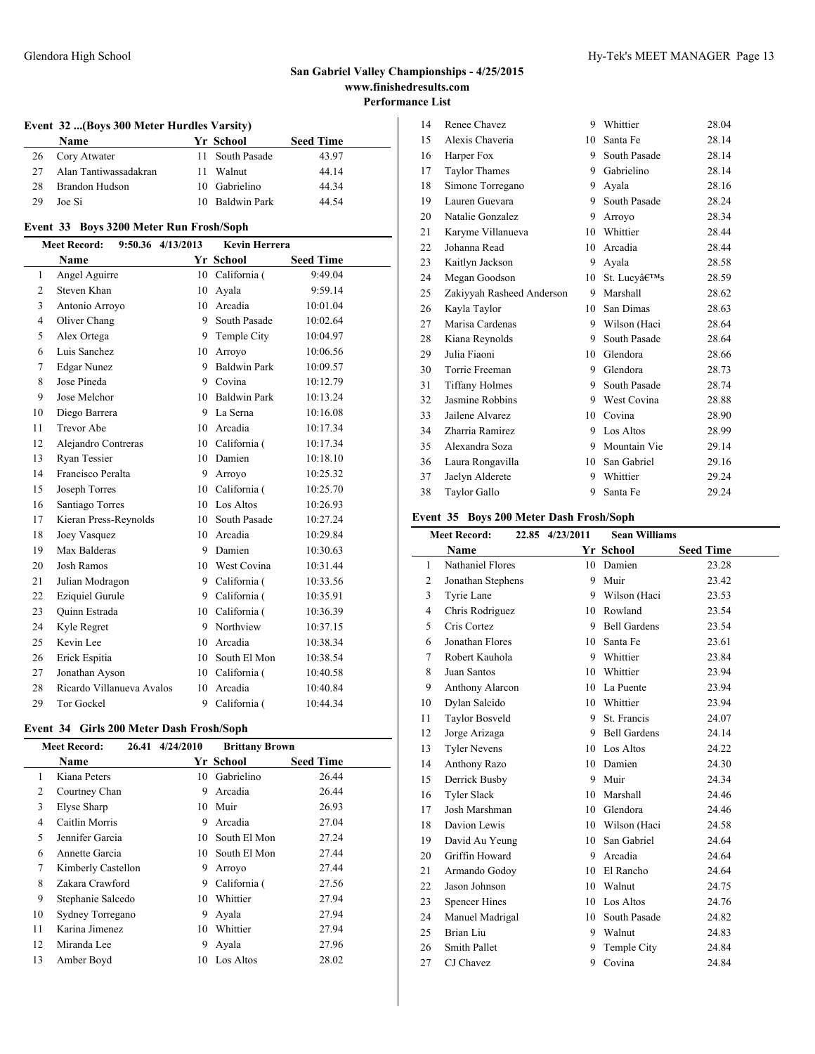## San Gabriel Valley Championships - 4/25/2015
## www.finishedresults.com
## Performance List

### Event 32 ...(Boys 300 Meter Hurdles Varsity)

| | Name | Yr | School | Seed Time |
|---|---|---|---|---|
| 26 | Cory Atwater | 11 | South Pasade | 43.97 |
| 27 | Alan Tantiwassadakran | 11 | Walnut | 44.14 |
| 28 | Brandon Hudson | 10 | Gabrielino | 44.34 |
| 29 | Joe Si | 10 | Baldwin Park | 44.54 |

### Event 33 Boys 3200 Meter Run Frosh/Soph

Meet Record: 9:50.36 4/13/2013 Kevin Herrera

| | Name | Yr | School | Seed Time |
|---|---|---|---|---|
| 1 | Angel Aguirre | 10 | California ( | 9:49.04 |
| 2 | Steven Khan | 10 | Ayala | 9:59.14 |
| 3 | Antonio Arroyo | 10 | Arcadia | 10:01.04 |
| 4 | Oliver Chang | 9 | South Pasade | 10:02.64 |
| 5 | Alex Ortega | 9 | Temple City | 10:04.97 |
| 6 | Luis Sanchez | 10 | Arroyo | 10:06.56 |
| 7 | Edgar Nunez | 9 | Baldwin Park | 10:09.57 |
| 8 | Jose Pineda | 9 | Covina | 10:12.79 |
| 9 | Jose Melchor | 10 | Baldwin Park | 10:13.24 |
| 10 | Diego Barrera | 9 | La Serna | 10:16.08 |
| 11 | Trevor Abe | 10 | Arcadia | 10:17.34 |
| 12 | Alejandro Contreras | 10 | California ( | 10:17.34 |
| 13 | Ryan Tessier | 10 | Damien | 10:18.10 |
| 14 | Francisco Peralta | 9 | Arroyo | 10:25.32 |
| 15 | Joseph Torres | 10 | California ( | 10:25.70 |
| 16 | Santiago Torres | 10 | Los Altos | 10:26.93 |
| 17 | Kieran Press-Reynolds | 10 | South Pasade | 10:27.24 |
| 18 | Joey Vasquez | 10 | Arcadia | 10:29.84 |
| 19 | Max Balderas | 9 | Damien | 10:30.63 |
| 20 | Josh Ramos | 10 | West Covina | 10:31.44 |
| 21 | Julian Modragon | 9 | California ( | 10:33.56 |
| 22 | Eziquiel Gurule | 9 | California ( | 10:35.91 |
| 23 | Quinn Estrada | 10 | California ( | 10:36.39 |
| 24 | Kyle Regret | 9 | Northview | 10:37.15 |
| 25 | Kevin Lee | 10 | Arcadia | 10:38.34 |
| 26 | Erick Espitia | 10 | South El Mon | 10:38.54 |
| 27 | Jonathan Ayson | 10 | California ( | 10:40.58 |
| 28 | Ricardo Villanueva Avalos | 10 | Arcadia | 10:40.84 |
| 29 | Tor Gockel | 9 | California ( | 10:44.34 |

### Event 34 Girls 200 Meter Dash Frosh/Soph

Meet Record: 26.41 4/24/2010 Brittany Brown

| | Name | Yr | School | Seed Time |
|---|---|---|---|---|
| 1 | Kiana Peters | 10 | Gabrielino | 26.44 |
| 2 | Courtney Chan | 9 | Arcadia | 26.44 |
| 3 | Elyse Sharp | 10 | Muir | 26.93 |
| 4 | Caitlin Morris | 9 | Arcadia | 27.04 |
| 5 | Jennifer Garcia | 10 | South El Mon | 27.24 |
| 6 | Annette Garcia | 10 | South El Mon | 27.44 |
| 7 | Kimberly Castellon | 9 | Arroyo | 27.44 |
| 8 | Zakara Crawford | 9 | California ( | 27.56 |
| 9 | Stephanie Salcedo | 10 | Whittier | 27.94 |
| 10 | Sydney Torregano | 9 | Ayala | 27.94 |
| 11 | Karina Jimenez | 10 | Whittier | 27.94 |
| 12 | Miranda Lee | 9 | Ayala | 27.96 |
| 13 | Amber Boyd | 10 | Los Altos | 28.02 |
| 14 | Renee Chavez | 9 | Whittier | 28.04 |
| 15 | Alexis Chaveria | 10 | Santa Fe | 28.14 |
| 16 | Harper Fox | 9 | South Pasade | 28.14 |
| 17 | Taylor Thames | 9 | Gabrielino | 28.14 |
| 18 | Simone Torregano | 9 | Ayala | 28.16 |
| 19 | Lauren Guevara | 9 | South Pasade | 28.24 |
| 20 | Natalie Gonzalez | 9 | Arroyo | 28.34 |
| 21 | Karyme Villanueva | 10 | Whittier | 28.44 |
| 22 | Johanna Read | 10 | Arcadia | 28.44 |
| 23 | Kaitlyn Jackson | 9 | Ayala | 28.58 |
| 24 | Megan Goodson | 10 | St. Lucyâ€™s | 28.59 |
| 25 | Zakiyyah Rasheed Anderson | 9 | Marshall | 28.62 |
| 26 | Kayla Taylor | 10 | San Dimas | 28.63 |
| 27 | Marisa Cardenas | 9 | Wilson (Haci | 28.64 |
| 28 | Kiana Reynolds | 9 | South Pasade | 28.64 |
| 29 | Julia Fiaoni | 10 | Glendora | 28.66 |
| 30 | Torrie Freeman | 9 | Glendora | 28.73 |
| 31 | Tiffany Holmes | 9 | South Pasade | 28.74 |
| 32 | Jasmine Robbins | 9 | West Covina | 28.88 |
| 33 | Jailene Alvarez | 10 | Covina | 28.90 |
| 34 | Zharria Ramirez | 9 | Los Altos | 28.99 |
| 35 | Alexandra Soza | 9 | Mountain Vie | 29.14 |
| 36 | Laura Rongavilla | 10 | San Gabriel | 29.16 |
| 37 | Jaelyn Alderete | 9 | Whittier | 29.24 |
| 38 | Taylor Gallo | 9 | Santa Fe | 29.24 |

### Event 35 Boys 200 Meter Dash Frosh/Soph

Meet Record: 22.85 4/23/2011 Sean Williams

| | Name | Yr | School | Seed Time |
|---|---|---|---|---|
| 1 | Nathaniel Flores | 10 | Damien | 23.28 |
| 2 | Jonathan Stephens | 9 | Muir | 23.42 |
| 3 | Tyrie Lane | 9 | Wilson (Haci | 23.53 |
| 4 | Chris Rodriguez | 10 | Rowland | 23.54 |
| 5 | Cris Cortez | 9 | Bell Gardens | 23.54 |
| 6 | Jonathan Flores | 10 | Santa Fe | 23.61 |
| 7 | Robert Kauhola | 9 | Whittier | 23.84 |
| 8 | Juan Santos | 10 | Whittier | 23.94 |
| 9 | Anthony Alarcon | 10 | La Puente | 23.94 |
| 10 | Dylan Salcido | 10 | Whittier | 23.94 |
| 11 | Taylor Bosveld | 9 | St. Francis | 24.07 |
| 12 | Jorge Arizaga | 9 | Bell Gardens | 24.14 |
| 13 | Tyler Nevens | 10 | Los Altos | 24.22 |
| 14 | Anthony Razo | 10 | Damien | 24.30 |
| 15 | Derrick Busby | 9 | Muir | 24.34 |
| 16 | Tyler Slack | 10 | Marshall | 24.46 |
| 17 | Josh Marshman | 10 | Glendora | 24.46 |
| 18 | Davion Lewis | 10 | Wilson (Haci | 24.58 |
| 19 | David Au Yeung | 10 | San Gabriel | 24.64 |
| 20 | Griffin Howard | 9 | Arcadia | 24.64 |
| 21 | Armando Godoy | 10 | El Rancho | 24.64 |
| 22 | Jason Johnson | 10 | Walnut | 24.75 |
| 23 | Spencer Hines | 10 | Los Altos | 24.76 |
| 24 | Manuel Madrigal | 10 | South Pasade | 24.82 |
| 25 | Brian Liu | 9 | Walnut | 24.83 |
| 26 | Smith Pallet | 9 | Temple City | 24.84 |
| 27 | CJ Chavez | 9 | Covina | 24.84 |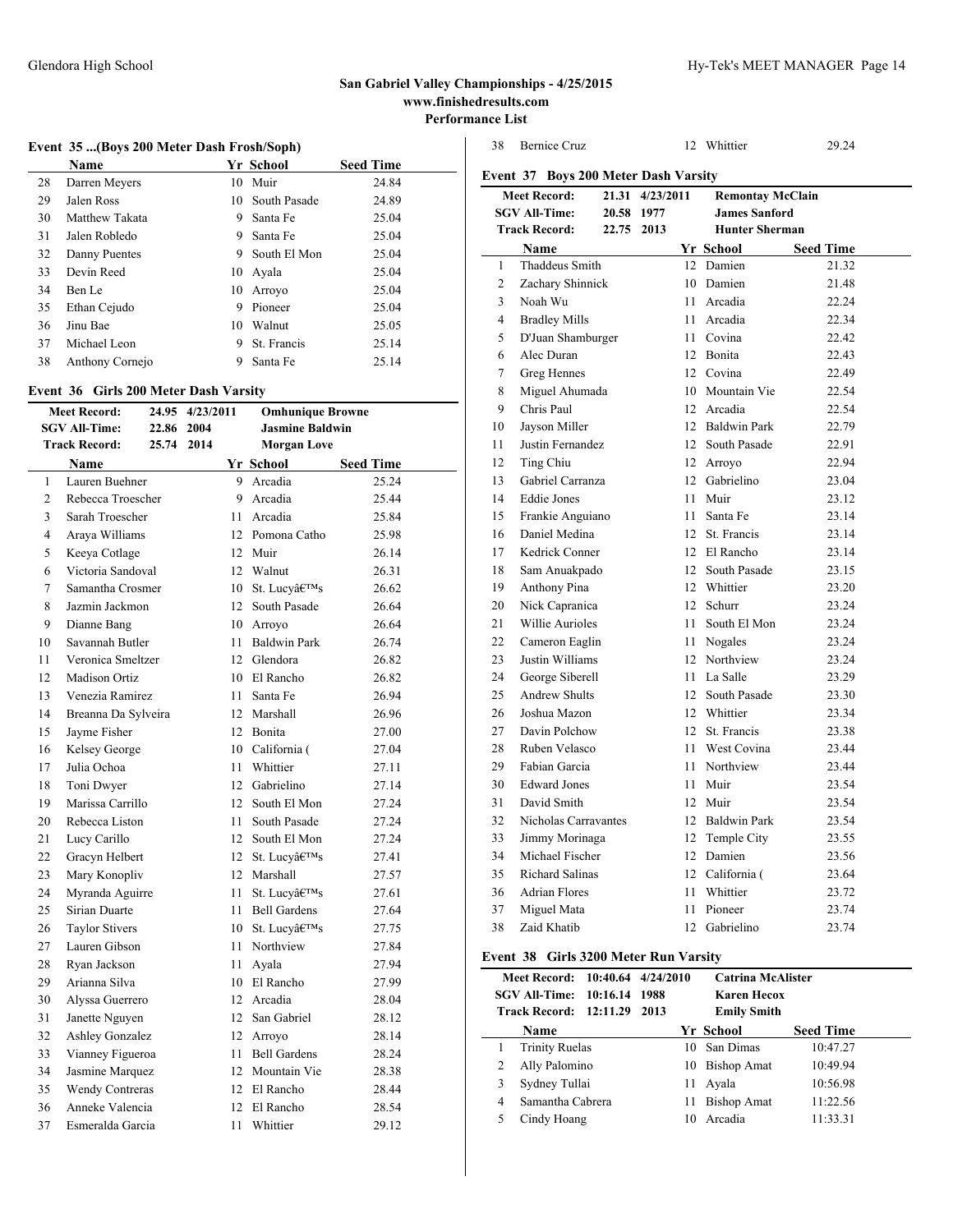## San Gabriel Valley Championships - 4/25/2015
**www.finishedresults.com**
**Performance List**

### Event 35 ...(Boys 200 Meter Dash Frosh/Soph)

| | Name | Yr | School | Seed Time |
|---|---|---|---|---|
| 28 | Darren Meyers | 10 | Muir | 24.84 |
| 29 | Jalen Ross | 10 | South Pasade | 24.89 |
| 30 | Matthew Takata | 9 | Santa Fe | 25.04 |
| 31 | Jalen Robledo | 9 | Santa Fe | 25.04 |
| 32 | Danny Puentes | 9 | South El Mon | 25.04 |
| 33 | Devin Reed | 10 | Ayala | 25.04 |
| 34 | Ben Le | 10 | Arroyo | 25.04 |
| 35 | Ethan Cejudo | 9 | Pioneer | 25.04 |
| 36 | Jinu Bae | 10 | Walnut | 25.05 |
| 37 | Michael Leon | 9 | St. Francis | 25.14 |
| 38 | Anthony Cornejo | 9 | Santa Fe | 25.14 |

### Event 36 Girls 200 Meter Dash Varsity

| | | | |
|---|---|---|---|
| **Meet Record:** | 24.95 | 4/23/2011 | **Omhunique Browne** |
| **SGV All-Time:** | 22.86 | 2004 | **Jasmine Baldwin** |
| **Track Record:** | 25.74 | 2014 | **Morgan Love** |

| | Name | Yr | School | Seed Time |
|---|---|---|---|---|
| 1 | Lauren Buehner | 9 | Arcadia | 25.24 |
| 2 | Rebecca Troescher | 9 | Arcadia | 25.44 |
| 3 | Sarah Troescher | 11 | Arcadia | 25.84 |
| 4 | Araya Williams | 12 | Pomona Catho | 25.98 |
| 5 | Keeya Cotlage | 12 | Muir | 26.14 |
| 6 | Victoria Sandoval | 12 | Walnut | 26.31 |
| 7 | Samantha Crosmer | 10 | St. Lucyâ€™s | 26.62 |
| 8 | Jazmin Jackmon | 12 | South Pasade | 26.64 |
| 9 | Dianne Bang | 10 | Arroyo | 26.64 |
| 10 | Savannah Butler | 11 | Baldwin Park | 26.74 |
| 11 | Veronica Smeltzer | 12 | Glendora | 26.82 |
| 12 | Madison Ortiz | 10 | El Rancho | 26.82 |
| 13 | Venezia Ramirez | 11 | Santa Fe | 26.94 |
| 14 | Breanna Da Sylveira | 12 | Marshall | 26.96 |
| 15 | Jayme Fisher | 12 | Bonita | 27.00 |
| 16 | Kelsey George | 10 | California ( | 27.04 |
| 17 | Julia Ochoa | 11 | Whittier | 27.11 |
| 18 | Toni Dwyer | 12 | Gabrielino | 27.14 |
| 19 | Marissa Carrillo | 12 | South El Mon | 27.24 |
| 20 | Rebecca Liston | 11 | South Pasade | 27.24 |
| 21 | Lucy Carillo | 12 | South El Mon | 27.24 |
| 22 | Gracyn Helbert | 12 | St. Lucyâ€™s | 27.41 |
| 23 | Mary Konopliv | 12 | Marshall | 27.57 |
| 24 | Myranda Aguirre | 11 | St. Lucyâ€™s | 27.61 |
| 25 | Sirian Duarte | 11 | Bell Gardens | 27.64 |
| 26 | Taylor Stivers | 10 | St. Lucyâ€™s | 27.75 |
| 27 | Lauren Gibson | 11 | Northview | 27.84 |
| 28 | Ryan Jackson | 11 | Ayala | 27.94 |
| 29 | Arianna Silva | 10 | El Rancho | 27.99 |
| 30 | Alyssa Guerrero | 12 | Arcadia | 28.04 |
| 31 | Janette Nguyen | 12 | San Gabriel | 28.12 |
| 32 | Ashley Gonzalez | 12 | Arroyo | 28.14 |
| 33 | Vianney Figueroa | 11 | Bell Gardens | 28.24 |
| 34 | Jasmine Marquez | 12 | Mountain Vie | 28.38 |
| 35 | Wendy Contreras | 12 | El Rancho | 28.44 |
| 36 | Anneke Valencia | 12 | El Rancho | 28.54 |
| 37 | Esmeralda Garcia | 11 | Whittier | 29.12 |
| 38 | Bernice Cruz | 12 | Whittier | 29.24 |

### Event 37 Boys 200 Meter Dash Varsity

| | | | |
|---|---|---|---|
| **Meet Record:** | 21.31 | 4/23/2011 | **Remontay McClain** |
| **SGV All-Time:** | 20.58 | 1977 | **James Sanford** |
| **Track Record:** | 22.75 | 2013 | **Hunter Sherman** |

| | Name | Yr | School | Seed Time |
|---|---|---|---|---|
| 1 | Thaddeus Smith | 12 | Damien | 21.32 |
| 2 | Zachary Shinnick | 10 | Damien | 21.48 |
| 3 | Noah Wu | 11 | Arcadia | 22.24 |
| 4 | Bradley Mills | 11 | Arcadia | 22.34 |
| 5 | D'Juan Shamburger | 11 | Covina | 22.42 |
| 6 | Alec Duran | 12 | Bonita | 22.43 |
| 7 | Greg Hennes | 12 | Covina | 22.49 |
| 8 | Miguel Ahumada | 10 | Mountain Vie | 22.54 |
| 9 | Chris Paul | 12 | Arcadia | 22.54 |
| 10 | Jayson Miller | 12 | Baldwin Park | 22.79 |
| 11 | Justin Fernandez | 12 | South Pasade | 22.91 |
| 12 | Ting Chiu | 12 | Arroyo | 22.94 |
| 13 | Gabriel Carranza | 12 | Gabrielino | 23.04 |
| 14 | Eddie Jones | 11 | Muir | 23.12 |
| 15 | Frankie Anguiano | 11 | Santa Fe | 23.14 |
| 16 | Daniel Medina | 12 | St. Francis | 23.14 |
| 17 | Kedrick Conner | 12 | El Rancho | 23.14 |
| 18 | Sam Anuakpado | 12 | South Pasade | 23.15 |
| 19 | Anthony Pina | 12 | Whittier | 23.20 |
| 20 | Nick Capranica | 12 | Schurr | 23.24 |
| 21 | Willie Aurioles | 11 | South El Mon | 23.24 |
| 22 | Cameron Eaglin | 11 | Nogales | 23.24 |
| 23 | Justin Williams | 12 | Northview | 23.24 |
| 24 | George Siberell | 11 | La Salle | 23.29 |
| 25 | Andrew Shults | 12 | South Pasade | 23.30 |
| 26 | Joshua Mazon | 12 | Whittier | 23.34 |
| 27 | Davin Polchow | 12 | St. Francis | 23.38 |
| 28 | Ruben Velasco | 11 | West Covina | 23.44 |
| 29 | Fabian Garcia | 11 | Northview | 23.44 |
| 30 | Edward Jones | 11 | Muir | 23.54 |
| 31 | David Smith | 12 | Muir | 23.54 |
| 32 | Nicholas Carravantes | 12 | Baldwin Park | 23.54 |
| 33 | Jimmy Morinaga | 12 | Temple City | 23.55 |
| 34 | Michael Fischer | 12 | Damien | 23.56 |
| 35 | Richard Salinas | 12 | California ( | 23.64 |
| 36 | Adrian Flores | 11 | Whittier | 23.72 |
| 37 | Miguel Mata | 11 | Pioneer | 23.74 |
| 38 | Zaid Khatib | 12 | Gabrielino | 23.74 |

### Event 38 Girls 3200 Meter Run Varsity

| | | | |
|---|---|---|---|
| **Meet Record:** | 10:40.64 | 4/24/2010 | **Catrina McAlister** |
| **SGV All-Time:** | 10:16.14 | 1988 | **Karen Hecox** |
| **Track Record:** | 12:11.29 | 2013 | **Emily Smith** |

| | Name | Yr | School | Seed Time |
|---|---|---|---|---|
| 1 | Trinity Ruelas | 10 | San Dimas | 10:47.27 |
| 2 | Ally Palomino | 10 | Bishop Amat | 10:49.94 |
| 3 | Sydney Tullai | 11 | Ayala | 10:56.98 |
| 4 | Samantha Cabrera | 11 | Bishop Amat | 11:22.56 |
| 5 | Cindy Hoang | 10 | Arcadia | 11:33.31 |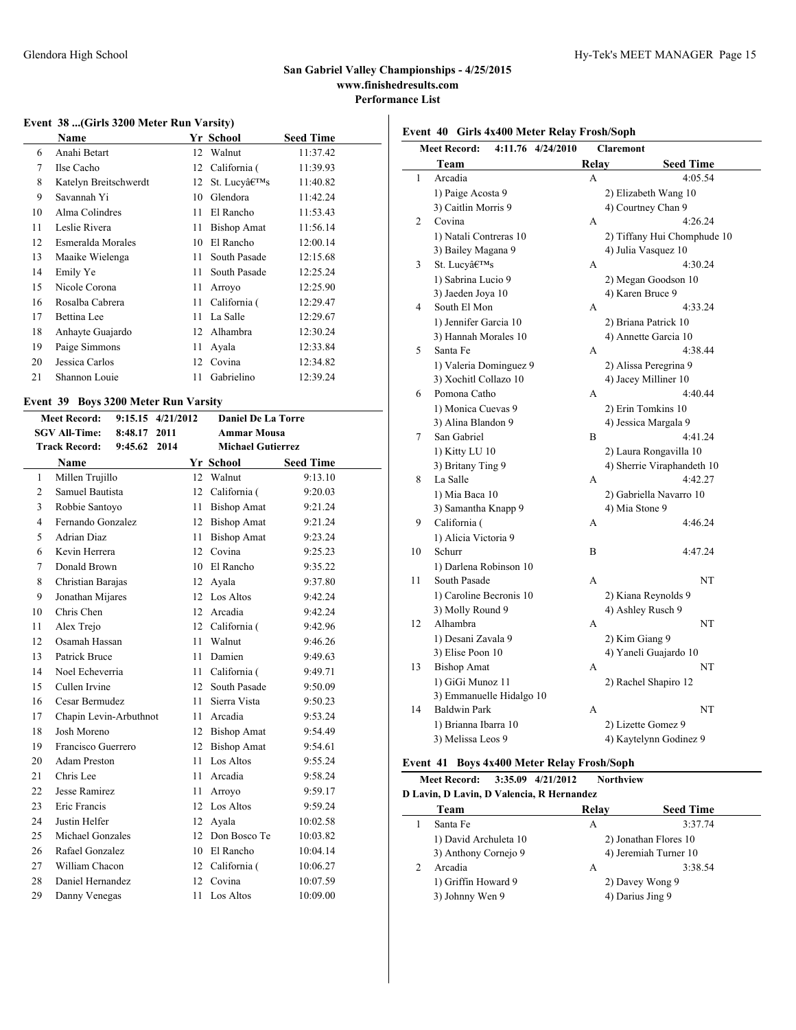## San Gabriel Valley Championships - 4/25/2015
**www.finishedresults.com**
**Performance List**

### Event 38 ...(Girls 3200 Meter Run Varsity)

| | Name | Yr | School | Seed Time |
|---|---|---|---|---|
| 6 | Anahi Betart | 12 | Walnut | 11:37.42 |
| 7 | Ilse Cacho | 12 | California ( | 11:39.93 |
| 8 | Katelyn Breitschwerdt | 12 | St. Lucyâ€™s | 11:40.82 |
| 9 | Savannah Yi | 10 | Glendora | 11:42.24 |
| 10 | Alma Colindres | 11 | El Rancho | 11:53.43 |
| 11 | Leslie Rivera | 11 | Bishop Amat | 11:56.14 |
| 12 | Esmeralda Morales | 10 | El Rancho | 12:00.14 |
| 13 | Maaike Wielenga | 11 | South Pasade | 12:15.68 |
| 14 | Emily Ye | 11 | South Pasade | 12:25.24 |
| 15 | Nicole Corona | 11 | Arroyo | 12:25.90 |
| 16 | Rosalba Cabrera | 11 | California ( | 12:29.47 |
| 17 | Bettina Lee | 11 | La Salle | 12:29.67 |
| 18 | Anhayte Guajardo | 12 | Alhambra | 12:30.24 |
| 19 | Paige Simmons | 11 | Ayala | 12:33.84 |
| 20 | Jessica Carlos | 12 | Covina | 12:34.82 |
| 21 | Shannon Louie | 11 | Gabrielino | 12:39.24 |

### Event 39 Boys 3200 Meter Run Varsity

**Meet Record:** 9:15.15 4/21/2012 **Daniel De La Torre**
**SGV All-Time:** 8:48.17 2011 **Ammar Mousa**
**Track Record:** 9:45.62 2014 **Michael Gutierrez**

| | Name | Yr | School | Seed Time |
|---|---|---|---|---|
| 1 | Millen Trujillo | 12 | Walnut | 9:13.10 |
| 2 | Samuel Bautista | 12 | California ( | 9:20.03 |
| 3 | Robbie Santoyo | 11 | Bishop Amat | 9:21.24 |
| 4 | Fernando Gonzalez | 12 | Bishop Amat | 9:21.24 |
| 5 | Adrian Diaz | 11 | Bishop Amat | 9:23.24 |
| 6 | Kevin Herrera | 12 | Covina | 9:25.23 |
| 7 | Donald Brown | 10 | El Rancho | 9:35.22 |
| 8 | Christian Barajas | 12 | Ayala | 9:37.80 |
| 9 | Jonathan Mijares | 12 | Los Altos | 9:42.24 |
| 10 | Chris Chen | 12 | Arcadia | 9:42.24 |
| 11 | Alex Trejo | 12 | California ( | 9:42.96 |
| 12 | Osamah Hassan | 11 | Walnut | 9:46.26 |
| 13 | Patrick Bruce | 11 | Damien | 9:49.63 |
| 14 | Noel Echeverria | 11 | California ( | 9:49.71 |
| 15 | Cullen Irvine | 12 | South Pasade | 9:50.09 |
| 16 | Cesar Bermudez | 11 | Sierra Vista | 9:50.23 |
| 17 | Chapin Levin-Arbuthnot | 11 | Arcadia | 9:53.24 |
| 18 | Josh Moreno | 12 | Bishop Amat | 9:54.49 |
| 19 | Francisco Guerrero | 12 | Bishop Amat | 9:54.61 |
| 20 | Adam Preston | 11 | Los Altos | 9:55.24 |
| 21 | Chris Lee | 11 | Arcadia | 9:58.24 |
| 22 | Jesse Ramirez | 11 | Arroyo | 9:59.17 |
| 23 | Eric Francis | 12 | Los Altos | 9:59.24 |
| 24 | Justin Helfer | 12 | Ayala | 10:02.58 |
| 25 | Michael Gonzales | 12 | Don Bosco Te | 10:03.82 |
| 26 | Rafael Gonzalez | 10 | El Rancho | 10:04.14 |
| 27 | William Chacon | 12 | California ( | 10:06.27 |
| 28 | Daniel Hernandez | 12 | Covina | 10:07.59 |
| 29 | Danny Venegas | 11 | Los Altos | 10:09.00 |

### Event 40 Girls 4x400 Meter Relay Frosh/Soph

**Meet Record:** 4:11.76 4/24/2010 **Claremont**

| | Team | Relay | Seed Time |
|---|---|---|---|
| 1 | Arcadia | A | 4:05.54 |
| | 1) Paige Acosta 9 | 2) Elizabeth Wang 10 | |
| | 3) Caitlin Morris 9 | 4) Courtney Chan 9 | |
| 2 | Covina | A | 4:26.24 |
| | 1) Natali Contreras 10 | 2) Tiffany Hui Chomphude 10 | |
| | 3) Bailey Magana 9 | 4) Julia Vasquez 10 | |
| 3 | St. Lucyâ€™s | A | 4:30.24 |
| | 1) Sabrina Lucio 9 | 2) Megan Goodson 10 | |
| | 3) Jaeden Joya 10 | 4) Karen Bruce 9 | |
| 4 | South El Mon | A | 4:33.24 |
| | 1) Jennifer Garcia 10 | 2) Briana Patrick 10 | |
| | 3) Hannah Morales 10 | 4) Annette Garcia 10 | |
| 5 | Santa Fe | A | 4:38.44 |
| | 1) Valeria Dominguez 9 | 2) Alissa Peregrina 9 | |
| | 3) Xochitl Collazo 10 | 4) Jacey Milliner 10 | |
| 6 | Pomona Catho | A | 4:40.44 |
| | 1) Monica Cuevas 9 | 2) Erin Tomkins 10 | |
| | 3) Alina Blandon 9 | 4) Jessica Margala 9 | |
| 7 | San Gabriel | B | 4:41.24 |
| | 1) Kitty LU 10 | 2) Laura Rongavilla 10 | |
| | 3) Britany Ting 9 | 4) Sherrie Viraphandeth 10 | |
| 8 | La Salle | A | 4:42.27 |
| | 1) Mia Baca 10 | 2) Gabriella Navarro 10 | |
| | 3) Samantha Knapp 9 | 4) Mia Stone 9 | |
| 9 | California ( | A | 4:46.24 |
| | 1) Alicia Victoria 9 | | |
| 10 | Schurr | B | 4:47.24 |
| | 1) Darlena Robinson 10 | | |
| 11 | South Pasade | A | NT |
| | 1) Caroline Becronis 10 | 2) Kiana Reynolds 9 | |
| | 3) Molly Round 9 | 4) Ashley Rusch 9 | |
| 12 | Alhambra | A | NT |
| | 1) Desani Zavala 9 | 2) Kim Giang 9 | |
| | 3) Elise Poon 10 | 4) Yaneli Guajardo 10 | |
| 13 | Bishop Amat | A | NT |
| | 1) GiGi Munoz 11 | 2) Rachel Shapiro 12 | |
| | 3) Emmanuelle Hidalgo 10 | | |
| 14 | Baldwin Park | A | NT |
| | 1) Brianna Ibarra 10 | 2) Lizette Gomez 9 | |
| | 3) Melissa Leos 9 | 4) Kaytelynn Godinez 9 | |

### Event 41 Boys 4x400 Meter Relay Frosh/Soph

**Meet Record:** 3:35.09 4/21/2012 **Northview**
**D Lavin, D Lavin, D Valencia, R Hernandez**

| | Team | Relay | Seed Time |
|---|---|---|---|
| 1 | Santa Fe | A | 3:37.74 |
| | 1) David Archuleta 10 | 2) Jonathan Flores 10 | |
| | 3) Anthony Cornejo 9 | 4) Jeremiah Turner 10 | |
| 2 | Arcadia | A | 3:38.54 |
| | 1) Griffin Howard 9 | 2) Davey Wong 9 | |
| | 3) Johnny Wen 9 | 4) Darius Jing 9 | |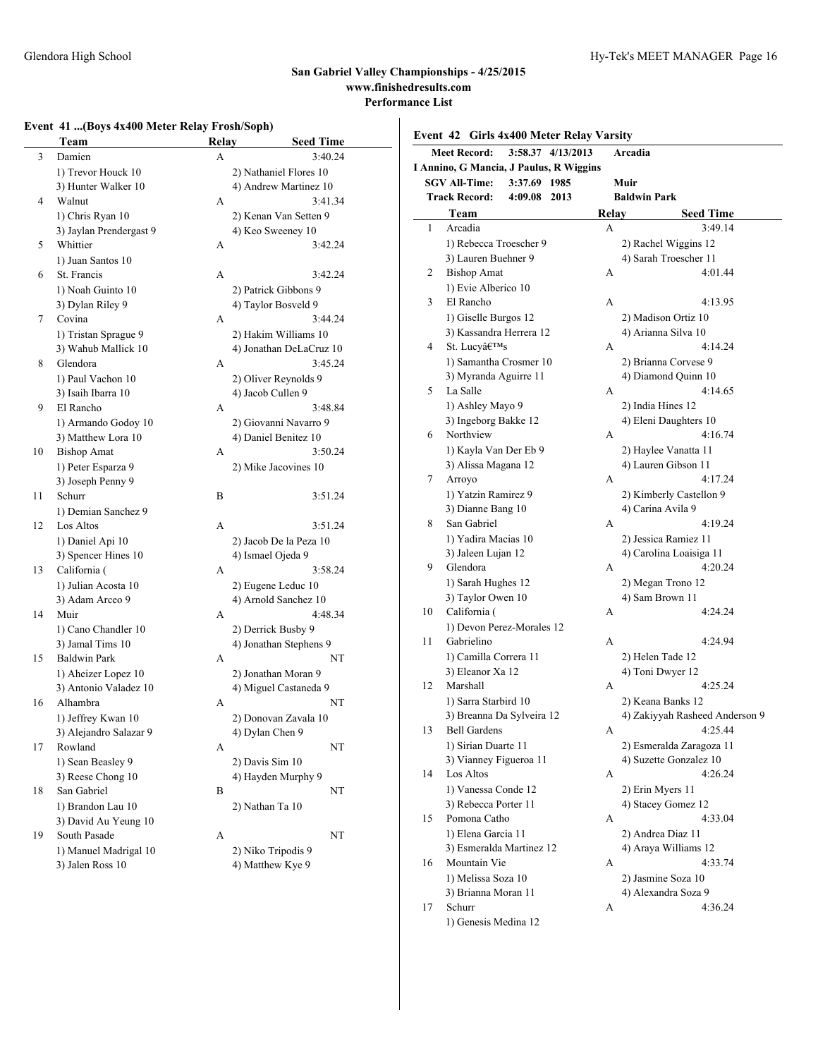## San Gabriel Valley Championships - 4/25/2015
**www.finishedresults.com**
**Performance List**

### Event 41 ...(Boys 4x400 Meter Relay Frosh/Soph)

| | Team | Relay | Seed Time |
|---|---|---|---|
| 3 | Damien | A | 3:40.24 |
| | 1) Trevor Houck 10 | 2) Nathaniel Flores 10 | |
| | 3) Hunter Walker 10 | 4) Andrew Martinez 10 | |
| 4 | Walnut | A | 3:41.34 |
| | 1) Chris Ryan 10 | 2) Kenan Van Setten 9 | |
| | 3) Jaylan Prendergast 9 | 4) Keo Sweeney 10 | |
| 5 | Whittier | A | 3:42.24 |
| | 1) Juan Santos 10 | | |
| 6 | St. Francis | A | 3:42.24 |
| | 1) Noah Guinto 10 | 2) Patrick Gibbons 9 | |
| | 3) Dylan Riley 9 | 4) Taylor Bosveld 9 | |
| 7 | Covina | A | 3:44.24 |
| | 1) Tristan Sprague 9 | 2) Hakim Williams 10 | |
| | 3) Wahub Mallick 10 | 4) Jonathan DeLaCruz 10 | |
| 8 | Glendora | A | 3:45.24 |
| | 1) Paul Vachon 10 | 2) Oliver Reynolds 9 | |
| | 3) Isaih Ibarra 10 | 4) Jacob Cullen 9 | |
| 9 | El Rancho | A | 3:48.84 |
| | 1) Armando Godoy 10 | 2) Giovanni Navarro 9 | |
| | 3) Matthew Lora 10 | 4) Daniel Benitez 10 | |
| 10 | Bishop Amat | A | 3:50.24 |
| | 1) Peter Esparza 9 | 2) Mike Jacovines 10 | |
| | 3) Joseph Penny 9 | | |
| 11 | Schurr | B | 3:51.24 |
| | 1) Demian Sanchez 9 | | |
| 12 | Los Altos | A | 3:51.24 |
| | 1) Daniel Api 10 | 2) Jacob De la Peza 10 | |
| | 3) Spencer Hines 10 | 4) Ismael Ojeda 9 | |
| 13 | California ( | A | 3:58.24 |
| | 1) Julian Acosta 10 | 2) Eugene Leduc 10 | |
| | 3) Adam Arceo 9 | 4) Arnold Sanchez 10 | |
| 14 | Muir | A | 4:48.34 |
| | 1) Cano Chandler 10 | 2) Derrick Busby 9 | |
| | 3) Jamal Tims 10 | 4) Jonathan Stephens 9 | |
| 15 | Baldwin Park | A | NT |
| | 1) Aheizer Lopez 10 | 2) Jonathan Moran 9 | |
| | 3) Antonio Valadez 10 | 4) Miguel Castaneda 9 | |
| 16 | Alhambra | A | NT |
| | 1) Jeffrey Kwan 10 | 2) Donovan Zavala 10 | |
| | 3) Alejandro Salazar 9 | 4) Dylan Chen 9 | |
| 17 | Rowland | A | NT |
| | 1) Sean Beasley 9 | 2) Davis Sim 10 | |
| | 3) Reese Chong 10 | 4) Hayden Murphy 9 | |
| 18 | San Gabriel | B | NT |
| | 1) Brandon Lau 10 | 2) Nathan Ta 10 | |
| | 3) David Au Yeung 10 | | |
| 19 | South Pasade | A | NT |
| | 1) Manuel Madrigal 10 | 2) Niko Tripodis 9 | |
| | 3) Jalen Ross 10 | 4) Matthew Kye 9 | |

### Event 42 Girls 4x400 Meter Relay Varsity

**Meet Record:** 3:58.37 4/13/2013 Arcadia
I Annino, G Mancia, J Paulus, R Wiggins
**SGV All-Time:** 3:37.69 1985 Muir
**Track Record:** 4:09.08 2013 Baldwin Park

| | Team | Relay | Seed Time |
|---|---|---|---|
| 1 | Arcadia | A | 3:49.14 |
| | 1) Rebecca Troescher 9 | 2) Rachel Wiggins 12 | |
| | 3) Lauren Buehner 9 | 4) Sarah Troescher 11 | |
| 2 | Bishop Amat | A | 4:01.44 |
| | 1) Evie Alberico 10 | | |
| 3 | El Rancho | A | 4:13.95 |
| | 1) Giselle Burgos 12 | 2) Madison Ortiz 10 | |
| | 3) Kassandra Herrera 12 | 4) Arianna Silva 10 | |
| 4 | St. Lucyâ€™s | A | 4:14.24 |
| | 1) Samantha Crosmer 10 | 2) Brianna Corvese 9 | |
| | 3) Myranda Aguirre 11 | 4) Diamond Quinn 10 | |
| 5 | La Salle | A | 4:14.65 |
| | 1) Ashley Mayo 9 | 2) India Hines 12 | |
| | 3) Ingeborg Bakke 12 | 4) Eleni Daughters 10 | |
| 6 | Northview | A | 4:16.74 |
| | 1) Kayla Van Der Eb 9 | 2) Haylee Vanatta 11 | |
| | 3) Alissa Magana 12 | 4) Lauren Gibson 11 | |
| 7 | Arroyo | A | 4:17.24 |
| | 1) Yatzin Ramirez 9 | 2) Kimberly Castellon 9 | |
| | 3) Dianne Bang 10 | 4) Carina Avila 9 | |
| 8 | San Gabriel | A | 4:19.24 |
| | 1) Yadira Macias 10 | 2) Jessica Ramiez 11 | |
| | 3) Jaleen Lujan 12 | 4) Carolina Loaisiga 11 | |
| 9 | Glendora | A | 4:20.24 |
| | 1) Sarah Hughes 12 | 2) Megan Trono 12 | |
| | 3) Taylor Owen 10 | 4) Sam Brown 11 | |
| 10 | California ( | A | 4:24.24 |
| | 1) Devon Perez-Morales 12 | | |
| 11 | Gabrielino | A | 4:24.94 |
| | 1) Camilla Correra 11 | 2) Helen Tade 12 | |
| | 3) Eleanor Xa 12 | 4) Toni Dwyer 12 | |
| 12 | Marshall | A | 4:25.24 |
| | 1) Sarra Starbird 10 | 2) Keana Banks 12 | |
| | 3) Breanna Da Sylveira 12 | 4) Zakiyyah Rasheed Anderson 9 | |
| 13 | Bell Gardens | A | 4:25.44 |
| | 1) Sirian Duarte 11 | 2) Esmeralda Zaragoza 11 | |
| | 3) Vianney Figueroa 11 | 4) Suzette Gonzalez 10 | |
| 14 | Los Altos | A | 4:26.24 |
| | 1) Vanessa Conde 12 | 2) Erin Myers 11 | |
| | 3) Rebecca Porter 11 | 4) Stacey Gomez 12 | |
| 15 | Pomona Catho | A | 4:33.04 |
| | 1) Elena Garcia 11 | 2) Andrea Diaz 11 | |
| | 3) Esmeralda Martinez 12 | 4) Araya Williams 12 | |
| 16 | Mountain Vie | A | 4:33.74 |
| | 1) Melissa Soza 10 | 2) Jasmine Soza 10 | |
| | 3) Brianna Moran 11 | 4) Alexandra Soza 9 | |
| 17 | Schurr | A | 4:36.24 |
| | 1) Genesis Medina 12 | | |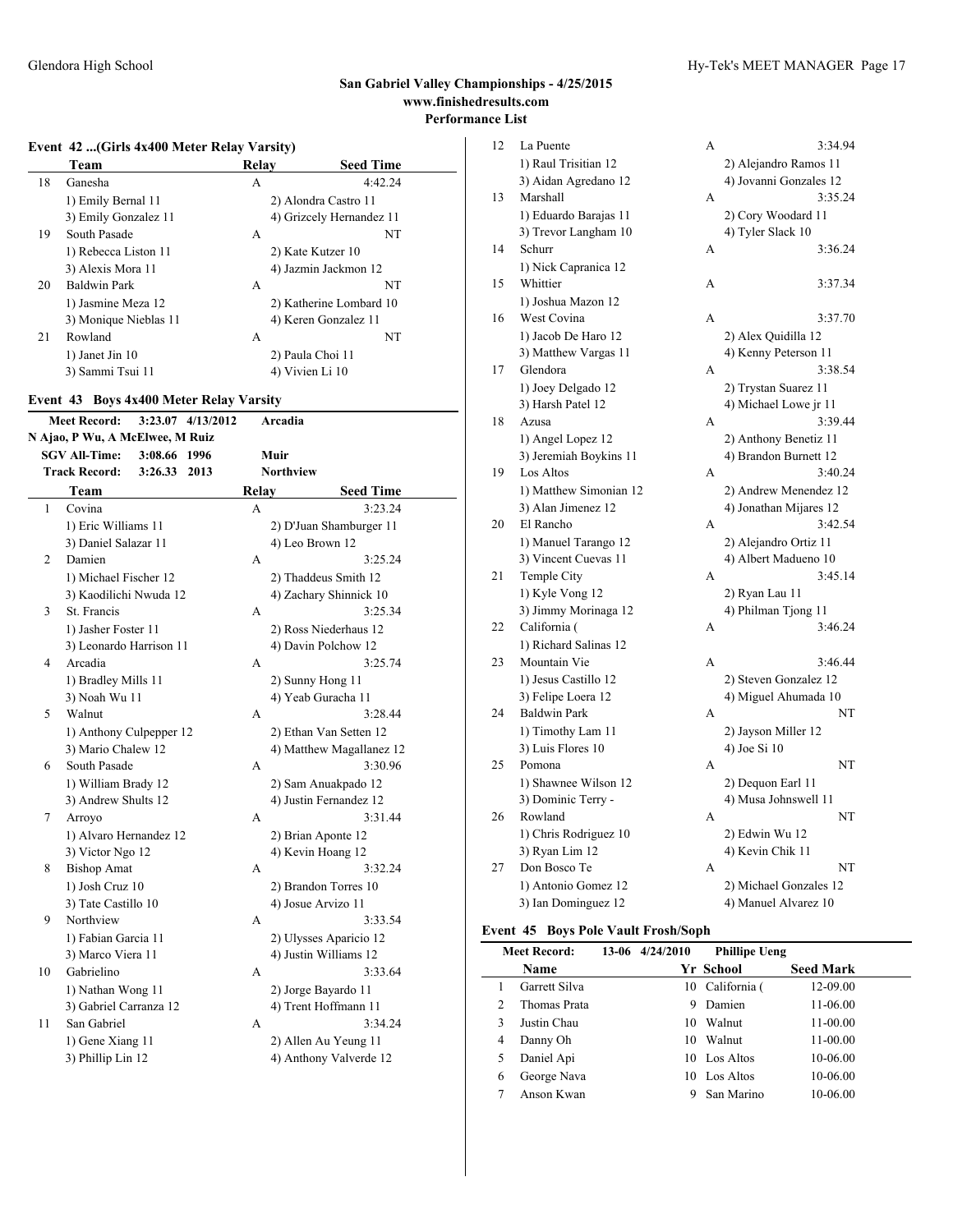**San Gabriel Valley Championships - 4/25/2015**
**www.finishedresults.com**
**Performance List**

### Event 42 ...(Girls 4x400 Meter Relay Varsity)

| | Team | Relay | Seed Time |
|---|---|---|---|
| 18 | Ganesha | A | 4:42.24 |
| | 1) Emily Bernal 11 | 2) Alondra Castro 11 | |
| | 3) Emily Gonzalez 11 | 4) Grizcely Hernandez 11 | |
| 19 | South Pasade | A | NT |
| | 1) Rebecca Liston 11 | 2) Kate Kutzer 10 | |
| | 3) Alexis Mora 11 | 4) Jazmin Jackmon 12 | |
| 20 | Baldwin Park | A | NT |
| | 1) Jasmine Meza 12 | 2) Katherine Lombard 10 | |
| | 3) Monique Nieblas 11 | 4) Keren Gonzalez 11 | |
| 21 | Rowland | A | NT |
| | 1) Janet Jin 10 | 2) Paula Choi 11 | |
| | 3) Sammi Tsui 11 | 4) Vivien Li 10 | |

### Event 43 Boys 4x400 Meter Relay Varsity

**Meet Record:** 3:23.07 4/13/2012 Arcadia
N Ajao, P Wu, A McElwee, M Ruiz
**SGV All-Time:** 3:08.66 1996 Muir
**Track Record:** 3:26.33 2013 Northview

| | Team | Relay | Seed Time |
|---|---|---|---|
| 1 | Covina | A | 3:23.24 |
| | 1) Eric Williams 11 | 2) D'Juan Shamburger 11 | |
| | 3) Daniel Salazar 11 | 4) Leo Brown 12 | |
| 2 | Damien | A | 3:25.24 |
| | 1) Michael Fischer 12 | 2) Thaddeus Smith 12 | |
| | 3) Kaodilichi Nwuda 12 | 4) Zachary Shinnick 10 | |
| 3 | St. Francis | A | 3:25.34 |
| | 1) Jasher Foster 11 | 2) Ross Niederhaus 12 | |
| | 3) Leonardo Harrison 11 | 4) Davin Polchow 12 | |
| 4 | Arcadia | A | 3:25.74 |
| | 1) Bradley Mills 11 | 2) Sunny Hong 11 | |
| | 3) Noah Wu 11 | 4) Yeab Guracha 11 | |
| 5 | Walnut | A | 3:28.44 |
| | 1) Anthony Culpepper 12 | 2) Ethan Van Setten 12 | |
| | 3) Mario Chalew 12 | 4) Matthew Magallanez 12 | |
| 6 | South Pasade | A | 3:30.96 |
| | 1) William Brady 12 | 2) Sam Anuakpado 12 | |
| | 3) Andrew Shults 12 | 4) Justin Fernandez 12 | |
| 7 | Arroyo | A | 3:31.44 |
| | 1) Alvaro Hernandez 12 | 2) Brian Aponte 12 | |
| | 3) Victor Ngo 12 | 4) Kevin Hoang 12 | |
| 8 | Bishop Amat | A | 3:32.24 |
| | 1) Josh Cruz 10 | 2) Brandon Torres 10 | |
| | 3) Tate Castillo 10 | 4) Josue Arvizo 11 | |
| 9 | Northview | A | 3:33.54 |
| | 1) Fabian Garcia 11 | 2) Ulysses Aparicio 12 | |
| | 3) Marco Viera 11 | 4) Justin Williams 12 | |
| 10 | Gabrielino | A | 3:33.64 |
| | 1) Nathan Wong 11 | 2) Jorge Bayardo 11 | |
| | 3) Gabriel Carranza 12 | 4) Trent Hoffmann 11 | |
| 11 | San Gabriel | A | 3:34.24 |
| | 1) Gene Xiang 11 | 2) Allen Au Yeung 11 | |
| | 3) Phillip Lin 12 | 4) Anthony Valverde 12 | |
| 12 | La Puente | A | 3:34.94 |
| | 1) Raul Trisitian 12 | 2) Alejandro Ramos 11 | |
| | 3) Aidan Agredano 12 | 4) Jovanni Gonzales 12 | |
| 13 | Marshall | A | 3:35.24 |
| | 1) Eduardo Barajas 11 | 2) Cory Woodard 11 | |
| | 3) Trevor Langham 10 | 4) Tyler Slack 10 | |
| 14 | Schurr | A | 3:36.24 |
| | 1) Nick Capranica 12 | | |
| 15 | Whittier | A | 3:37.34 |
| | 1) Joshua Mazon 12 | | |
| 16 | West Covina | A | 3:37.70 |
| | 1) Jacob De Haro 12 | 2) Alex Quidilla 12 | |
| | 3) Matthew Vargas 11 | 4) Kenny Peterson 11 | |
| 17 | Glendora | A | 3:38.54 |
| | 1) Joey Delgado 12 | 2) Trystan Suarez 11 | |
| | 3) Harsh Patel 12 | 4) Michael Lowe jr 11 | |
| 18 | Azusa | A | 3:39.44 |
| | 1) Angel Lopez 12 | 2) Anthony Benetiz 11 | |
| | 3) Jeremiah Boykins 11 | 4) Brandon Burnett 12 | |
| 19 | Los Altos | A | 3:40.24 |
| | 1) Matthew Simonian 12 | 2) Andrew Menendez 12 | |
| | 3) Alan Jimenez 12 | 4) Jonathan Mijares 12 | |
| 20 | El Rancho | A | 3:42.54 |
| | 1) Manuel Tarango 12 | 2) Alejandro Ortiz 11 | |
| | 3) Vincent Cuevas 11 | 4) Albert Madueno 10 | |
| 21 | Temple City | A | 3:45.14 |
| | 1) Kyle Vong 12 | 2) Ryan Lau 11 | |
| | 3) Jimmy Morinaga 12 | 4) Philman Tjong 11 | |
| 22 | California ( | A | 3:46.24 |
| | 1) Richard Salinas 12 | | |
| 23 | Mountain Vie | A | 3:46.44 |
| | 1) Jesus Castillo 12 | 2) Steven Gonzalez 12 | |
| | 3) Felipe Loera 12 | 4) Miguel Ahumada 10 | |
| 24 | Baldwin Park | A | NT |
| | 1) Timothy Lam 11 | 2) Jayson Miller 12 | |
| | 3) Luis Flores 10 | 4) Joe Si 10 | |
| 25 | Pomona | A | NT |
| | 1) Shawnee Wilson 12 | 2) Dequon Earl 11 | |
| | 3) Dominic Terry - | 4) Musa Johnswell 11 | |
| 26 | Rowland | A | NT |
| | 1) Chris Rodriguez 10 | 2) Edwin Wu 12 | |
| | 3) Ryan Lim 12 | 4) Kevin Chik 11 | |
| 27 | Don Bosco Te | A | NT |
| | 1) Antonio Gomez 12 | 2) Michael Gonzales 12 | |
| | 3) Ian Dominguez 12 | 4) Manuel Alvarez 10 | |

### Event 45 Boys Pole Vault Frosh/Soph

**Meet Record:** 13-06 4/24/2010 Phillipe Ueng

| | Name | Yr | School | Seed Mark |
|---|---|---|---|---|
| 1 | Garrett Silva | 10 | California ( | 12-09.00 |
| 2 | Thomas Prata | 9 | Damien | 11-06.00 |
| 3 | Justin Chau | 10 | Walnut | 11-00.00 |
| 4 | Danny Oh | 10 | Walnut | 11-00.00 |
| 5 | Daniel Api | 10 | Los Altos | 10-06.00 |
| 6 | George Nava | 10 | Los Altos | 10-06.00 |
| 7 | Anson Kwan | 9 | San Marino | 10-06.00 |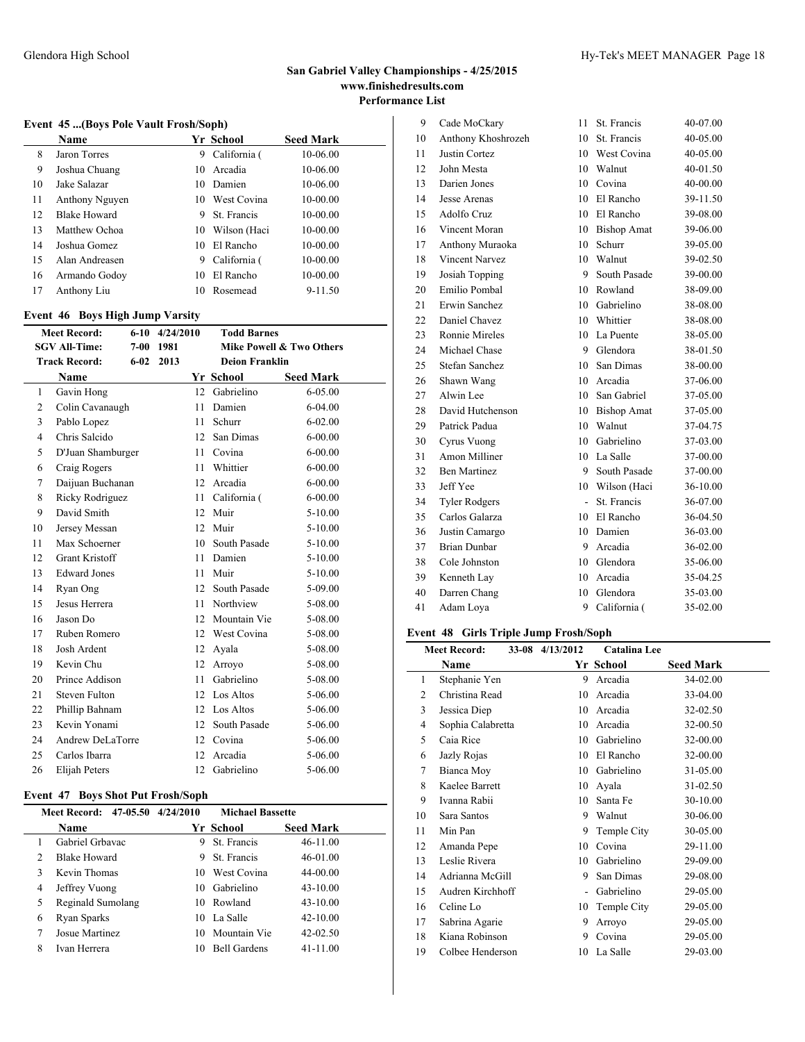# San Gabriel Valley Championships - 4/25/2015

**www.finishedresults.com**

**Performance List**

### Event 45 ...(Boys Pole Vault Frosh/Soph)

| | Name | Yr | School | Seed Mark |
|---|---|---|---|---|
| 8 | Jaron Torres | 9 | California ( | 10-06.00 |
| 9 | Joshua Chuang | 10 | Arcadia | 10-06.00 |
| 10 | Jake Salazar | 10 | Damien | 10-06.00 |
| 11 | Anthony Nguyen | 10 | West Covina | 10-00.00 |
| 12 | Blake Howard | 9 | St. Francis | 10-00.00 |
| 13 | Matthew Ochoa | 10 | Wilson (Haci | 10-00.00 |
| 14 | Joshua Gomez | 10 | El Rancho | 10-00.00 |
| 15 | Alan Andreasen | 9 | California ( | 10-00.00 |
| 16 | Armando Godoy | 10 | El Rancho | 10-00.00 |
| 17 | Anthony Liu | 10 | Rosemead | 9-11.50 |

### Event 46 Boys High Jump Varsity

| | | | |
|---|---|---|---|
| **Meet Record:** | 6-10 | 4/24/2010 | Todd Barnes |
| **SGV All-Time:** | 7-00 | 1981 | Mike Powell & Two Others |
| **Track Record:** | 6-02 | 2013 | Deion Franklin |

| | Name | Yr | School | Seed Mark |
|---|---|---|---|---|
| 1 | Gavin Hong | 12 | Gabrielino | 6-05.00 |
| 2 | Colin Cavanaugh | 11 | Damien | 6-04.00 |
| 3 | Pablo Lopez | 11 | Schurr | 6-02.00 |
| 4 | Chris Salcido | 12 | San Dimas | 6-00.00 |
| 5 | D'Juan Shamburger | 11 | Covina | 6-00.00 |
| 6 | Craig Rogers | 11 | Whittier | 6-00.00 |
| 7 | Daijuan Buchanan | 12 | Arcadia | 6-00.00 |
| 8 | Ricky Rodriguez | 11 | California ( | 6-00.00 |
| 9 | David Smith | 12 | Muir | 5-10.00 |
| 10 | Jersey Messan | 12 | Muir | 5-10.00 |
| 11 | Max Schoerner | 10 | South Pasade | 5-10.00 |
| 12 | Grant Kristoff | 11 | Damien | 5-10.00 |
| 13 | Edward Jones | 11 | Muir | 5-10.00 |
| 14 | Ryan Ong | 12 | South Pasade | 5-09.00 |
| 15 | Jesus Herrera | 11 | Northview | 5-08.00 |
| 16 | Jason Do | 12 | Mountain Vie | 5-08.00 |
| 17 | Ruben Romero | 12 | West Covina | 5-08.00 |
| 18 | Josh Ardent | 12 | Ayala | 5-08.00 |
| 19 | Kevin Chu | 12 | Arroyo | 5-08.00 |
| 20 | Prince Addison | 11 | Gabrielino | 5-08.00 |
| 21 | Steven Fulton | 12 | Los Altos | 5-06.00 |
| 22 | Phillip Bahnam | 12 | Los Altos | 5-06.00 |
| 23 | Kevin Yonami | 12 | South Pasade | 5-06.00 |
| 24 | Andrew DeLaTorre | 12 | Covina | 5-06.00 |
| 25 | Carlos Ibarra | 12 | Arcadia | 5-06.00 |
| 26 | Elijah Peters | 12 | Gabrielino | 5-06.00 |

### Event 47 Boys Shot Put Frosh/Soph

**Meet Record:** 47-05.50 4/24/2010 Michael Bassette

| | Name | Yr | School | Seed Mark |
|---|---|---|---|---|
| 1 | Gabriel Grbavac | 9 | St. Francis | 46-11.00 |
| 2 | Blake Howard | 9 | St. Francis | 46-01.00 |
| 3 | Kevin Thomas | 10 | West Covina | 44-00.00 |
| 4 | Jeffrey Vuong | 10 | Gabrielino | 43-10.00 |
| 5 | Reginald Sumolang | 10 | Rowland | 43-10.00 |
| 6 | Ryan Sparks | 10 | La Salle | 42-10.00 |
| 7 | Josue Martinez | 10 | Mountain Vie | 42-02.50 |
| 8 | Ivan Herrera | 10 | Bell Gardens | 41-11.00 |
| 9 | Cade MoCkary | 11 | St. Francis | 40-07.00 |
| 10 | Anthony Khoshrozeh | 10 | St. Francis | 40-05.00 |
| 11 | Justin Cortez | 10 | West Covina | 40-05.00 |
| 12 | John Mesta | 10 | Walnut | 40-01.50 |
| 13 | Darien Jones | 10 | Covina | 40-00.00 |
| 14 | Jesse Arenas | 10 | El Rancho | 39-11.50 |
| 15 | Adolfo Cruz | 10 | El Rancho | 39-08.00 |
| 16 | Vincent Moran | 10 | Bishop Amat | 39-06.00 |
| 17 | Anthony Muraoka | 10 | Schurr | 39-05.00 |
| 18 | Vincent Narvez | 10 | Walnut | 39-02.50 |
| 19 | Josiah Topping | 9 | South Pasade | 39-00.00 |
| 20 | Emilio Pombal | 10 | Rowland | 38-09.00 |
| 21 | Erwin Sanchez | 10 | Gabrielino | 38-08.00 |
| 22 | Daniel Chavez | 10 | Whittier | 38-08.00 |
| 23 | Ronnie Mireles | 10 | La Puente | 38-05.00 |
| 24 | Michael Chase | 9 | Glendora | 38-01.50 |
| 25 | Stefan Sanchez | 10 | San Dimas | 38-00.00 |
| 26 | Shawn Wang | 10 | Arcadia | 37-06.00 |
| 27 | Alwin Lee | 10 | San Gabriel | 37-05.00 |
| 28 | David Hutchenson | 10 | Bishop Amat | 37-05.00 |
| 29 | Patrick Padua | 10 | Walnut | 37-04.75 |
| 30 | Cyrus Vuong | 10 | Gabrielino | 37-03.00 |
| 31 | Amon Milliner | 10 | La Salle | 37-00.00 |
| 32 | Ben Martinez | 9 | South Pasade | 37-00.00 |
| 33 | Jeff Yee | 10 | Wilson (Haci | 36-10.00 |
| 34 | Tyler Rodgers | - | St. Francis | 36-07.00 |
| 35 | Carlos Galarza | 10 | El Rancho | 36-04.50 |
| 36 | Justin Camargo | 10 | Damien | 36-03.00 |
| 37 | Brian Dunbar | 9 | Arcadia | 36-02.00 |
| 38 | Cole Johnston | 10 | Glendora | 35-06.00 |
| 39 | Kenneth Lay | 10 | Arcadia | 35-04.25 |
| 40 | Darren Chang | 10 | Glendora | 35-03.00 |
| 41 | Adam Loya | 9 | California ( | 35-02.00 |

### Event 48 Girls Triple Jump Frosh/Soph

**Meet Record:** 33-08 4/13/2012 Catalina Lee

| | Name | Yr | School | Seed Mark |
|---|---|---|---|---|
| 1 | Stephanie Yen | 9 | Arcadia | 34-02.00 |
| 2 | Christina Read | 10 | Arcadia | 33-04.00 |
| 3 | Jessica Diep | 10 | Arcadia | 32-02.50 |
| 4 | Sophia Calabretta | 10 | Arcadia | 32-00.50 |
| 5 | Caia Rice | 10 | Gabrielino | 32-00.00 |
| 6 | Jazly Rojas | 10 | El Rancho | 32-00.00 |
| 7 | Bianca Moy | 10 | Gabrielino | 31-05.00 |
| 8 | Kaelee Barrett | 10 | Ayala | 31-02.50 |
| 9 | Ivanna Rabii | 10 | Santa Fe | 30-10.00 |
| 10 | Sara Santos | 9 | Walnut | 30-06.00 |
| 11 | Min Pan | 9 | Temple City | 30-05.00 |
| 12 | Amanda Pepe | 10 | Covina | 29-11.00 |
| 13 | Leslie Rivera | 10 | Gabrielino | 29-09.00 |
| 14 | Adrianna McGill | 9 | San Dimas | 29-08.00 |
| 15 | Audren Kirchhoff | - | Gabrielino | 29-05.00 |
| 16 | Celine Lo | 10 | Temple City | 29-05.00 |
| 17 | Sabrina Agarie | 9 | Arroyo | 29-05.00 |
| 18 | Kiana Robinson | 9 | Covina | 29-05.00 |
| 19 | Colbee Henderson | 10 | La Salle | 29-03.00 |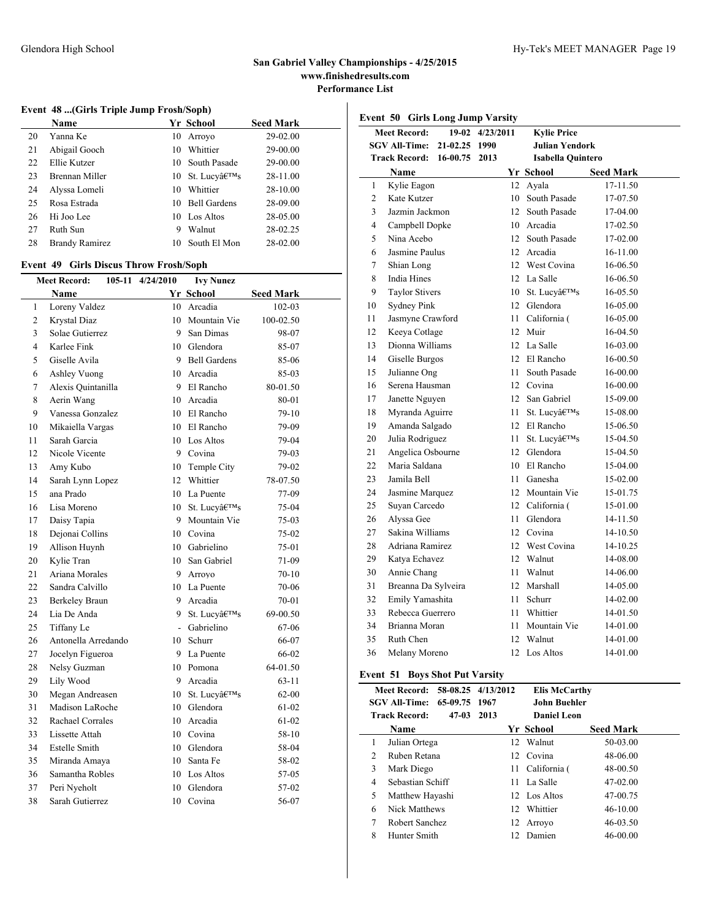## San Gabriel Valley Championships - 4/25/2015
**www.finishedresults.com**
**Performance List**

### Event 48 ...(Girls Triple Jump Frosh/Soph)

| | Name | Yr | School | Seed Mark |
|---|---|---|---|---|
| 20 | Yanna Ke | 10 | Arroyo | 29-02.00 |
| 21 | Abigail Gooch | 10 | Whittier | 29-00.00 |
| 22 | Ellie Kutzer | 10 | South Pasade | 29-00.00 |
| 23 | Brennan Miller | 10 | St. Lucyâ€™s | 28-11.00 |
| 24 | Alyssa Lomeli | 10 | Whittier | 28-10.00 |
| 25 | Rosa Estrada | 10 | Bell Gardens | 28-09.00 |
| 26 | Hi Joo Lee | 10 | Los Altos | 28-05.00 |
| 27 | Ruth Sun | 9 | Walnut | 28-02.25 |
| 28 | Brandy Ramirez | 10 | South El Mon | 28-02.00 |

### Event 49 Girls Discus Throw Frosh/Soph

**Meet Record:** 105-11 4/24/2010 Ivy Nunez

| | Name | Yr | School | Seed Mark |
|---|---|---|---|---|
| 1 | Loreny Valdez | 10 | Arcadia | 102-03 |
| 2 | Krystal Diaz | 10 | Mountain Vie | 100-02.50 |
| 3 | Solae Gutierrez | 9 | San Dimas | 98-07 |
| 4 | Karlee Fink | 10 | Glendora | 85-07 |
| 5 | Giselle Avila | 9 | Bell Gardens | 85-06 |
| 6 | Ashley Vuong | 10 | Arcadia | 85-03 |
| 7 | Alexis Quintanilla | 9 | El Rancho | 80-01.50 |
| 8 | Aerin Wang | 10 | Arcadia | 80-01 |
| 9 | Vanessa Gonzalez | 10 | El Rancho | 79-10 |
| 10 | Mikaiella Vargas | 10 | El Rancho | 79-09 |
| 11 | Sarah Garcia | 10 | Los Altos | 79-04 |
| 12 | Nicole Vicente | 9 | Covina | 79-03 |
| 13 | Amy Kubo | 10 | Temple City | 79-02 |
| 14 | Sarah Lynn Lopez | 12 | Whittier | 78-07.50 |
| 15 | ana Prado | 10 | La Puente | 77-09 |
| 16 | Lisa Moreno | 10 | St. Lucyâ€™s | 75-04 |
| 17 | Daisy Tapia | 9 | Mountain Vie | 75-03 |
| 18 | Dejonai Collins | 10 | Covina | 75-02 |
| 19 | Allison Huynh | 10 | Gabrielino | 75-01 |
| 20 | Kylie Tran | 10 | San Gabriel | 71-09 |
| 21 | Ariana Morales | 9 | Arroyo | 70-10 |
| 22 | Sandra Calvillo | 10 | La Puente | 70-06 |
| 23 | Berkeley Braun | 9 | Arcadia | 70-01 |
| 24 | Lia De Anda | 9 | St. Lucyâ€™s | 69-00.50 |
| 25 | Tiffany Le | - | Gabrielino | 67-06 |
| 26 | Antonella Arredando | 10 | Schurr | 66-07 |
| 27 | Jocelyn Figueroa | 9 | La Puente | 66-02 |
| 28 | Nelsy Guzman | 10 | Pomona | 64-01.50 |
| 29 | Lily Wood | 9 | Arcadia | 63-11 |
| 30 | Megan Andreasen | 10 | St. Lucyâ€™s | 62-00 |
| 31 | Madison LaRoche | 10 | Glendora | 61-02 |
| 32 | Rachael Corrales | 10 | Arcadia | 61-02 |
| 33 | Lissette Attah | 10 | Covina | 58-10 |
| 34 | Estelle Smith | 10 | Glendora | 58-04 |
| 35 | Miranda Amaya | 10 | Santa Fe | 58-02 |
| 36 | Samantha Robles | 10 | Los Altos | 57-05 |
| 37 | Peri Nyeholt | 10 | Glendora | 57-02 |
| 38 | Sarah Gutierrez | 10 | Covina | 56-07 |

### Event 50 Girls Long Jump Varsity

**Meet Record:** 19-02 4/23/2011 Kylie Price
**SGV All-Time:** 21-02.25 1990 Julian Yendork
**Track Record:** 16-00.75 2013 Isabella Quintero

| | Name | Yr | School | Seed Mark |
|---|---|---|---|---|
| 1 | Kylie Eagon | 12 | Ayala | 17-11.50 |
| 2 | Kate Kutzer | 10 | South Pasade | 17-07.50 |
| 3 | Jazmin Jackmon | 12 | South Pasade | 17-04.00 |
| 4 | Campbell Dopke | 10 | Arcadia | 17-02.50 |
| 5 | Nina Acebo | 12 | South Pasade | 17-02.00 |
| 6 | Jasmine Paulus | 12 | Arcadia | 16-11.00 |
| 7 | Shian Long | 12 | West Covina | 16-06.50 |
| 8 | India Hines | 12 | La Salle | 16-06.50 |
| 9 | Taylor Stivers | 10 | St. Lucyâ€™s | 16-05.50 |
| 10 | Sydney Pink | 12 | Glendora | 16-05.00 |
| 11 | Jasmyne Crawford | 11 | California ( | 16-05.00 |
| 12 | Keeya Cotlage | 12 | Muir | 16-04.50 |
| 13 | Dionna Williams | 12 | La Salle | 16-03.00 |
| 14 | Giselle Burgos | 12 | El Rancho | 16-00.50 |
| 15 | Julianne Ong | 11 | South Pasade | 16-00.00 |
| 16 | Serena Hausman | 12 | Covina | 16-00.00 |
| 17 | Janette Nguyen | 12 | San Gabriel | 15-09.00 |
| 18 | Myranda Aguirre | 11 | St. Lucyâ€™s | 15-08.00 |
| 19 | Amanda Salgado | 12 | El Rancho | 15-06.50 |
| 20 | Julia Rodriguez | 11 | St. Lucyâ€™s | 15-04.50 |
| 21 | Angelica Osbourne | 12 | Glendora | 15-04.50 |
| 22 | Maria Saldana | 10 | El Rancho | 15-04.00 |
| 23 | Jamila Bell | 11 | Ganesha | 15-02.00 |
| 24 | Jasmine Marquez | 12 | Mountain Vie | 15-01.75 |
| 25 | Suyan Carcedo | 12 | California ( | 15-01.00 |
| 26 | Alyssa Gee | 11 | Glendora | 14-11.50 |
| 27 | Sakina Williams | 12 | Covina | 14-10.50 |
| 28 | Adriana Ramirez | 12 | West Covina | 14-10.25 |
| 29 | Katya Echavez | 12 | Walnut | 14-08.00 |
| 30 | Annie Chang | 11 | Walnut | 14-06.00 |
| 31 | Breanna Da Sylveira | 12 | Marshall | 14-05.00 |
| 32 | Emily Yamashita | 11 | Schurr | 14-02.00 |
| 33 | Rebecca Guerrero | 11 | Whittier | 14-01.50 |
| 34 | Brianna Moran | 11 | Mountain Vie | 14-01.00 |
| 35 | Ruth Chen | 12 | Walnut | 14-01.00 |
| 36 | Melany Moreno | 12 | Los Altos | 14-01.00 |

### Event 51 Boys Shot Put Varsity

**Meet Record:** 58-08.25 4/13/2012 Elis McCarthy
**SGV All-Time:** 65-09.75 1967 John Buehler
**Track Record:** 47-03 2013 Daniel Leon

| | Name | Yr | School | Seed Mark |
|---|---|---|---|---|
| 1 | Julian Ortega | 12 | Walnut | 50-03.00 |
| 2 | Ruben Retana | 12 | Covina | 48-06.00 |
| 3 | Mark Diego | 11 | California ( | 48-00.50 |
| 4 | Sebastian Schiff | 11 | La Salle | 47-02.00 |
| 5 | Matthew Hayashi | 12 | Los Altos | 47-00.75 |
| 6 | Nick Matthews | 12 | Whittier | 46-10.00 |
| 7 | Robert Sanchez | 12 | Arroyo | 46-03.50 |
| 8 | Hunter Smith | 12 | Damien | 46-00.00 |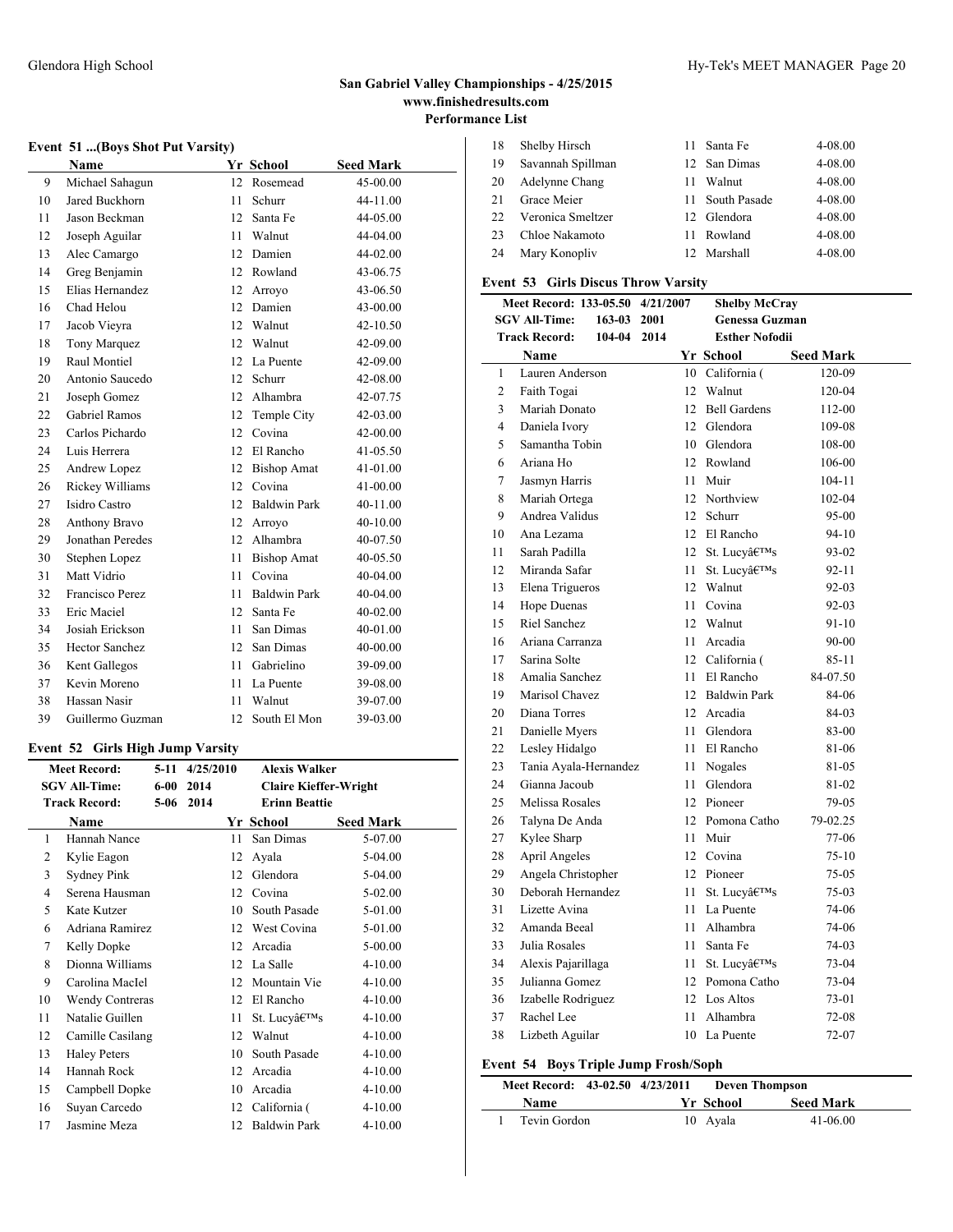# San Gabriel Valley Championships - 4/25/2015
**www.finishedresults.com**
**Performance List**

### Event 51 ...(Boys Shot Put Varsity)

| | Name | Yr | School | Seed Mark |
|---|---|---|---|---|
| 9 | Michael Sahagun | 12 | Rosemead | 45-00.00 |
| 10 | Jared Buckhorn | 11 | Schurr | 44-11.00 |
| 11 | Jason Beckman | 12 | Santa Fe | 44-05.00 |
| 12 | Joseph Aguilar | 11 | Walnut | 44-04.00 |
| 13 | Alec Camargo | 12 | Damien | 44-02.00 |
| 14 | Greg Benjamin | 12 | Rowland | 43-06.75 |
| 15 | Elias Hernandez | 12 | Arroyo | 43-06.50 |
| 16 | Chad Helou | 12 | Damien | 43-00.00 |
| 17 | Jacob Vieyra | 12 | Walnut | 42-10.50 |
| 18 | Tony Marquez | 12 | Walnut | 42-09.00 |
| 19 | Raul Montiel | 12 | La Puente | 42-09.00 |
| 20 | Antonio Saucedo | 12 | Schurr | 42-08.00 |
| 21 | Joseph Gomez | 12 | Alhambra | 42-07.75 |
| 22 | Gabriel Ramos | 12 | Temple City | 42-03.00 |
| 23 | Carlos Pichardo | 12 | Covina | 42-00.00 |
| 24 | Luis Herrera | 12 | El Rancho | 41-05.50 |
| 25 | Andrew Lopez | 12 | Bishop Amat | 41-01.00 |
| 26 | Rickey Williams | 12 | Covina | 41-00.00 |
| 27 | Isidro Castro | 12 | Baldwin Park | 40-11.00 |
| 28 | Anthony Bravo | 12 | Arroyo | 40-10.00 |
| 29 | Jonathan Peredes | 12 | Alhambra | 40-07.50 |
| 30 | Stephen Lopez | 11 | Bishop Amat | 40-05.50 |
| 31 | Matt Vidrio | 11 | Covina | 40-04.00 |
| 32 | Francisco Perez | 11 | Baldwin Park | 40-04.00 |
| 33 | Eric Maciel | 12 | Santa Fe | 40-02.00 |
| 34 | Josiah Erickson | 11 | San Dimas | 40-01.00 |
| 35 | Hector Sanchez | 12 | San Dimas | 40-00.00 |
| 36 | Kent Gallegos | 11 | Gabrielino | 39-09.00 |
| 37 | Kevin Moreno | 11 | La Puente | 39-08.00 |
| 38 | Hassan Nasir | 11 | Walnut | 39-07.00 |
| 39 | Guillermo Guzman | 12 | South El Mon | 39-03.00 |

### Event 52 Girls High Jump Varsity

| | | | |
|---|---|---|---|
| Meet Record: | 5-11 | 4/25/2010 | Alexis Walker |
| SGV All-Time: | 6-00 | 2014 | Claire Kieffer-Wright |
| Track Record: | 5-06 | 2014 | Erinn Beattie |

| | Name | Yr | School | Seed Mark |
|---|---|---|---|---|
| 1 | Hannah Nance | 11 | San Dimas | 5-07.00 |
| 2 | Kylie Eagon | 12 | Ayala | 5-04.00 |
| 3 | Sydney Pink | 12 | Glendora | 5-04.00 |
| 4 | Serena Hausman | 12 | Covina | 5-02.00 |
| 5 | Kate Kutzer | 10 | South Pasade | 5-01.00 |
| 6 | Adriana Ramirez | 12 | West Covina | 5-01.00 |
| 7 | Kelly Dopke | 12 | Arcadia | 5-00.00 |
| 8 | Dionna Williams | 12 | La Salle | 4-10.00 |
| 9 | Carolina MacIel | 12 | Mountain Vie | 4-10.00 |
| 10 | Wendy Contreras | 12 | El Rancho | 4-10.00 |
| 11 | Natalie Guillen | 11 | St. Lucyâ€™s | 4-10.00 |
| 12 | Camille Casilang | 12 | Walnut | 4-10.00 |
| 13 | Haley Peters | 10 | South Pasade | 4-10.00 |
| 14 | Hannah Rock | 12 | Arcadia | 4-10.00 |
| 15 | Campbell Dopke | 10 | Arcadia | 4-10.00 |
| 16 | Suyan Carcedo | 12 | California ( | 4-10.00 |
| 17 | Jasmine Meza | 12 | Baldwin Park | 4-10.00 |
| 18 | Shelby Hirsch | 11 | Santa Fe | 4-08.00 |
| 19 | Savannah Spillman | 12 | San Dimas | 4-08.00 |
| 20 | Adelynne Chang | 11 | Walnut | 4-08.00 |
| 21 | Grace Meier | 11 | South Pasade | 4-08.00 |
| 22 | Veronica Smeltzer | 12 | Glendora | 4-08.00 |
| 23 | Chloe Nakamoto | 11 | Rowland | 4-08.00 |
| 24 | Mary Konopliv | 12 | Marshall | 4-08.00 |

### Event 53 Girls Discus Throw Varsity

| | | | |
|---|---|---|---|
| Meet Record: | 133-05.50 | 4/21/2007 | Shelby McCray |
| SGV All-Time: | 163-03 | 2001 | Genessa Guzman |
| Track Record: | 104-04 | 2014 | Esther Nofodii |

| | Name | Yr | School | Seed Mark |
|---|---|---|---|---|
| 1 | Lauren Anderson | 10 | California ( | 120-09 |
| 2 | Faith Togai | 12 | Walnut | 120-04 |
| 3 | Mariah Donato | 12 | Bell Gardens | 112-00 |
| 4 | Daniela Ivory | 12 | Glendora | 109-08 |
| 5 | Samantha Tobin | 10 | Glendora | 108-00 |
| 6 | Ariana Ho | 12 | Rowland | 106-00 |
| 7 | Jasmyn Harris | 11 | Muir | 104-11 |
| 8 | Mariah Ortega | 12 | Northview | 102-04 |
| 9 | Andrea Validus | 12 | Schurr | 95-00 |
| 10 | Ana Lezama | 12 | El Rancho | 94-10 |
| 11 | Sarah Padilla | 12 | St. Lucyâ€™s | 93-02 |
| 12 | Miranda Safar | 11 | St. Lucyâ€™s | 92-11 |
| 13 | Elena Trigueros | 12 | Walnut | 92-03 |
| 14 | Hope Duenas | 11 | Covina | 92-03 |
| 15 | Riel Sanchez | 12 | Walnut | 91-10 |
| 16 | Ariana Carranza | 11 | Arcadia | 90-00 |
| 17 | Sarina Solte | 12 | California ( | 85-11 |
| 18 | Amalia Sanchez | 11 | El Rancho | 84-07.50 |
| 19 | Marisol Chavez | 12 | Baldwin Park | 84-06 |
| 20 | Diana Torres | 12 | Arcadia | 84-03 |
| 21 | Danielle Myers | 11 | Glendora | 83-00 |
| 22 | Lesley Hidalgo | 11 | El Rancho | 81-06 |
| 23 | Tania Ayala-Hernandez | 11 | Nogales | 81-05 |
| 24 | Gianna Jacoub | 11 | Glendora | 81-02 |
| 25 | Melissa Rosales | 12 | Pioneer | 79-05 |
| 26 | Talyna De Anda | 12 | Pomona Catho | 79-02.25 |
| 27 | Kylee Sharp | 11 | Muir | 77-06 |
| 28 | April Angeles | 12 | Covina | 75-10 |
| 29 | Angela Christopher | 12 | Pioneer | 75-05 |
| 30 | Deborah Hernandez | 11 | St. Lucyâ€™s | 75-03 |
| 31 | Lizette Avina | 11 | La Puente | 74-06 |
| 32 | Amanda Beeal | 11 | Alhambra | 74-06 |
| 33 | Julia Rosales | 11 | Santa Fe | 74-03 |
| 34 | Alexis Pajarillaga | 11 | St. Lucyâ€™s | 73-04 |
| 35 | Julianna Gomez | 12 | Pomona Catho | 73-04 |
| 36 | Izabelle Rodriguez | 12 | Los Altos | 73-01 |
| 37 | Rachel Lee | 11 | Alhambra | 72-08 |
| 38 | Lizbeth Aguilar | 10 | La Puente | 72-07 |

### Event 54 Boys Triple Jump Frosh/Soph

| | | | |
|---|---|---|---|
| Meet Record: | 43-02.50 | 4/23/2011 | Deven Thompson |

| | Name | Yr | School | Seed Mark |
|---|---|---|---|---|
| 1 | Tevin Gordon | 10 | Ayala | 41-06.00 |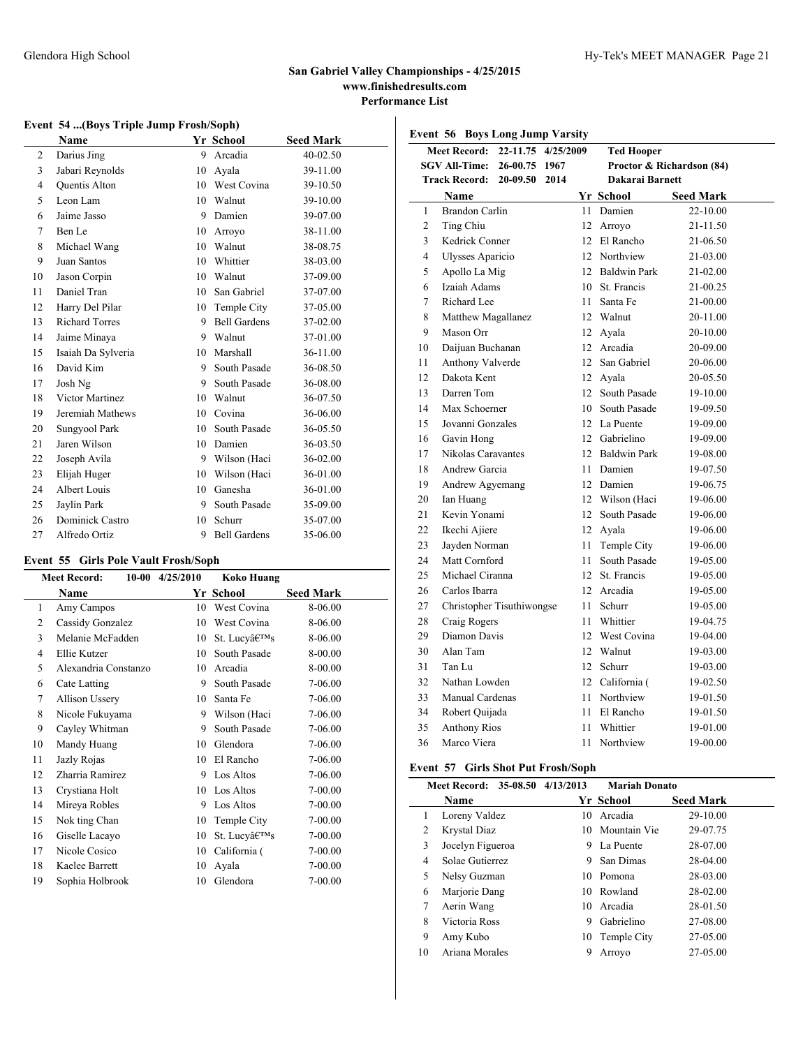## San Gabriel Valley Championships - 4/25/2015
### www.finishedresults.com
### Performance List

### Event 54 ...(Boys Triple Jump Frosh/Soph)

| | Name | Yr | School | Seed Mark |
|---|---|---|---|---|
| 2 | Darius Jing | 9 | Arcadia | 40-02.50 |
| 3 | Jabari Reynolds | 10 | Ayala | 39-11.00 |
| 4 | Quentis Alton | 10 | West Covina | 39-10.50 |
| 5 | Leon Lam | 10 | Walnut | 39-10.00 |
| 6 | Jaime Jasso | 9 | Damien | 39-07.00 |
| 7 | Ben Le | 10 | Arroyo | 38-11.00 |
| 8 | Michael Wang | 10 | Walnut | 38-08.75 |
| 9 | Juan Santos | 10 | Whittier | 38-03.00 |
| 10 | Jason Corpin | 10 | Walnut | 37-09.00 |
| 11 | Daniel Tran | 10 | San Gabriel | 37-07.00 |
| 12 | Harry Del Pilar | 10 | Temple City | 37-05.00 |
| 13 | Richard Torres | 9 | Bell Gardens | 37-02.00 |
| 14 | Jaime Minaya | 9 | Walnut | 37-01.00 |
| 15 | Isaiah Da Sylveria | 10 | Marshall | 36-11.00 |
| 16 | David Kim | 9 | South Pasade | 36-08.50 |
| 17 | Josh Ng | 9 | South Pasade | 36-08.00 |
| 18 | Victor Martinez | 10 | Walnut | 36-07.50 |
| 19 | Jeremiah Mathews | 10 | Covina | 36-06.00 |
| 20 | Sungyool Park | 10 | South Pasade | 36-05.50 |
| 21 | Jaren Wilson | 10 | Damien | 36-03.50 |
| 22 | Joseph Avila | 9 | Wilson (Haci | 36-02.00 |
| 23 | Elijah Huger | 10 | Wilson (Haci | 36-01.00 |
| 24 | Albert Louis | 10 | Ganesha | 36-01.00 |
| 25 | Jaylin Park | 9 | South Pasade | 35-09.00 |
| 26 | Dominick Castro | 10 | Schurr | 35-07.00 |
| 27 | Alfredo Ortiz | 9 | Bell Gardens | 35-06.00 |

### Event 55 Girls Pole Vault Frosh/Soph

**Meet Record:** 10-00 4/25/2010 Koko Huang

| | Name | Yr | School | Seed Mark |
|---|---|---|---|---|
| 1 | Amy Campos | 10 | West Covina | 8-06.00 |
| 2 | Cassidy Gonzalez | 10 | West Covina | 8-06.00 |
| 3 | Melanie McFadden | 10 | St. Lucyâ€™s | 8-06.00 |
| 4 | Ellie Kutzer | 10 | South Pasade | 8-00.00 |
| 5 | Alexandria Constanzo | 10 | Arcadia | 8-00.00 |
| 6 | Cate Latting | 9 | South Pasade | 7-06.00 |
| 7 | Allison Ussery | 10 | Santa Fe | 7-06.00 |
| 8 | Nicole Fukuyama | 9 | Wilson (Haci | 7-06.00 |
| 9 | Cayley Whitman | 9 | South Pasade | 7-06.00 |
| 10 | Mandy Huang | 10 | Glendora | 7-06.00 |
| 11 | Jazly Rojas | 10 | El Rancho | 7-06.00 |
| 12 | Zharria Ramirez | 9 | Los Altos | 7-06.00 |
| 13 | Crystiana Holt | 10 | Los Altos | 7-00.00 |
| 14 | Mireya Robles | 9 | Los Altos | 7-00.00 |
| 15 | Nok ting Chan | 10 | Temple City | 7-00.00 |
| 16 | Giselle Lacayo | 10 | St. Lucyâ€™s | 7-00.00 |
| 17 | Nicole Cosico | 10 | California ( | 7-00.00 |
| 18 | Kaelee Barrett | 10 | Ayala | 7-00.00 |
| 19 | Sophia Holbrook | 10 | Glendora | 7-00.00 |

### Event 56 Boys Long Jump Varsity

**Meet Record:** 22-11.75 4/25/2009 Ted Hooper
**SGV All-Time:** 26-00.75 1967 Proctor & Richardson (84)
**Track Record:** 20-09.50 2014 Dakarai Barnett

| | Name | Yr | School | Seed Mark |
|---|---|---|---|---|
| 1 | Brandon Carlin | 11 | Damien | 22-10.00 |
| 2 | Ting Chiu | 12 | Arroyo | 21-11.50 |
| 3 | Kedrick Conner | 12 | El Rancho | 21-06.50 |
| 4 | Ulysses Aparicio | 12 | Northview | 21-03.00 |
| 5 | Apollo La Mig | 12 | Baldwin Park | 21-02.00 |
| 6 | Izaiah Adams | 10 | St. Francis | 21-00.25 |
| 7 | Richard Lee | 11 | Santa Fe | 21-00.00 |
| 8 | Matthew Magallanez | 12 | Walnut | 20-11.00 |
| 9 | Mason Orr | 12 | Ayala | 20-10.00 |
| 10 | Daijuan Buchanan | 12 | Arcadia | 20-09.00 |
| 11 | Anthony Valverde | 12 | San Gabriel | 20-06.00 |
| 12 | Dakota Kent | 12 | Ayala | 20-05.50 |
| 13 | Darren Tom | 12 | South Pasade | 19-10.00 |
| 14 | Max Schoerner | 10 | South Pasade | 19-09.50 |
| 15 | Jovanni Gonzales | 12 | La Puente | 19-09.00 |
| 16 | Gavin Hong | 12 | Gabrielino | 19-09.00 |
| 17 | Nikolas Caravantes | 12 | Baldwin Park | 19-08.00 |
| 18 | Andrew Garcia | 11 | Damien | 19-07.50 |
| 19 | Andrew Agyemang | 12 | Damien | 19-06.75 |
| 20 | Ian Huang | 12 | Wilson (Haci | 19-06.00 |
| 21 | Kevin Yonami | 12 | South Pasade | 19-06.00 |
| 22 | Ikechi Ajiere | 12 | Ayala | 19-06.00 |
| 23 | Jayden Norman | 11 | Temple City | 19-06.00 |
| 24 | Matt Cornford | 11 | South Pasade | 19-05.00 |
| 25 | Michael Ciranna | 12 | St. Francis | 19-05.00 |
| 26 | Carlos Ibarra | 12 | Arcadia | 19-05.00 |
| 27 | Christopher Tisuthiwongse | 11 | Schurr | 19-05.00 |
| 28 | Craig Rogers | 11 | Whittier | 19-04.75 |
| 29 | Diamon Davis | 12 | West Covina | 19-04.00 |
| 30 | Alan Tam | 12 | Walnut | 19-03.00 |
| 31 | Tan Lu | 12 | Schurr | 19-03.00 |
| 32 | Nathan Lowden | 12 | California ( | 19-02.50 |
| 33 | Manual Cardenas | 11 | Northview | 19-01.50 |
| 34 | Robert Quijada | 11 | El Rancho | 19-01.50 |
| 35 | Anthony Rios | 11 | Whittier | 19-01.00 |
| 36 | Marco Viera | 11 | Northview | 19-00.00 |

### Event 57 Girls Shot Put Frosh/Soph

**Meet Record:** 35-08.50 4/13/2013 Mariah Donato

| | Name | Yr | School | Seed Mark |
|---|---|---|---|---|
| 1 | Loreny Valdez | 10 | Arcadia | 29-10.00 |
| 2 | Krystal Diaz | 10 | Mountain Vie | 29-07.75 |
| 3 | Jocelyn Figueroa | 9 | La Puente | 28-07.00 |
| 4 | Solae Gutierrez | 9 | San Dimas | 28-04.00 |
| 5 | Nelsy Guzman | 10 | Pomona | 28-03.00 |
| 6 | Marjorie Dang | 10 | Rowland | 28-02.00 |
| 7 | Aerin Wang | 10 | Arcadia | 28-01.50 |
| 8 | Victoria Ross | 9 | Gabrielino | 27-08.00 |
| 9 | Amy Kubo | 10 | Temple City | 27-05.00 |
| 10 | Ariana Morales | 9 | Arroyo | 27-05.00 |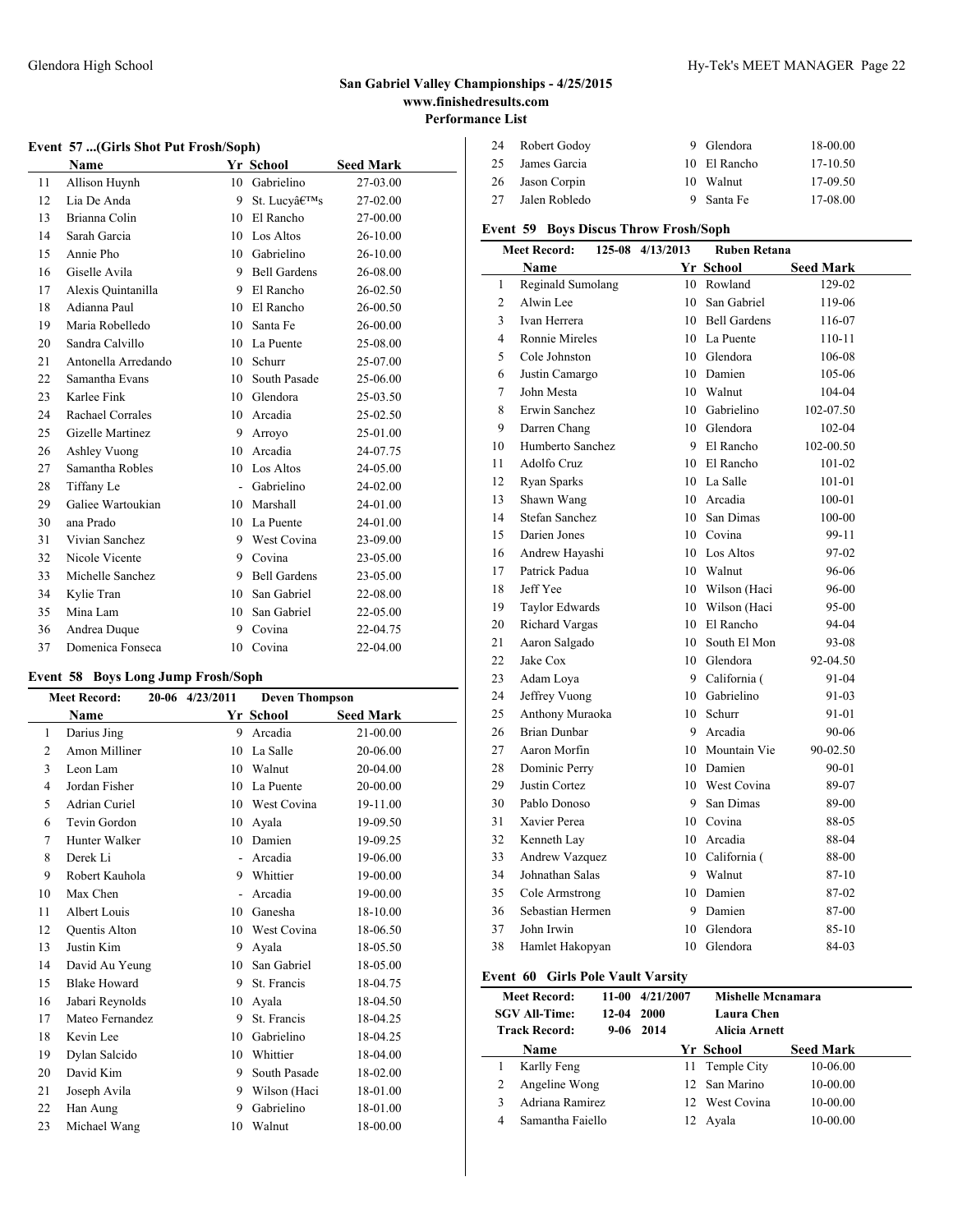## San Gabriel Valley Championships - 4/25/2015
**www.finishedresults.com**
**Performance List**

### Event 57 ...(Girls Shot Put Frosh/Soph)

| | Name | Yr | School | Seed Mark |
|---|---|---|---|---|
| 11 | Allison Huynh | 10 | Gabrielino | 27-03.00 |
| 12 | Lia De Anda | 9 | St. Lucyâ€™s | 27-02.00 |
| 13 | Brianna Colin | 10 | El Rancho | 27-00.00 |
| 14 | Sarah Garcia | 10 | Los Altos | 26-10.00 |
| 15 | Annie Pho | 10 | Gabrielino | 26-10.00 |
| 16 | Giselle Avila | 9 | Bell Gardens | 26-08.00 |
| 17 | Alexis Quintanilla | 9 | El Rancho | 26-02.50 |
| 18 | Adianna Paul | 10 | El Rancho | 26-00.50 |
| 19 | Maria Robelledo | 10 | Santa Fe | 26-00.00 |
| 20 | Sandra Calvillo | 10 | La Puente | 25-08.00 |
| 21 | Antonella Arredando | 10 | Schurr | 25-07.00 |
| 22 | Samantha Evans | 10 | South Pasade | 25-06.00 |
| 23 | Karlee Fink | 10 | Glendora | 25-03.50 |
| 24 | Rachael Corrales | 10 | Arcadia | 25-02.50 |
| 25 | Gizelle Martinez | 9 | Arroyo | 25-01.00 |
| 26 | Ashley Vuong | 10 | Arcadia | 24-07.75 |
| 27 | Samantha Robles | 10 | Los Altos | 24-05.00 |
| 28 | Tiffany Le | - | Gabrielino | 24-02.00 |
| 29 | Galiee Wartoukian | 10 | Marshall | 24-01.00 |
| 30 | ana Prado | 10 | La Puente | 24-01.00 |
| 31 | Vivian Sanchez | 9 | West Covina | 23-09.00 |
| 32 | Nicole Vicente | 9 | Covina | 23-05.00 |
| 33 | Michelle Sanchez | 9 | Bell Gardens | 23-05.00 |
| 34 | Kylie Tran | 10 | San Gabriel | 22-08.00 |
| 35 | Mina Lam | 10 | San Gabriel | 22-05.00 |
| 36 | Andrea Duque | 9 | Covina | 22-04.75 |
| 37 | Domenica Fonseca | 10 | Covina | 22-04.00 |

### Event 58 Boys Long Jump Frosh/Soph

**Meet Record:** 20-06 4/23/2011 **Deven Thompson**

| | Name | Yr | School | Seed Mark |
|---|---|---|---|---|
| 1 | Darius Jing | 9 | Arcadia | 21-00.00 |
| 2 | Amon Milliner | 10 | La Salle | 20-06.00 |
| 3 | Leon Lam | 10 | Walnut | 20-04.00 |
| 4 | Jordan Fisher | 10 | La Puente | 20-00.00 |
| 5 | Adrian Curiel | 10 | West Covina | 19-11.00 |
| 6 | Tevin Gordon | 10 | Ayala | 19-09.50 |
| 7 | Hunter Walker | 10 | Damien | 19-09.25 |
| 8 | Derek Li | - | Arcadia | 19-06.00 |
| 9 | Robert Kauhola | 9 | Whittier | 19-00.00 |
| 10 | Max Chen | - | Arcadia | 19-00.00 |
| 11 | Albert Louis | 10 | Ganesha | 18-10.00 |
| 12 | Quentis Alton | 10 | West Covina | 18-06.50 |
| 13 | Justin Kim | 9 | Ayala | 18-05.50 |
| 14 | David Au Yeung | 10 | San Gabriel | 18-05.00 |
| 15 | Blake Howard | 9 | St. Francis | 18-04.75 |
| 16 | Jabari Reynolds | 10 | Ayala | 18-04.50 |
| 17 | Mateo Fernandez | 9 | St. Francis | 18-04.25 |
| 18 | Kevin Lee | 10 | Gabrielino | 18-04.25 |
| 19 | Dylan Salcido | 10 | Whittier | 18-04.00 |
| 20 | David Kim | 9 | South Pasade | 18-02.00 |
| 21 | Joseph Avila | 9 | Wilson (Haci | 18-01.00 |
| 22 | Han Aung | 9 | Gabrielino | 18-01.00 |
| 23 | Michael Wang | 10 | Walnut | 18-00.00 |
| 24 | Robert Godoy | 9 | Glendora | 18-00.00 |
| 25 | James Garcia | 10 | El Rancho | 17-10.50 |
| 26 | Jason Corpin | 10 | Walnut | 17-09.50 |
| 27 | Jalen Robledo | 9 | Santa Fe | 17-08.00 |

### Event 59 Boys Discus Throw Frosh/Soph

**Meet Record:** 125-08 4/13/2013 **Ruben Retana**

| | Name | Yr | School | Seed Mark |
|---|---|---|---|---|
| 1 | Reginald Sumolang | 10 | Rowland | 129-02 |
| 2 | Alwin Lee | 10 | San Gabriel | 119-06 |
| 3 | Ivan Herrera | 10 | Bell Gardens | 116-07 |
| 4 | Ronnie Mireles | 10 | La Puente | 110-11 |
| 5 | Cole Johnston | 10 | Glendora | 106-08 |
| 6 | Justin Camargo | 10 | Damien | 105-06 |
| 7 | John Mesta | 10 | Walnut | 104-04 |
| 8 | Erwin Sanchez | 10 | Gabrielino | 102-07.50 |
| 9 | Darren Chang | 10 | Glendora | 102-04 |
| 10 | Humberto Sanchez | 9 | El Rancho | 102-00.50 |
| 11 | Adolfo Cruz | 10 | El Rancho | 101-02 |
| 12 | Ryan Sparks | 10 | La Salle | 101-01 |
| 13 | Shawn Wang | 10 | Arcadia | 100-01 |
| 14 | Stefan Sanchez | 10 | San Dimas | 100-00 |
| 15 | Darien Jones | 10 | Covina | 99-11 |
| 16 | Andrew Hayashi | 10 | Los Altos | 97-02 |
| 17 | Patrick Padua | 10 | Walnut | 96-06 |
| 18 | Jeff Yee | 10 | Wilson (Haci | 96-00 |
| 19 | Taylor Edwards | 10 | Wilson (Haci | 95-00 |
| 20 | Richard Vargas | 10 | El Rancho | 94-04 |
| 21 | Aaron Salgado | 10 | South El Mon | 93-08 |
| 22 | Jake Cox | 10 | Glendora | 92-04.50 |
| 23 | Adam Loya | 9 | California ( | 91-04 |
| 24 | Jeffrey Vuong | 10 | Gabrielino | 91-03 |
| 25 | Anthony Muraoka | 10 | Schurr | 91-01 |
| 26 | Brian Dunbar | 9 | Arcadia | 90-06 |
| 27 | Aaron Morfin | 10 | Mountain Vie | 90-02.50 |
| 28 | Dominic Perry | 10 | Damien | 90-01 |
| 29 | Justin Cortez | 10 | West Covina | 89-07 |
| 30 | Pablo Donoso | 9 | San Dimas | 89-00 |
| 31 | Xavier Perea | 10 | Covina | 88-05 |
| 32 | Kenneth Lay | 10 | Arcadia | 88-04 |
| 33 | Andrew Vazquez | 10 | California ( | 88-00 |
| 34 | Johnathan Salas | 9 | Walnut | 87-10 |
| 35 | Cole Armstrong | 10 | Damien | 87-02 |
| 36 | Sebastian Hermen | 9 | Damien | 87-00 |
| 37 | John Irwin | 10 | Glendora | 85-10 |
| 38 | Hamlet Hakopyan | 10 | Glendora | 84-03 |

### Event 60 Girls Pole Vault Varsity

**Meet Record:** 11-00 4/21/2007 **Mishelle Mcnamara**
**SGV All-Time:** 12-04 2000 **Laura Chen**
**Track Record:** 9-06 2014 **Alicia Arnett**

| | Name | Yr | School | Seed Mark |
|---|---|---|---|---|
| 1 | Karlly Feng | 11 | Temple City | 10-06.00 |
| 2 | Angeline Wong | 12 | San Marino | 10-00.00 |
| 3 | Adriana Ramirez | 12 | West Covina | 10-00.00 |
| 4 | Samantha Faiello | 12 | Ayala | 10-00.00 |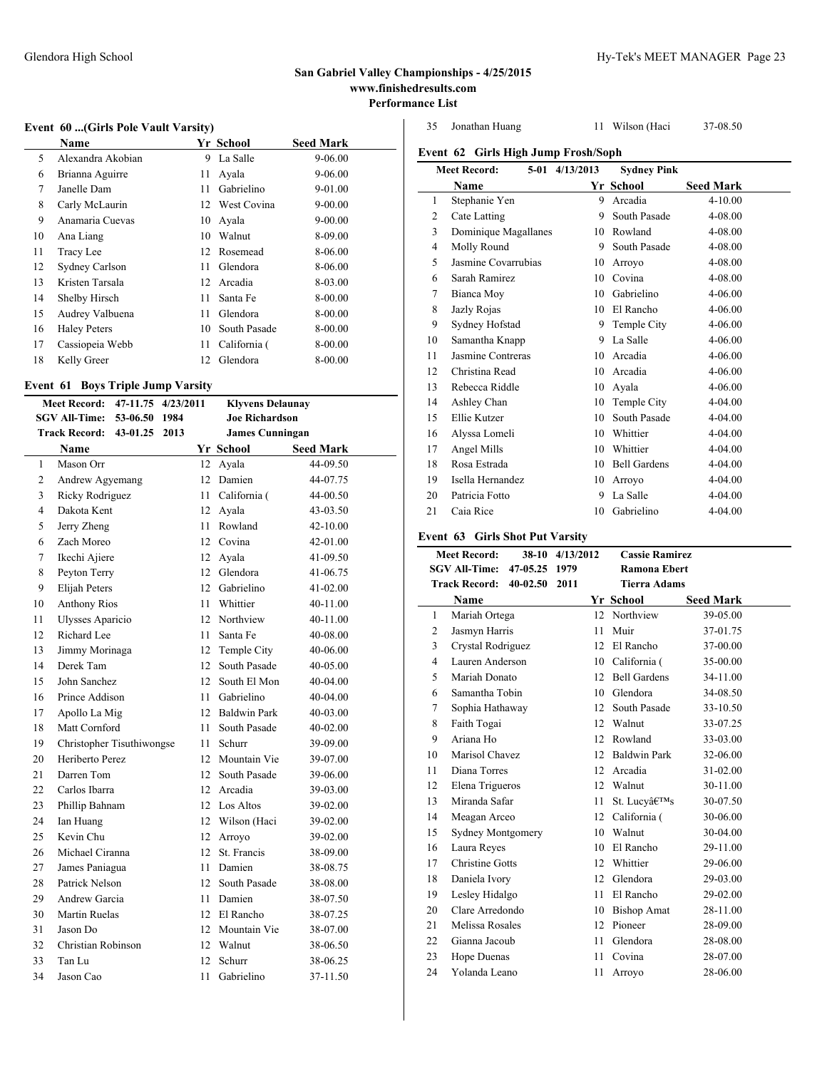# San Gabriel Valley Championships - 4/25/2015

**www.finishedresults.com**

**Performance List**

### Event 60 ...(Girls Pole Vault Varsity)

| | Name | Yr | School | Seed Mark |
|---|---|---|---|---|
| 5 | Alexandra Akobian | 9 | La Salle | 9-06.00 |
| 6 | Brianna Aguirre | 11 | Ayala | 9-06.00 |
| 7 | Janelle Dam | 11 | Gabrielino | 9-01.00 |
| 8 | Carly McLaurin | 12 | West Covina | 9-00.00 |
| 9 | Anamaria Cuevas | 10 | Ayala | 9-00.00 |
| 10 | Ana Liang | 10 | Walnut | 8-09.00 |
| 11 | Tracy Lee | 12 | Rosemead | 8-06.00 |
| 12 | Sydney Carlson | 11 | Glendora | 8-06.00 |
| 13 | Kristen Tarsala | 12 | Arcadia | 8-03.00 |
| 14 | Shelby Hirsch | 11 | Santa Fe | 8-00.00 |
| 15 | Audrey Valbuena | 11 | Glendora | 8-00.00 |
| 16 | Haley Peters | 10 | South Pasade | 8-00.00 |
| 17 | Cassiopeia Webb | 11 | California ( | 8-00.00 |
| 18 | Kelly Greer | 12 | Glendora | 8-00.00 |

### Event 61 Boys Triple Jump Varsity

| | | | |
|---|---|---|---|
| **Meet Record:** | 47-11.75 | 4/23/2011 | **Klyvens Delaunay** |
| **SGV All-Time:** | 53-06.50 | 1984 | **Joe Richardson** |
| **Track Record:** | 43-01.25 | 2013 | **James Cunningan** |

| | Name | Yr | School | Seed Mark |
|---|---|---|---|---|
| 1 | Mason Orr | 12 | Ayala | 44-09.50 |
| 2 | Andrew Agyemang | 12 | Damien | 44-07.75 |
| 3 | Ricky Rodriguez | 11 | California ( | 44-00.50 |
| 4 | Dakota Kent | 12 | Ayala | 43-03.50 |
| 5 | Jerry Zheng | 11 | Rowland | 42-10.00 |
| 6 | Zach Moreo | 12 | Covina | 42-01.00 |
| 7 | Ikechi Ajiere | 12 | Ayala | 41-09.50 |
| 8 | Peyton Terry | 12 | Glendora | 41-06.75 |
| 9 | Elijah Peters | 12 | Gabrielino | 41-02.00 |
| 10 | Anthony Rios | 11 | Whittier | 40-11.00 |
| 11 | Ulysses Aparicio | 12 | Northview | 40-11.00 |
| 12 | Richard Lee | 11 | Santa Fe | 40-08.00 |
| 13 | Jimmy Morinaga | 12 | Temple City | 40-06.00 |
| 14 | Derek Tam | 12 | South Pasade | 40-05.00 |
| 15 | John Sanchez | 12 | South El Mon | 40-04.00 |
| 16 | Prince Addison | 11 | Gabrielino | 40-04.00 |
| 17 | Apollo La Mig | 12 | Baldwin Park | 40-03.00 |
| 18 | Matt Cornford | 11 | South Pasade | 40-02.00 |
| 19 | Christopher Tisuthiwongse | 11 | Schurr | 39-09.00 |
| 20 | Heriberto Perez | 12 | Mountain Vie | 39-07.00 |
| 21 | Darren Tom | 12 | South Pasade | 39-06.00 |
| 22 | Carlos Ibarra | 12 | Arcadia | 39-03.00 |
| 23 | Phillip Bahnam | 12 | Los Altos | 39-02.00 |
| 24 | Ian Huang | 12 | Wilson (Haci | 39-02.00 |
| 25 | Kevin Chu | 12 | Arroyo | 39-02.00 |
| 26 | Michael Ciranna | 12 | St. Francis | 38-09.00 |
| 27 | James Paniagua | 11 | Damien | 38-08.75 |
| 28 | Patrick Nelson | 12 | South Pasade | 38-08.00 |
| 29 | Andrew Garcia | 11 | Damien | 38-07.50 |
| 30 | Martin Ruelas | 12 | El Rancho | 38-07.25 |
| 31 | Jason Do | 12 | Mountain Vie | 38-07.00 |
| 32 | Christian Robinson | 12 | Walnut | 38-06.50 |
| 33 | Tan Lu | 12 | Schurr | 38-06.25 |
| 34 | Jason Cao | 11 | Gabrielino | 37-11.50 |
| 35 | Jonathan Huang | 11 | Wilson (Haci | 37-08.50 |

### Event 62 Girls High Jump Frosh/Soph

| | | | |
|---|---|---|---|
| **Meet Record:** | 5-01 | 4/13/2013 | **Sydney Pink** |

| | Name | Yr | School | Seed Mark |
|---|---|---|---|---|
| 1 | Stephanie Yen | 9 | Arcadia | 4-10.00 |
| 2 | Cate Latting | 9 | South Pasade | 4-08.00 |
| 3 | Dominique Magallanes | 10 | Rowland | 4-08.00 |
| 4 | Molly Round | 9 | South Pasade | 4-08.00 |
| 5 | Jasmine Covarrubias | 10 | Arroyo | 4-08.00 |
| 6 | Sarah Ramirez | 10 | Covina | 4-08.00 |
| 7 | Bianca Moy | 10 | Gabrielino | 4-06.00 |
| 8 | Jazly Rojas | 10 | El Rancho | 4-06.00 |
| 9 | Sydney Hofstad | 9 | Temple City | 4-06.00 |
| 10 | Samantha Knapp | 9 | La Salle | 4-06.00 |
| 11 | Jasmine Contreras | 10 | Arcadia | 4-06.00 |
| 12 | Christina Read | 10 | Arcadia | 4-06.00 |
| 13 | Rebecca Riddle | 10 | Ayala | 4-06.00 |
| 14 | Ashley Chan | 10 | Temple City | 4-04.00 |
| 15 | Ellie Kutzer | 10 | South Pasade | 4-04.00 |
| 16 | Alyssa Lomeli | 10 | Whittier | 4-04.00 |
| 17 | Angel Mills | 10 | Whittier | 4-04.00 |
| 18 | Rosa Estrada | 10 | Bell Gardens | 4-04.00 |
| 19 | Isella Hernandez | 10 | Arroyo | 4-04.00 |
| 20 | Patricia Fotto | 9 | La Salle | 4-04.00 |
| 21 | Caia Rice | 10 | Gabrielino | 4-04.00 |

### Event 63 Girls Shot Put Varsity

| | | | |
|---|---|---|---|
| **Meet Record:** | 38-10 | 4/13/2012 | **Cassie Ramirez** |
| **SGV All-Time:** | 47-05.25 | 1979 | **Ramona Ebert** |
| **Track Record:** | 40-02.50 | 2011 | **Tierra Adams** |

| | Name | Yr | School | Seed Mark |
|---|---|---|---|---|
| 1 | Mariah Ortega | 12 | Northview | 39-05.00 |
| 2 | Jasmyn Harris | 11 | Muir | 37-01.75 |
| 3 | Crystal Rodriguez | 12 | El Rancho | 37-00.00 |
| 4 | Lauren Anderson | 10 | California ( | 35-00.00 |
| 5 | Mariah Donato | 12 | Bell Gardens | 34-11.00 |
| 6 | Samantha Tobin | 10 | Glendora | 34-08.50 |
| 7 | Sophia Hathaway | 12 | South Pasade | 33-10.50 |
| 8 | Faith Togai | 12 | Walnut | 33-07.25 |
| 9 | Ariana Ho | 12 | Rowland | 33-03.00 |
| 10 | Marisol Chavez | 12 | Baldwin Park | 32-06.00 |
| 11 | Diana Torres | 12 | Arcadia | 31-02.00 |
| 12 | Elena Trigueros | 12 | Walnut | 30-11.00 |
| 13 | Miranda Safar | 11 | St. Lucyâ€™s | 30-07.50 |
| 14 | Meagan Arceo | 12 | California ( | 30-06.00 |
| 15 | Sydney Montgomery | 10 | Walnut | 30-04.00 |
| 16 | Laura Reyes | 10 | El Rancho | 29-11.00 |
| 17 | Christine Gotts | 12 | Whittier | 29-06.00 |
| 18 | Daniela Ivory | 12 | Glendora | 29-03.00 |
| 19 | Lesley Hidalgo | 11 | El Rancho | 29-02.00 |
| 20 | Clare Arredondo | 10 | Bishop Amat | 28-11.00 |
| 21 | Melissa Rosales | 12 | Pioneer | 28-09.00 |
| 22 | Gianna Jacoub | 11 | Glendora | 28-08.00 |
| 23 | Hope Duenas | 11 | Covina | 28-07.00 |
| 24 | Yolanda Leano | 11 | Arroyo | 28-06.00 |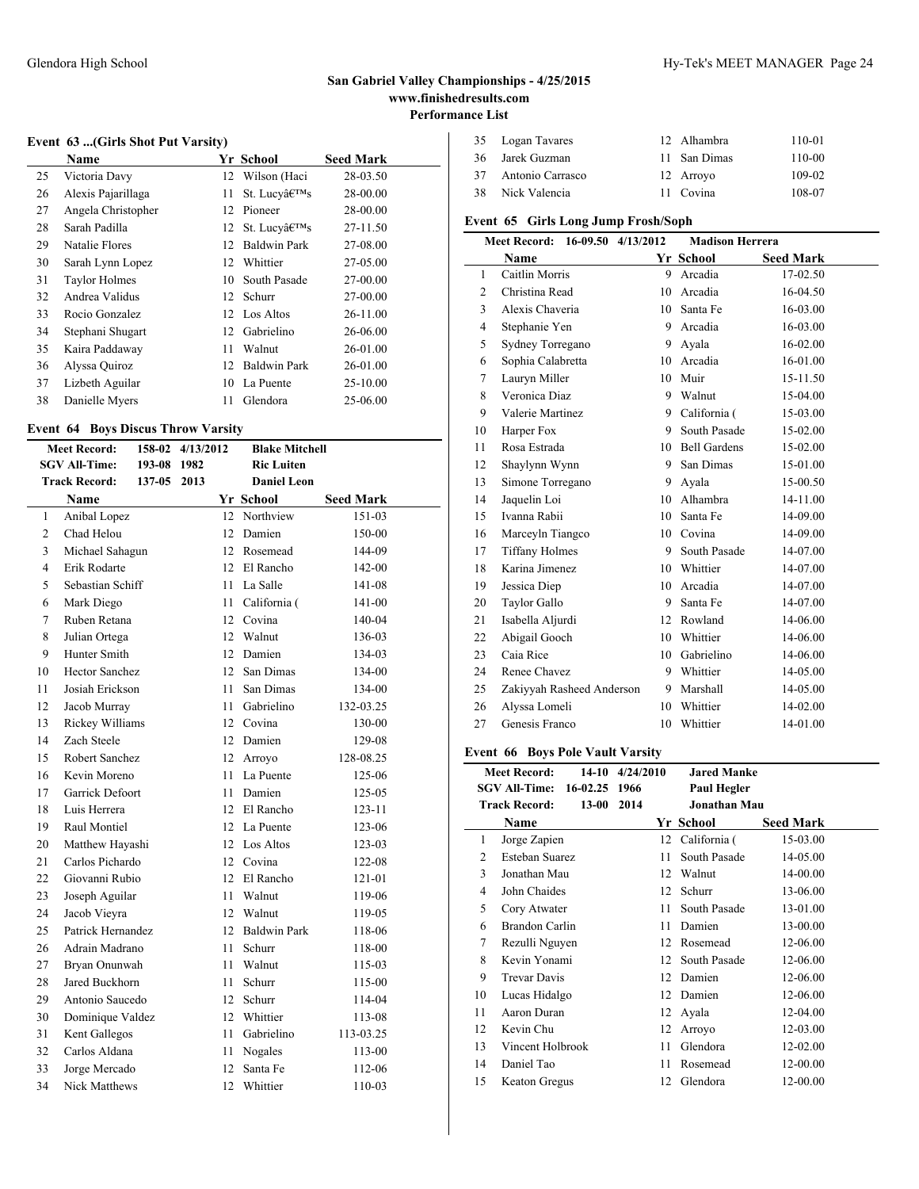## San Gabriel Valley Championships - 4/25/2015
## www.finishedresults.com
## Performance List

### Event 63 ...(Girls Shot Put Varsity)

| | Name | Yr | School | Seed Mark |
|---|---|---|---|---|
| 25 | Victoria Davy | 12 | Wilson (Haci | 28-03.50 |
| 26 | Alexis Pajarillaga | 11 | St. Lucyâ€™s | 28-00.00 |
| 27 | Angela Christopher | 12 | Pioneer | 28-00.00 |
| 28 | Sarah Padilla | 12 | St. Lucyâ€™s | 27-11.50 |
| 29 | Natalie Flores | 12 | Baldwin Park | 27-08.00 |
| 30 | Sarah Lynn Lopez | 12 | Whittier | 27-05.00 |
| 31 | Taylor Holmes | 10 | South Pasade | 27-00.00 |
| 32 | Andrea Validus | 12 | Schurr | 27-00.00 |
| 33 | Rocio Gonzalez | 12 | Los Altos | 26-11.00 |
| 34 | Stephani Shugart | 12 | Gabrielino | 26-06.00 |
| 35 | Kaira Paddaway | 11 | Walnut | 26-01.00 |
| 36 | Alyssa Quiroz | 12 | Baldwin Park | 26-01.00 |
| 37 | Lizbeth Aguilar | 10 | La Puente | 25-10.00 |
| 38 | Danielle Myers | 11 | Glendora | 25-06.00 |

### Event 64 Boys Discus Throw Varsity

| | | | |
|---|---|---|---|
| Meet Record: | 158-02 | 4/13/2012 | Blake Mitchell |
| SGV All-Time: | 193-08 | 1982 | Ric Luiten |
| Track Record: | 137-05 | 2013 | Daniel Leon |

| | Name | Yr | School | Seed Mark |
|---|---|---|---|---|
| 1 | Anibal Lopez | 12 | Northview | 151-03 |
| 2 | Chad Helou | 12 | Damien | 150-00 |
| 3 | Michael Sahagun | 12 | Rosemead | 144-09 |
| 4 | Erik Rodarte | 12 | El Rancho | 142-00 |
| 5 | Sebastian Schiff | 11 | La Salle | 141-08 |
| 6 | Mark Diego | 11 | California ( | 141-00 |
| 7 | Ruben Retana | 12 | Covina | 140-04 |
| 8 | Julian Ortega | 12 | Walnut | 136-03 |
| 9 | Hunter Smith | 12 | Damien | 134-03 |
| 10 | Hector Sanchez | 12 | San Dimas | 134-00 |
| 11 | Josiah Erickson | 11 | San Dimas | 134-00 |
| 12 | Jacob Murray | 11 | Gabrielino | 132-03.25 |
| 13 | Rickey Williams | 12 | Covina | 130-00 |
| 14 | Zach Steele | 12 | Damien | 129-08 |
| 15 | Robert Sanchez | 12 | Arroyo | 128-08.25 |
| 16 | Kevin Moreno | 11 | La Puente | 125-06 |
| 17 | Garrick Defoort | 11 | Damien | 125-05 |
| 18 | Luis Herrera | 12 | El Rancho | 123-11 |
| 19 | Raul Montiel | 12 | La Puente | 123-06 |
| 20 | Matthew Hayashi | 12 | Los Altos | 123-03 |
| 21 | Carlos Pichardo | 12 | Covina | 122-08 |
| 22 | Giovanni Rubio | 12 | El Rancho | 121-01 |
| 23 | Joseph Aguilar | 11 | Walnut | 119-06 |
| 24 | Jacob Vieyra | 12 | Walnut | 119-05 |
| 25 | Patrick Hernandez | 12 | Baldwin Park | 118-06 |
| 26 | Adrain Madrano | 11 | Schurr | 118-00 |
| 27 | Bryan Onunwah | 11 | Walnut | 115-03 |
| 28 | Jared Buckhorn | 11 | Schurr | 115-00 |
| 29 | Antonio Saucedo | 12 | Schurr | 114-04 |
| 30 | Dominique Valdez | 12 | Whittier | 113-08 |
| 31 | Kent Gallegos | 11 | Gabrielino | 113-03.25 |
| 32 | Carlos Aldana | 11 | Nogales | 113-00 |
| 33 | Jorge Mercado | 12 | Santa Fe | 112-06 |
| 34 | Nick Matthews | 12 | Whittier | 110-03 |
| 35 | Logan Tavares | 12 | Alhambra | 110-01 |
| 36 | Jarek Guzman | 11 | San Dimas | 110-00 |
| 37 | Antonio Carrasco | 12 | Arroyo | 109-02 |
| 38 | Nick Valencia | 11 | Covina | 108-07 |

### Event 65 Girls Long Jump Frosh/Soph

| | | | |
|---|---|---|---|
| Meet Record: | 16-09.50 | 4/13/2012 | Madison Herrera |

| | Name | Yr | School | Seed Mark |
|---|---|---|---|---|
| 1 | Caitlin Morris | 9 | Arcadia | 17-02.50 |
| 2 | Christina Read | 10 | Arcadia | 16-04.50 |
| 3 | Alexis Chaveria | 10 | Santa Fe | 16-03.00 |
| 4 | Stephanie Yen | 9 | Arcadia | 16-03.00 |
| 5 | Sydney Torregano | 9 | Ayala | 16-02.00 |
| 6 | Sophia Calabretta | 10 | Arcadia | 16-01.00 |
| 7 | Lauryn Miller | 10 | Muir | 15-11.50 |
| 8 | Veronica Diaz | 9 | Walnut | 15-04.00 |
| 9 | Valerie Martinez | 9 | California ( | 15-03.00 |
| 10 | Harper Fox | 9 | South Pasade | 15-02.00 |
| 11 | Rosa Estrada | 10 | Bell Gardens | 15-02.00 |
| 12 | Shaylynn Wynn | 9 | San Dimas | 15-01.00 |
| 13 | Simone Torregano | 9 | Ayala | 15-00.50 |
| 14 | Jaquelin Loi | 10 | Alhambra | 14-11.00 |
| 15 | Ivanna Rabii | 10 | Santa Fe | 14-09.00 |
| 16 | Marceyln Tiangco | 10 | Covina | 14-09.00 |
| 17 | Tiffany Holmes | 9 | South Pasade | 14-07.00 |
| 18 | Karina Jimenez | 10 | Whittier | 14-07.00 |
| 19 | Jessica Diep | 10 | Arcadia | 14-07.00 |
| 20 | Taylor Gallo | 9 | Santa Fe | 14-07.00 |
| 21 | Isabella Aljurdi | 12 | Rowland | 14-06.00 |
| 22 | Abigail Gooch | 10 | Whittier | 14-06.00 |
| 23 | Caia Rice | 10 | Gabrielino | 14-06.00 |
| 24 | Renee Chavez | 9 | Whittier | 14-05.00 |
| 25 | Zakiyyah Rasheed Anderson | 9 | Marshall | 14-05.00 |
| 26 | Alyssa Lomeli | 10 | Whittier | 14-02.00 |
| 27 | Genesis Franco | 10 | Whittier | 14-01.00 |

### Event 66 Boys Pole Vault Varsity

| | | | |
|---|---|---|---|
| Meet Record: | 14-10 | 4/24/2010 | Jared Manke |
| SGV All-Time: | 16-02.25 | 1966 | Paul Hegler |
| Track Record: | 13-00 | 2014 | Jonathan Mau |

| | Name | Yr | School | Seed Mark |
|---|---|---|---|---|
| 1 | Jorge Zapien | 12 | California ( | 15-03.00 |
| 2 | Esteban Suarez | 11 | South Pasade | 14-05.00 |
| 3 | Jonathan Mau | 12 | Walnut | 14-00.00 |
| 4 | John Chaides | 12 | Schurr | 13-06.00 |
| 5 | Cory Atwater | 11 | South Pasade | 13-01.00 |
| 6 | Brandon Carlin | 11 | Damien | 13-00.00 |
| 7 | Rezulli Nguyen | 12 | Rosemead | 12-06.00 |
| 8 | Kevin Yonami | 12 | South Pasade | 12-06.00 |
| 9 | Trevar Davis | 12 | Damien | 12-06.00 |
| 10 | Lucas Hidalgo | 12 | Damien | 12-06.00 |
| 11 | Aaron Duran | 12 | Ayala | 12-04.00 |
| 12 | Kevin Chu | 12 | Arroyo | 12-03.00 |
| 13 | Vincent Holbrook | 11 | Glendora | 12-02.00 |
| 14 | Daniel Tao | 11 | Rosemead | 12-00.00 |
| 15 | Keaton Gregus | 12 | Glendora | 12-00.00 |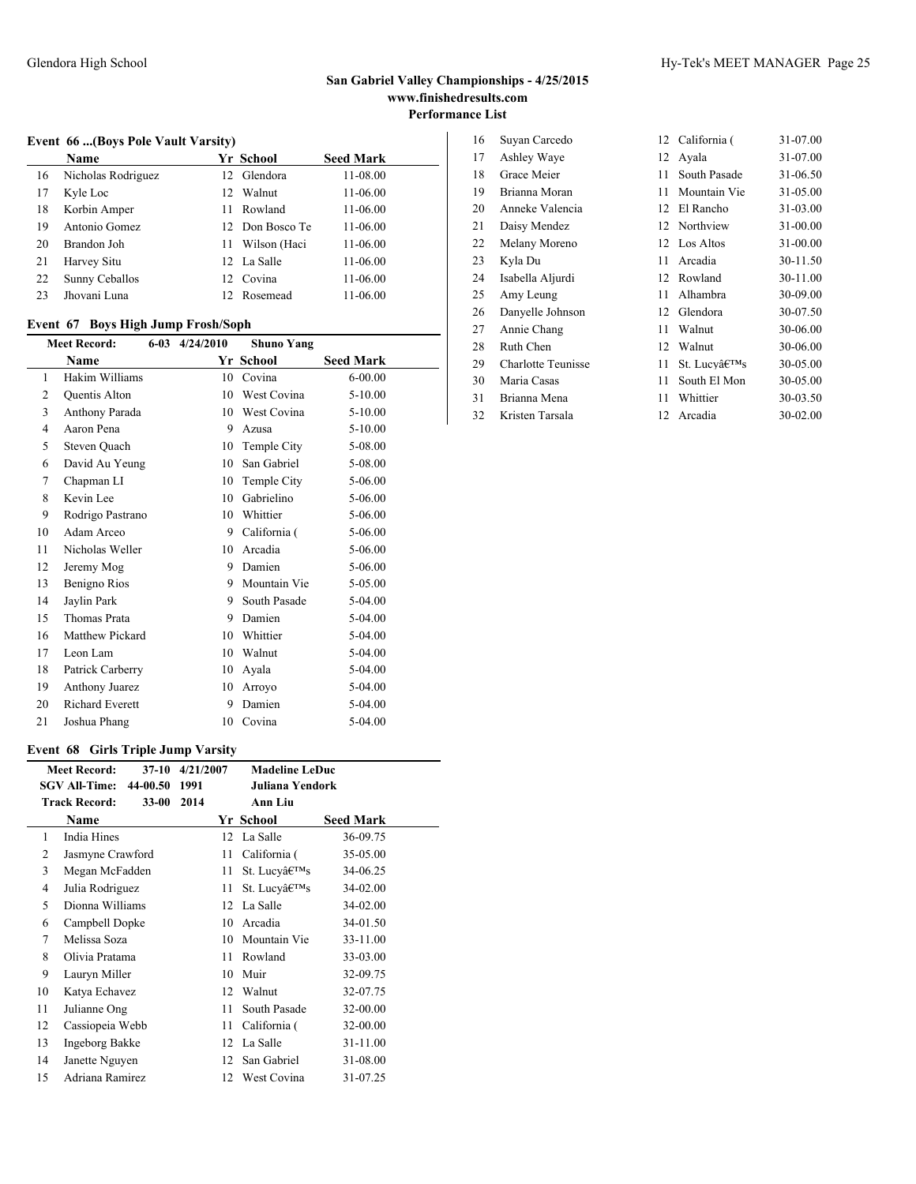## San Gabriel Valley Championships - 4/25/2015

**www.finishedresults.com**

**Performance List**

### Event 66 ...(Boys Pole Vault Varsity)

| | Name | Yr | School | Seed Mark |
|---|---|---|---|---|
| 16 | Nicholas Rodriguez | 12 | Glendora | 11-08.00 |
| 17 | Kyle Loc | 12 | Walnut | 11-06.00 |
| 18 | Korbin Amper | 11 | Rowland | 11-06.00 |
| 19 | Antonio Gomez | 12 | Don Bosco Te | 11-06.00 |
| 20 | Brandon Joh | 11 | Wilson (Haci | 11-06.00 |
| 21 | Harvey Situ | 12 | La Salle | 11-06.00 |
| 22 | Sunny Ceballos | 12 | Covina | 11-06.00 |
| 23 | Jhovani Luna | 12 | Rosemead | 11-06.00 |

### Event 67 Boys High Jump Frosh/Soph

**Meet Record:** 6-03 4/24/2010 **Shuno Yang**

| | Name | Yr | School | Seed Mark |
|---|---|---|---|---|
| 1 | Hakim Williams | 10 | Covina | 6-00.00 |
| 2 | Quentis Alton | 10 | West Covina | 5-10.00 |
| 3 | Anthony Parada | 10 | West Covina | 5-10.00 |
| 4 | Aaron Pena | 9 | Azusa | 5-10.00 |
| 5 | Steven Quach | 10 | Temple City | 5-08.00 |
| 6 | David Au Yeung | 10 | San Gabriel | 5-08.00 |
| 7 | Chapman LI | 10 | Temple City | 5-06.00 |
| 8 | Kevin Lee | 10 | Gabrielino | 5-06.00 |
| 9 | Rodrigo Pastrano | 10 | Whittier | 5-06.00 |
| 10 | Adam Arceo | 9 | California ( | 5-06.00 |
| 11 | Nicholas Weller | 10 | Arcadia | 5-06.00 |
| 12 | Jeremy Mog | 9 | Damien | 5-06.00 |
| 13 | Benigno Rios | 9 | Mountain Vie | 5-05.00 |
| 14 | Jaylin Park | 9 | South Pasade | 5-04.00 |
| 15 | Thomas Prata | 9 | Damien | 5-04.00 |
| 16 | Matthew Pickard | 10 | Whittier | 5-04.00 |
| 17 | Leon Lam | 10 | Walnut | 5-04.00 |
| 18 | Patrick Carberry | 10 | Ayala | 5-04.00 |
| 19 | Anthony Juarez | 10 | Arroyo | 5-04.00 |
| 20 | Richard Everett | 9 | Damien | 5-04.00 |
| 21 | Joshua Phang | 10 | Covina | 5-04.00 |

### Event 68 Girls Triple Jump Varsity

**Meet Record:** 37-10 4/21/2007 **Madeline LeDuc**
**SGV All-Time:** 44-00.50 1991 **Juliana Yendork**
**Track Record:** 33-00 2014 **Ann Liu**

| | Name | Yr | School | Seed Mark |
|---|---|---|---|---|
| 1 | India Hines | 12 | La Salle | 36-09.75 |
| 2 | Jasmyne Crawford | 11 | California ( | 35-05.00 |
| 3 | Megan McFadden | 11 | St. Lucyâ€™s | 34-06.25 |
| 4 | Julia Rodriguez | 11 | St. Lucyâ€™s | 34-02.00 |
| 5 | Dionna Williams | 12 | La Salle | 34-02.00 |
| 6 | Campbell Dopke | 10 | Arcadia | 34-01.50 |
| 7 | Melissa Soza | 10 | Mountain Vie | 33-11.00 |
| 8 | Olivia Pratama | 11 | Rowland | 33-03.00 |
| 9 | Lauryn Miller | 10 | Muir | 32-09.75 |
| 10 | Katya Echavez | 12 | Walnut | 32-07.75 |
| 11 | Julianne Ong | 11 | South Pasade | 32-00.00 |
| 12 | Cassiopeia Webb | 11 | California ( | 32-00.00 |
| 13 | Ingeborg Bakke | 12 | La Salle | 31-11.00 |
| 14 | Janette Nguyen | 12 | San Gabriel | 31-08.00 |
| 15 | Adriana Ramirez | 12 | West Covina | 31-07.25 |
| 16 | Suyan Carcedo | 12 | California ( | 31-07.00 |
| 17 | Ashley Waye | 12 | Ayala | 31-07.00 |
| 18 | Grace Meier | 11 | South Pasade | 31-06.50 |
| 19 | Brianna Moran | 11 | Mountain Vie | 31-05.00 |
| 20 | Anneke Valencia | 12 | El Rancho | 31-03.00 |
| 21 | Daisy Mendez | 12 | Northview | 31-00.00 |
| 22 | Melany Moreno | 12 | Los Altos | 31-00.00 |
| 23 | Kyla Du | 11 | Arcadia | 30-11.50 |
| 24 | Isabella Aljurdi | 12 | Rowland | 30-11.00 |
| 25 | Amy Leung | 11 | Alhambra | 30-09.00 |
| 26 | Danyelle Johnson | 12 | Glendora | 30-07.50 |
| 27 | Annie Chang | 11 | Walnut | 30-06.00 |
| 28 | Ruth Chen | 12 | Walnut | 30-06.00 |
| 29 | Charlotte Teunisse | 11 | St. Lucyâ€™s | 30-05.00 |
| 30 | Maria Casas | 11 | South El Mon | 30-05.00 |
| 31 | Brianna Mena | 11 | Whittier | 30-03.50 |
| 32 | Kristen Tarsala | 12 | Arcadia | 30-02.00 |